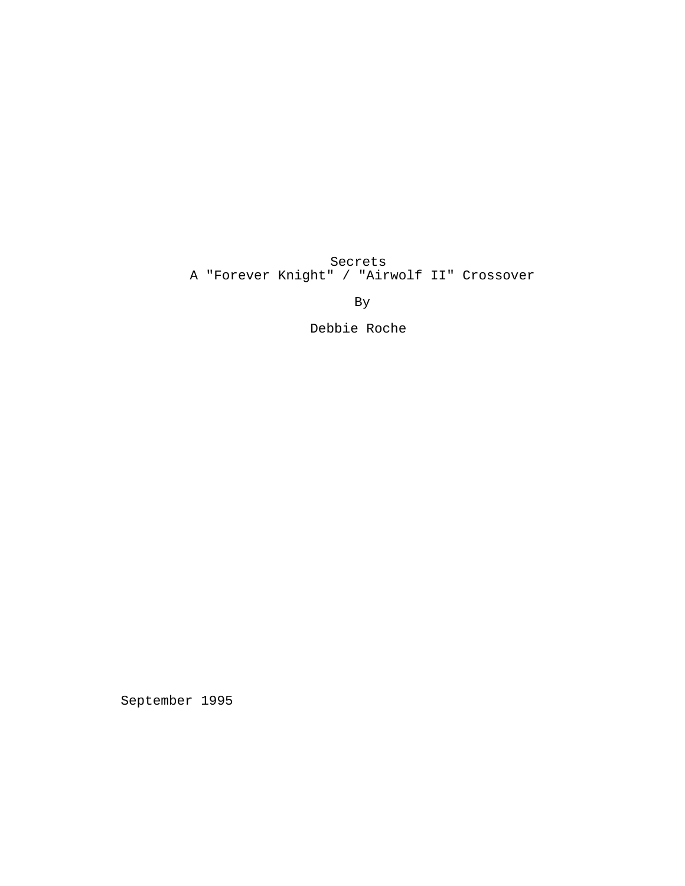# Secrets

A "Forever Knight" / "Airwolf II" Crossover

By

Debbie Roche

September 1995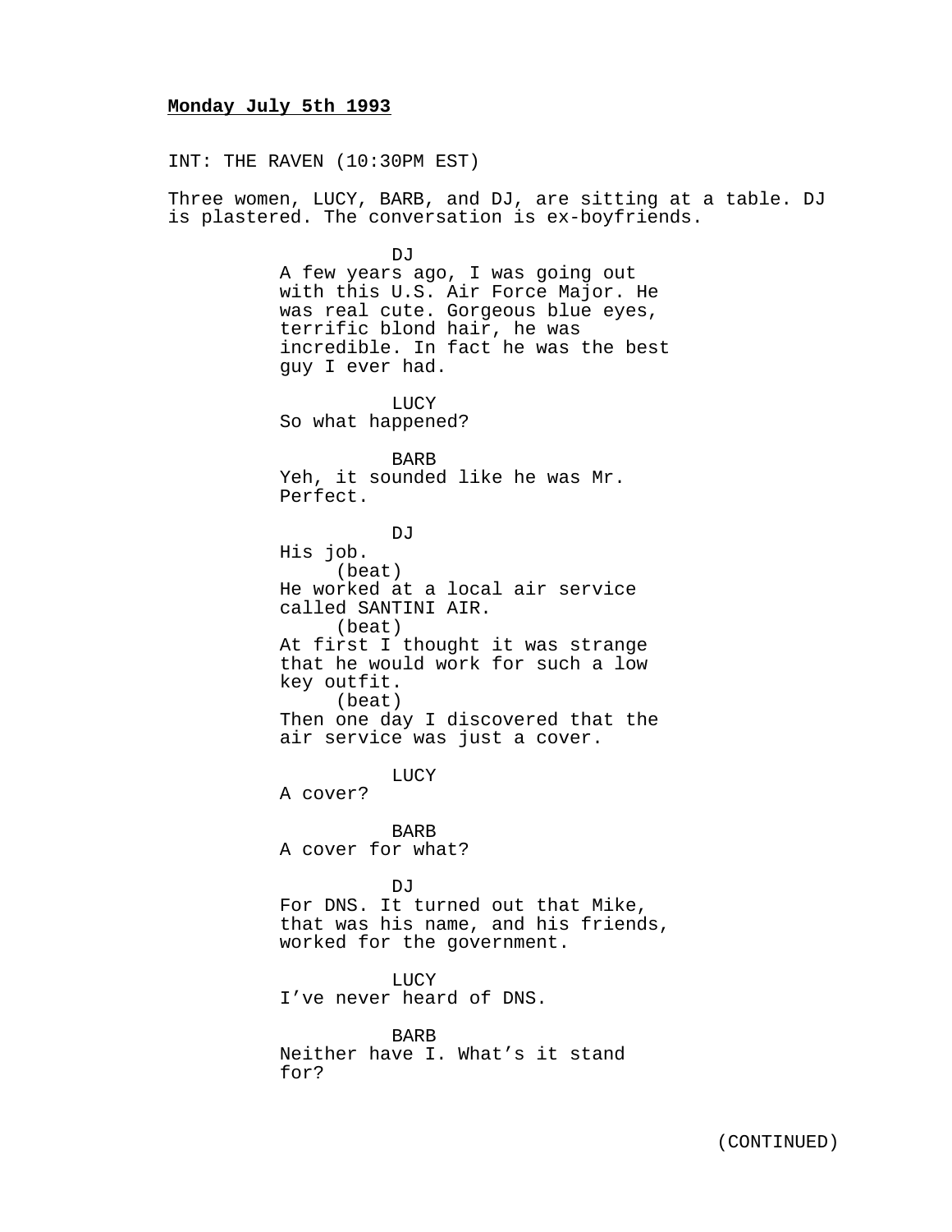**Monday July 5th 1993**

INT: THE RAVEN (10:30PM EST)

Three women, LUCY, BARB, and DJ, are sitting at a table. DJ is plastered. The conversation is ex-boyfriends.

DJ
A few years ago, I was going out with this U.S. Air Force Major. He was real cute. Gorgeous blue eyes, terrific blond hair, he was incredible. In fact he was the best guy I ever had.

LUCY
So what happened?

BARB
Yeh, it sounded like he was Mr. Perfect.

DJ
His job.
(beat)
He worked at a local air service called SANTINI AIR.
(beat)
At first I thought it was strange that he would work for such a low key outfit.
(beat)
Then one day I discovered that the air service was just a cover.

LUCY
A cover?

BARB
A cover for what?

DJ
For DNS. It turned out that Mike, that was his name, and his friends, worked for the government.

LUCY
I've never heard of DNS.

BARB
Neither have I. What's it stand for?

(CONTINUED)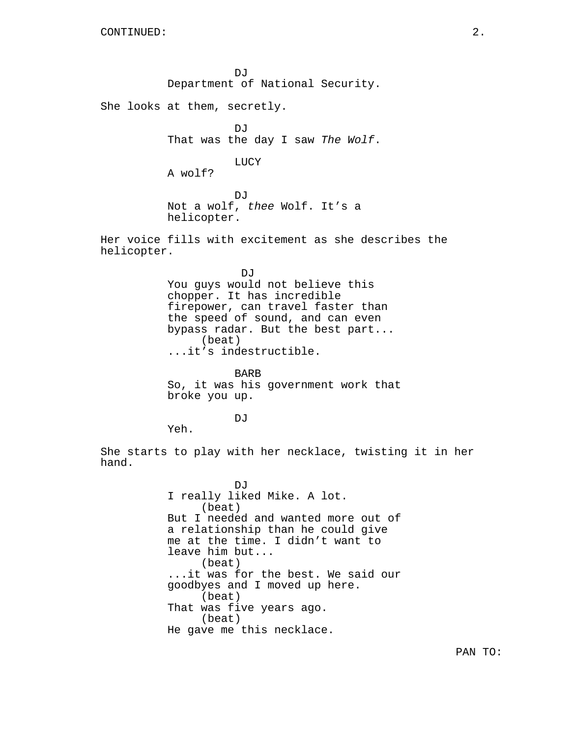CONTINUED:

DJ
Department of National Security.

She looks at them, secretly.

DJ
That was the day I saw *The Wolf*.

LUCY
A wolf?

DJ
Not a wolf, *thee* Wolf. It’s a helicopter.

Her voice fills with excitement as she describes the helicopter.

DJ
You guys would not believe this chopper. It has incredible firepower, can travel faster than the speed of sound, and can even bypass radar. But the best part...
(beat)
...it’s indestructible.

BARB
So, it was his government work that broke you up.

DJ
Yeh.

She starts to play with her necklace, twisting it in her hand.

DJ
I really liked Mike. A lot.
(beat)
But I needed and wanted more out of a relationship than he could give me at the time. I didn’t want to leave him but...
(beat)
...it was for the best. We said our goodbyes and I moved up here.
(beat)
That was five years ago.
(beat)
He gave me this necklace.

PAN TO: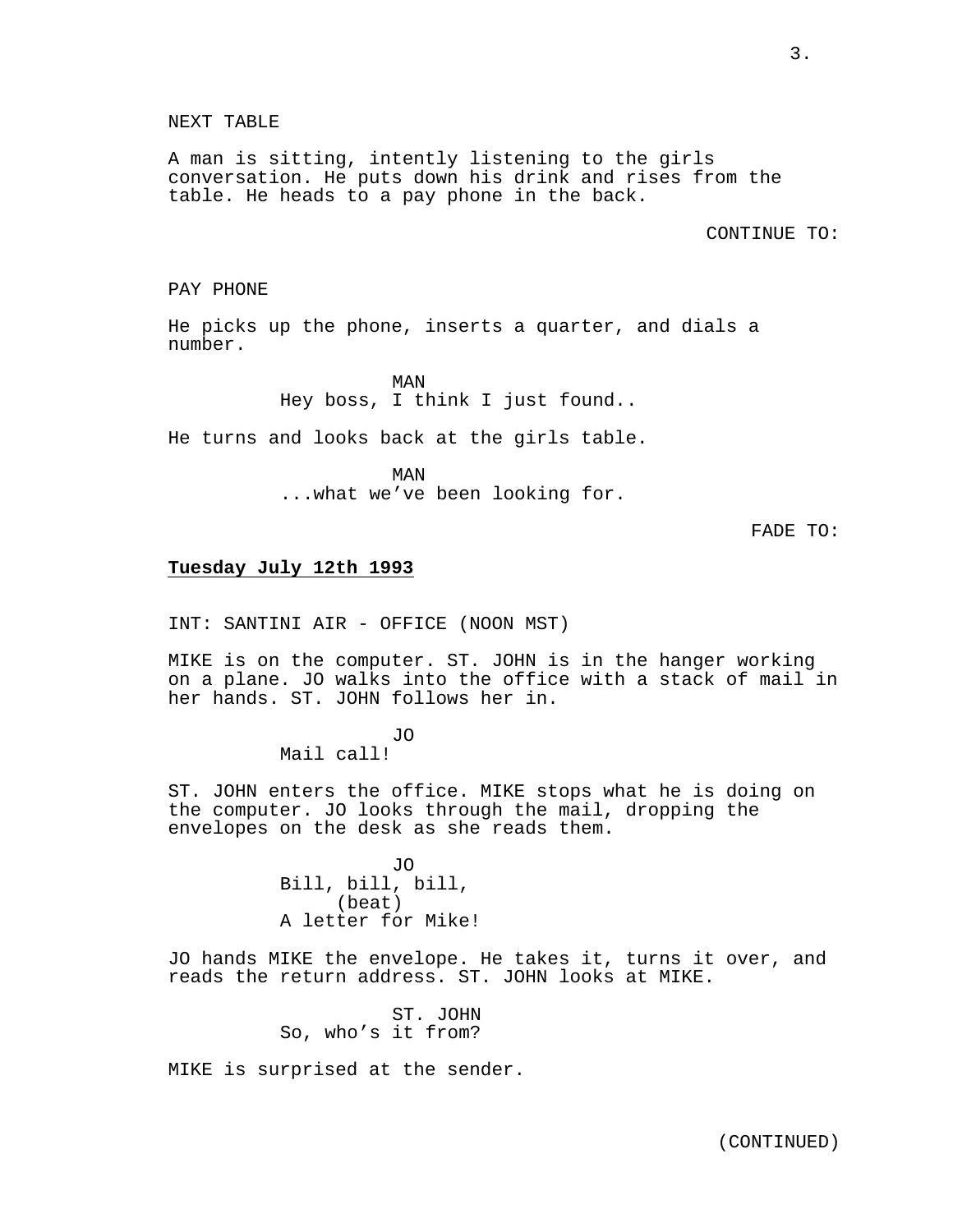NEXT TABLE

A man is sitting, intently listening to the girls conversation. He puts down his drink and rises from the table. He heads to a pay phone in the back.

CONTINUE TO:

PAY PHONE

He picks up the phone, inserts a quarter, and dials a number.

MAN
Hey boss, I think I just found..

He turns and looks back at the girls table.

MAN
...what we’ve been looking for.

FADE TO:

**Tuesday July 12th 1993**

INT: SANTINI AIR - OFFICE (NOON MST)

MIKE is on the computer. ST. JOHN is in the hanger working on a plane. JO walks into the office with a stack of mail in her hands. ST. JOHN follows her in.

JO
Mail call!

ST. JOHN enters the office. MIKE stops what he is doing on the computer. JO looks through the mail, dropping the envelopes on the desk as she reads them.

JO
Bill, bill, bill,
(beat)
A letter for Mike!

JO hands MIKE the envelope. He takes it, turns it over, and reads the return address. ST. JOHN looks at MIKE.

ST. JOHN
So, who’s it from?

MIKE is surprised at the sender.

(CONTINUED)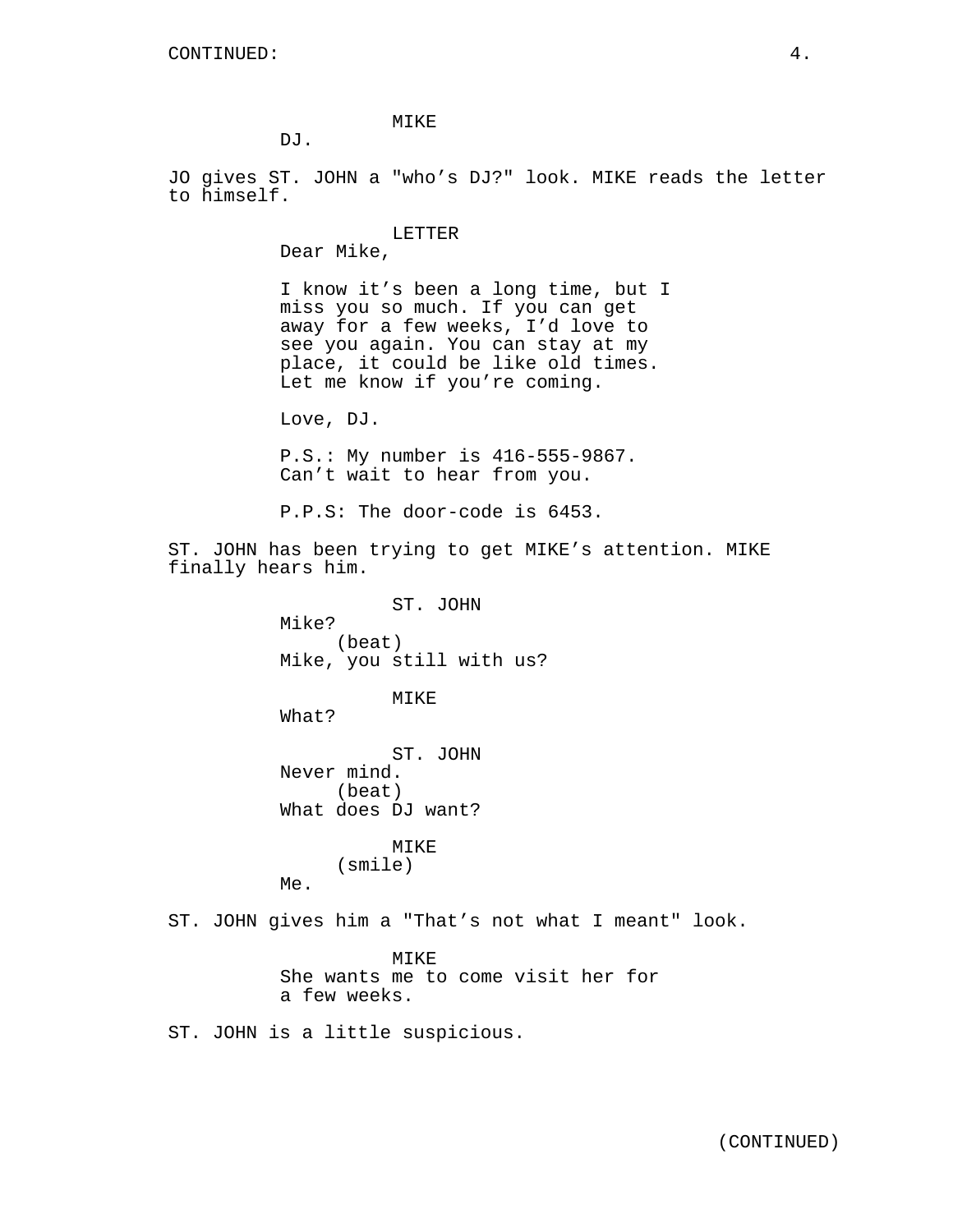MIKE
DJ.

JO gives ST. JOHN a "who's DJ?" look. MIKE reads the letter to himself.

LETTER
Dear Mike,

I know it's been a long time, but I miss you so much. If you can get away for a few weeks, I'd love to see you again. You can stay at my place, it could be like old times. Let me know if you're coming.

Love, DJ.

P.S.: My number is 416-555-9867. Can't wait to hear from you.

P.P.S: The door-code is 6453.

ST. JOHN has been trying to get MIKE's attention. MIKE finally hears him.

ST. JOHN
Mike?
(beat)
Mike, you still with us?

MIKE
What?

ST. JOHN
Never mind.
(beat)
What does DJ want?

MIKE
(smile)
Me.

ST. JOHN gives him a "That's not what I meant" look.

MIKE
She wants me to come visit her for a few weeks.

ST. JOHN is a little suspicious.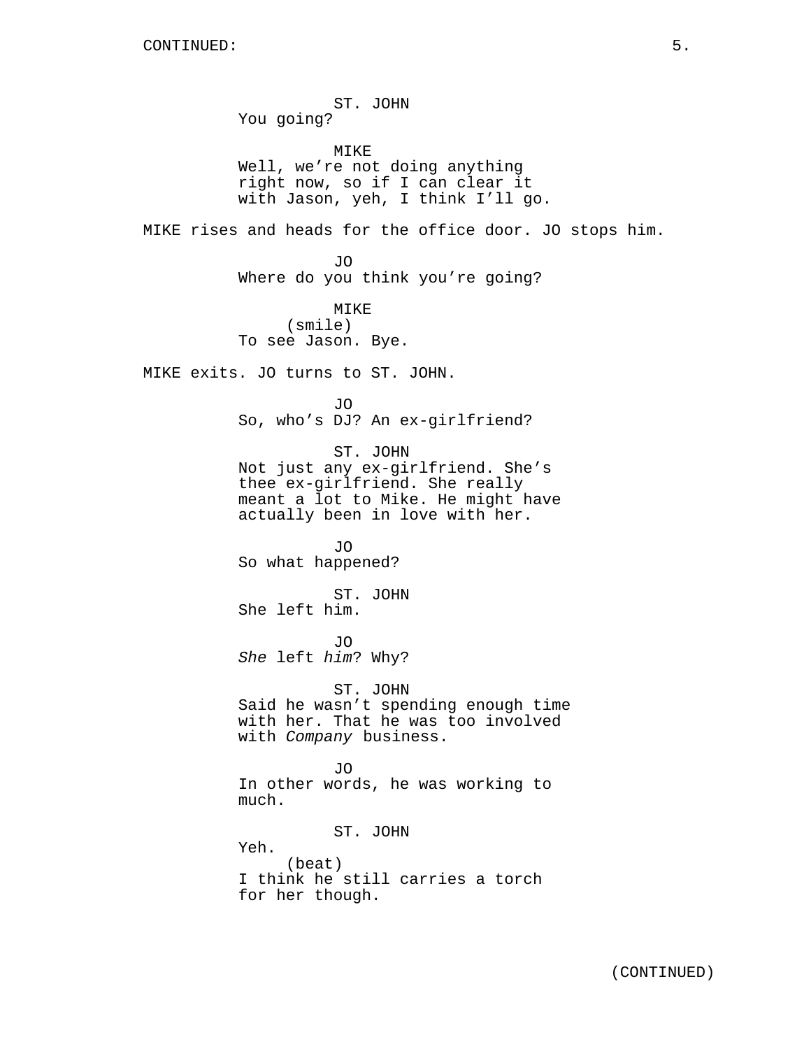ST. JOHN
You going?

MIKE
Well, we're not doing anything right now, so if I can clear it with Jason, yeh, I think I'll go.

MIKE rises and heads for the office door. JO stops him.

JO
Where do you think you're going?

MIKE
(smile)
To see Jason. Bye.

MIKE exits. JO turns to ST. JOHN.

JO
So, who's DJ? An ex-girlfriend?

ST. JOHN
Not just any ex-girlfriend. She's thee ex-girlfriend. She really meant a lot to Mike. He might have actually been in love with her.

JO
So what happened?

ST. JOHN
She left him.

JO
*She* left *him*? Why?

ST. JOHN
Said he wasn't spending enough time with her. That he was too involved with *Company* business.

JO
In other words, he was working to much.

ST. JOHN
Yeh.
(beat)
I think he still carries a torch for her though.

(CONTINUED)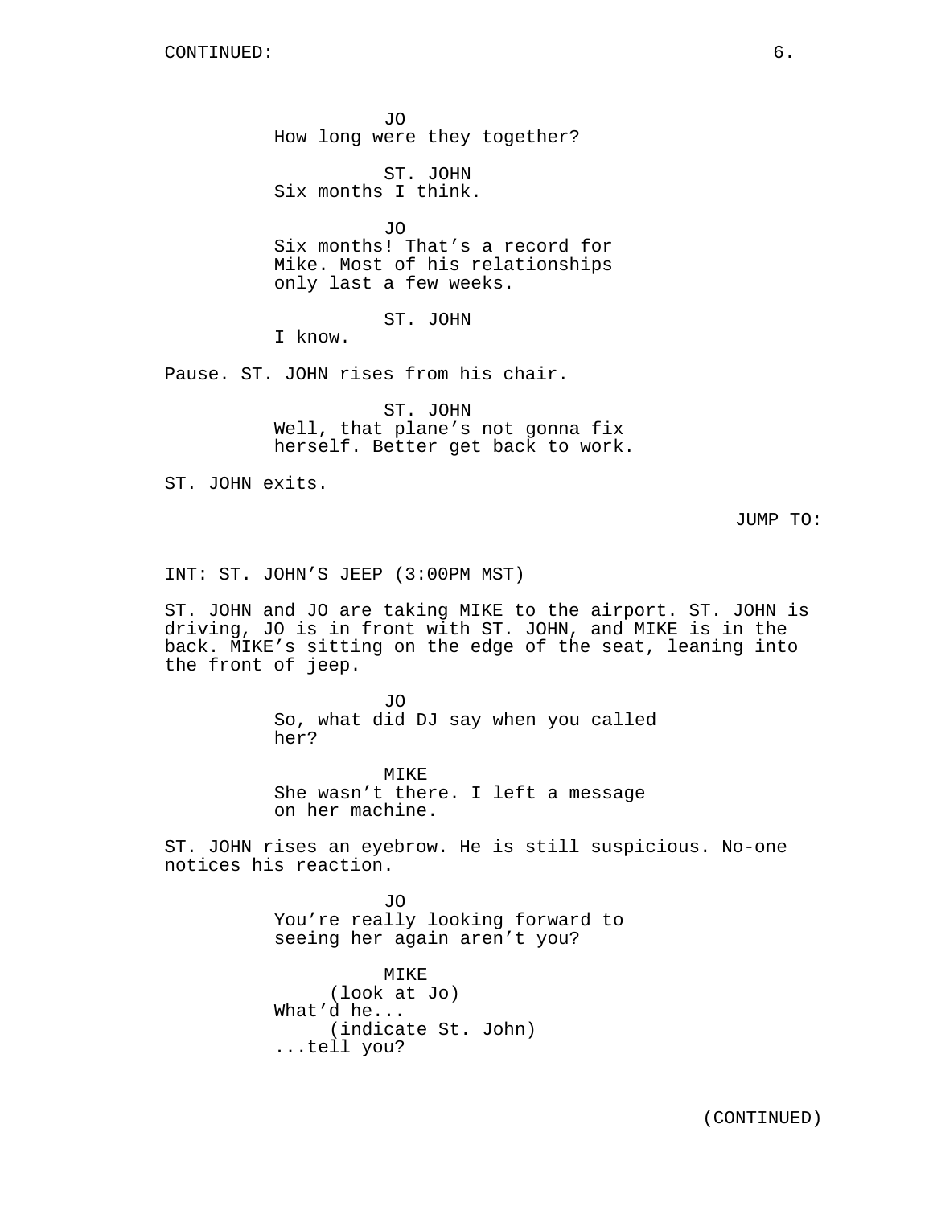CONTINUED:

JO
How long were they together?

ST. JOHN
Six months I think.

JO
Six months! That's a record for Mike. Most of his relationships only last a few weeks.

ST. JOHN
I know.

Pause. ST. JOHN rises from his chair.

ST. JOHN
Well, that plane's not gonna fix herself. Better get back to work.

ST. JOHN exits.

JUMP TO:

INT: ST. JOHN'S JEEP (3:00PM MST)

ST. JOHN and JO are taking MIKE to the airport. ST. JOHN is driving, JO is in front with ST. JOHN, and MIKE is in the back. MIKE's sitting on the edge of the seat, leaning into the front of jeep.

JO
So, what did DJ say when you called her?

MIKE
She wasn't there. I left a message on her machine.

ST. JOHN rises an eyebrow. He is still suspicious. No-one notices his reaction.

JO
You're really looking forward to seeing her again aren't you?

MIKE
(look at Jo)
What'd he...
(indicate St. John)
...tell you?

(CONTINUED)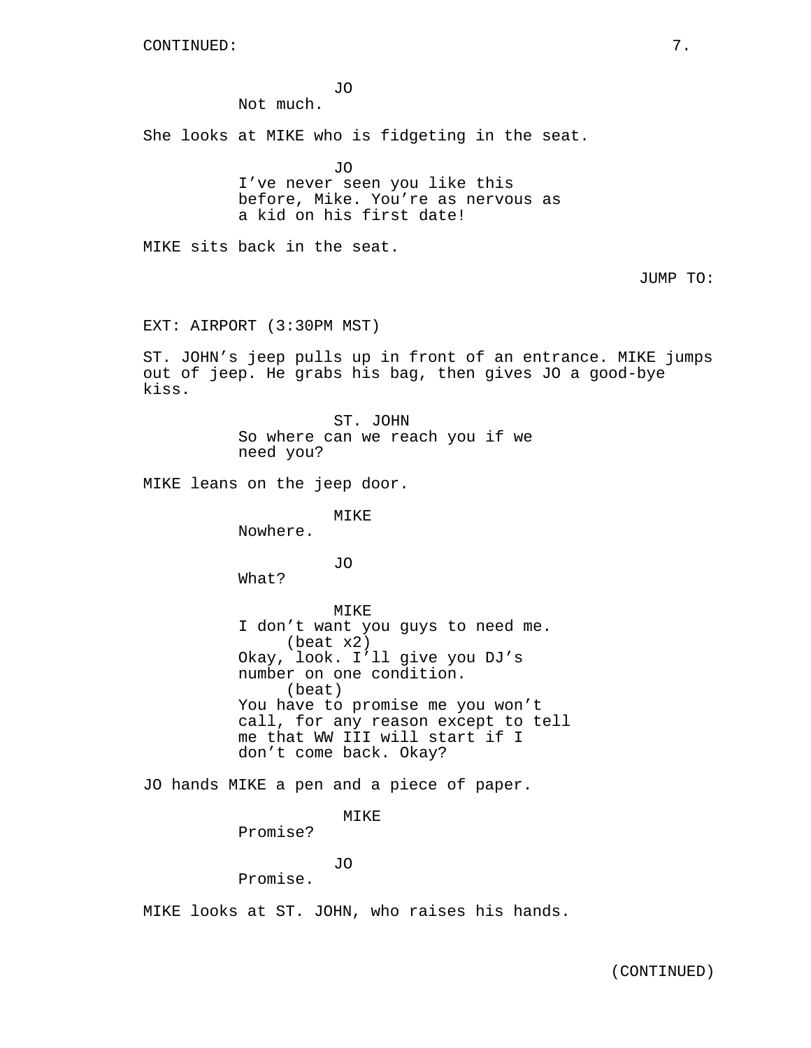CONTINUED:

JO
Not much.

She looks at MIKE who is fidgeting in the seat.

JO
I've never seen you like this before, Mike. You're as nervous as a kid on his first date!

MIKE sits back in the seat.

JUMP TO:

EXT: AIRPORT (3:30PM MST)

ST. JOHN's jeep pulls up in front of an entrance. MIKE jumps out of jeep. He grabs his bag, then gives JO a good-bye kiss.

ST. JOHN
So where can we reach you if we need you?

MIKE leans on the jeep door.

MIKE
Nowhere.

JO
What?

MIKE
I don't want you guys to need me.
(beat x2)
Okay, look. I'll give you DJ's number on one condition.
(beat)
You have to promise me you won't call, for any reason except to tell me that WW III will start if I don't come back. Okay?

JO hands MIKE a pen and a piece of paper.

MIKE
Promise?

JO
Promise.

MIKE looks at ST. JOHN, who raises his hands.

(CONTINUED)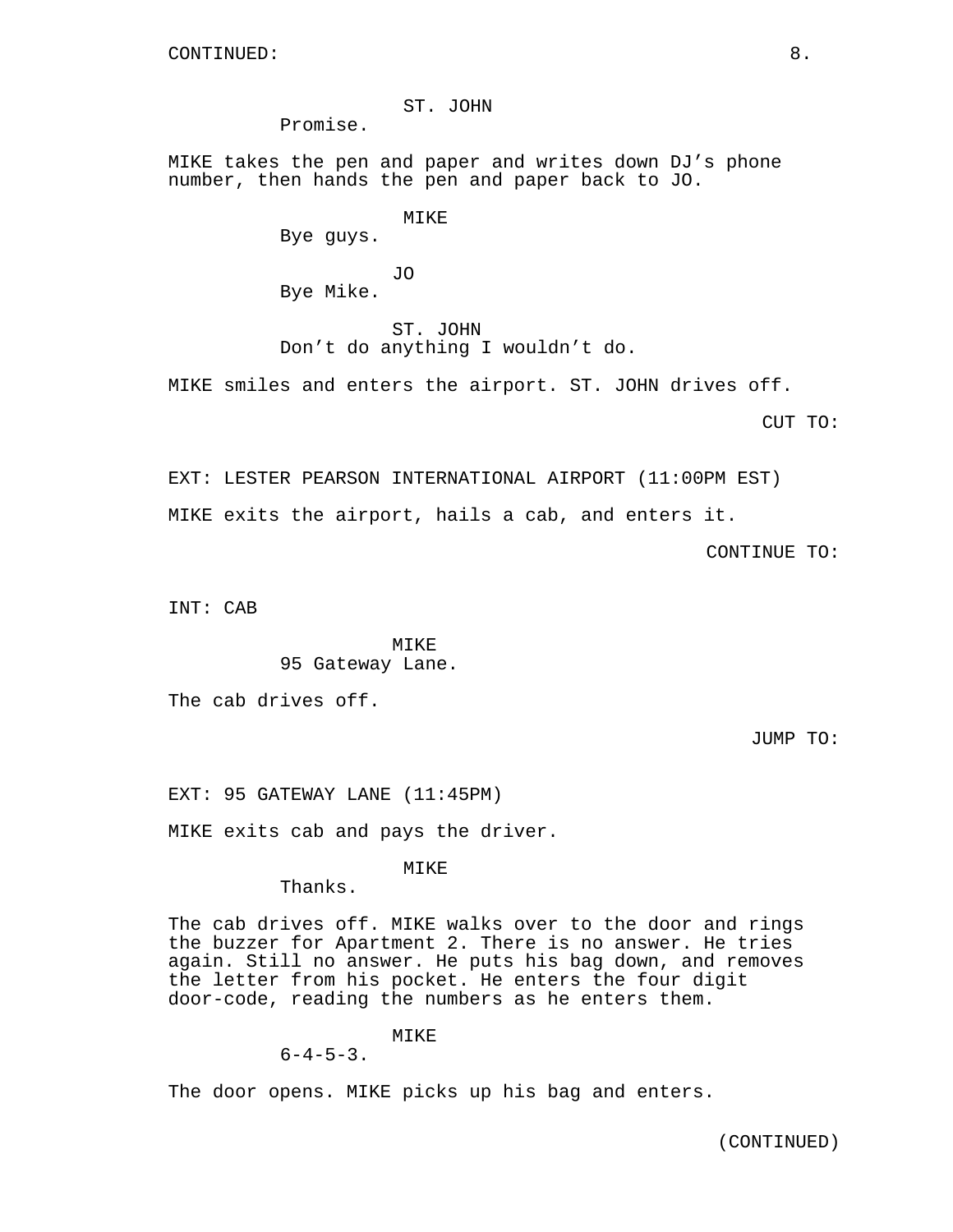CONTINUED:

ST. JOHN
Promise.

MIKE takes the pen and paper and writes down DJ’s phone number, then hands the pen and paper back to JO.

MIKE
Bye guys.

JO
Bye Mike.

ST. JOHN
Don’t do anything I wouldn’t do.

MIKE smiles and enters the airport. ST. JOHN drives off.

CUT TO:

EXT: LESTER PEARSON INTERNATIONAL AIRPORT (11:00PM EST)

MIKE exits the airport, hails a cab, and enters it.

CONTINUE TO:

INT: CAB

MIKE
95 Gateway Lane.

The cab drives off.

JUMP TO:

EXT: 95 GATEWAY LANE (11:45PM)

MIKE exits cab and pays the driver.

MIKE
Thanks.

The cab drives off. MIKE walks over to the door and rings the buzzer for Apartment 2. There is no answer. He tries again. Still no answer. He puts his bag down, and removes the letter from his pocket. He enters the four digit door-code, reading the numbers as he enters them.

MIKE
6-4-5-3.

The door opens. MIKE picks up his bag and enters.

(CONTINUED)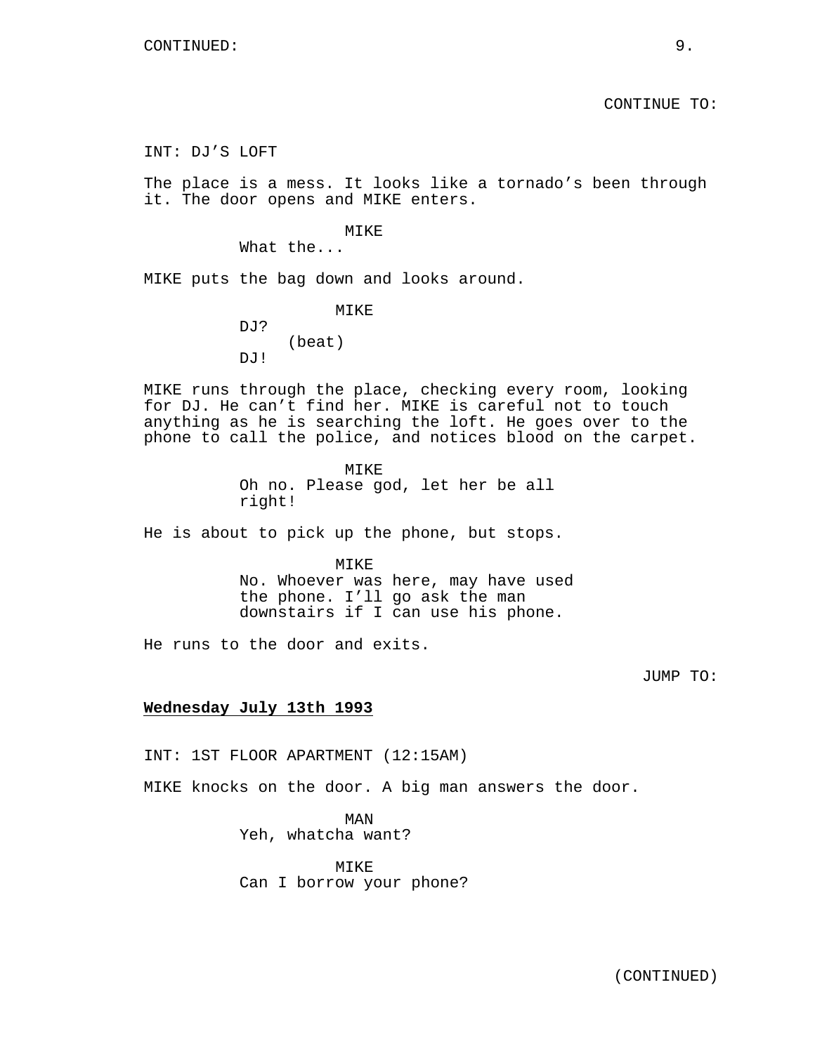CONTINUED:

CONTINUE TO:

INT: DJ’S LOFT

The place is a mess. It looks like a tornado’s been through it. The door opens and MIKE enters.

MIKE
What the...

MIKE puts the bag down and looks around.

MIKE
DJ?
(beat)
DJ!

MIKE runs through the place, checking every room, looking for DJ. He can’t find her. MIKE is careful not to touch anything as he is searching the loft. He goes over to the phone to call the police, and notices blood on the carpet.

MIKE
Oh no. Please god, let her be all right!

He is about to pick up the phone, but stops.

MIKE
No. Whoever was here, may have used the phone. I’ll go ask the man downstairs if I can use his phone.

He runs to the door and exits.

JUMP TO:

**Wednesday July 13th 1993**

INT: 1ST FLOOR APARTMENT (12:15AM)

MIKE knocks on the door. A big man answers the door.

MAN
Yeh, whatcha want?

MIKE
Can I borrow your phone?

(CONTINUED)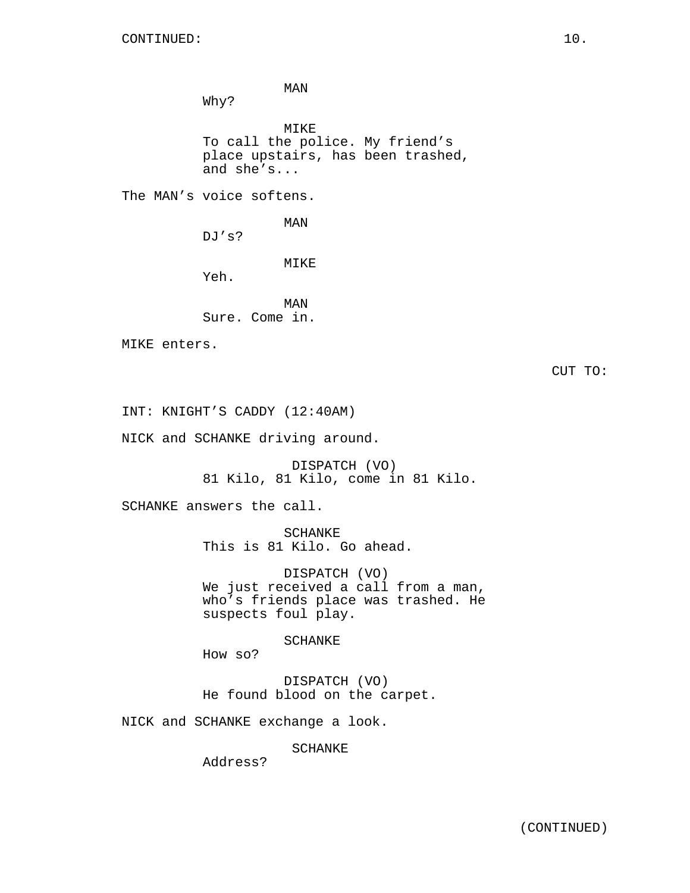CONTINUED:

MAN
Why?

MIKE
To call the police. My friend's place upstairs, has been trashed, and she's...

The MAN's voice softens.

MAN
DJ's?

MIKE
Yeh.

MAN
Sure. Come in.

MIKE enters.

CUT TO:

INT: KNIGHT'S CADDY (12:40AM)

NICK and SCHANKE driving around.

DISPATCH (VO)
81 Kilo, 81 Kilo, come in 81 Kilo.

SCHANKE answers the call.

SCHANKE
This is 81 Kilo. Go ahead.

DISPATCH (VO)
We just received a call from a man, who's friends place was trashed. He suspects foul play.

SCHANKE
How so?

DISPATCH (VO)
He found blood on the carpet.

NICK and SCHANKE exchange a look.

SCHANKE
Address?

(CONTINUED)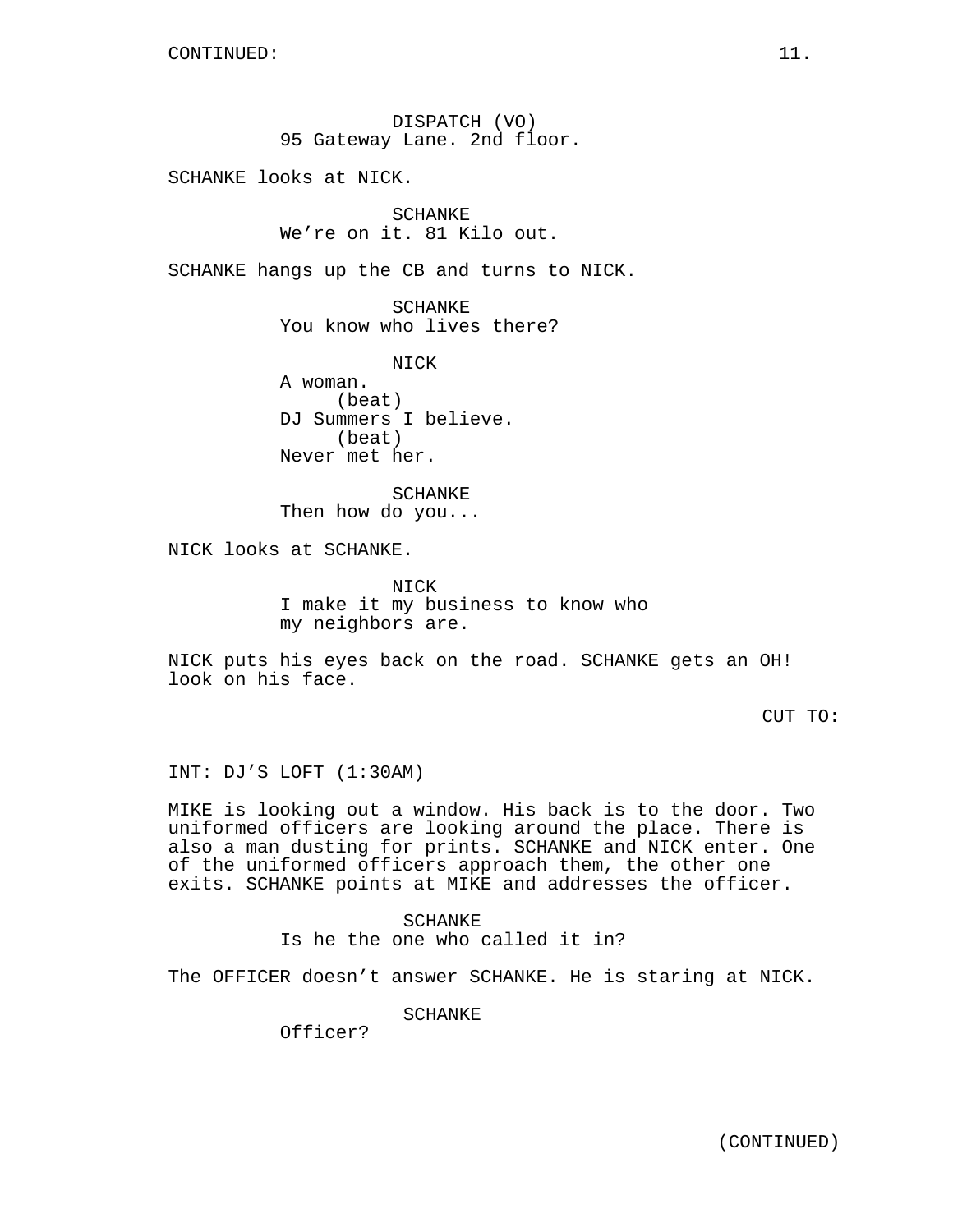CONTINUED:

DISPATCH (VO)
95 Gateway Lane. 2nd floor.

SCHANKE looks at NICK.

SCHANKE
We're on it. 81 Kilo out.

SCHANKE hangs up the CB and turns to NICK.

SCHANKE
You know who lives there?

NICK
A woman.
(beat)
DJ Summers I believe.
(beat)
Never met her.

SCHANKE
Then how do you...

NICK looks at SCHANKE.

NICK
I make it my business to know who my neighbors are.

NICK puts his eyes back on the road. SCHANKE gets an OH! look on his face.

CUT TO:

INT: DJ'S LOFT (1:30AM)

MIKE is looking out a window. His back is to the door. Two uniformed officers are looking around the place. There is also a man dusting for prints. SCHANKE and NICK enter. One of the uniformed officers approach them, the other one exits. SCHANKE points at MIKE and addresses the officer.

SCHANKE
Is he the one who called it in?

The OFFICER doesn't answer SCHANKE. He is staring at NICK.

SCHANKE
Officer?

(CONTINUED)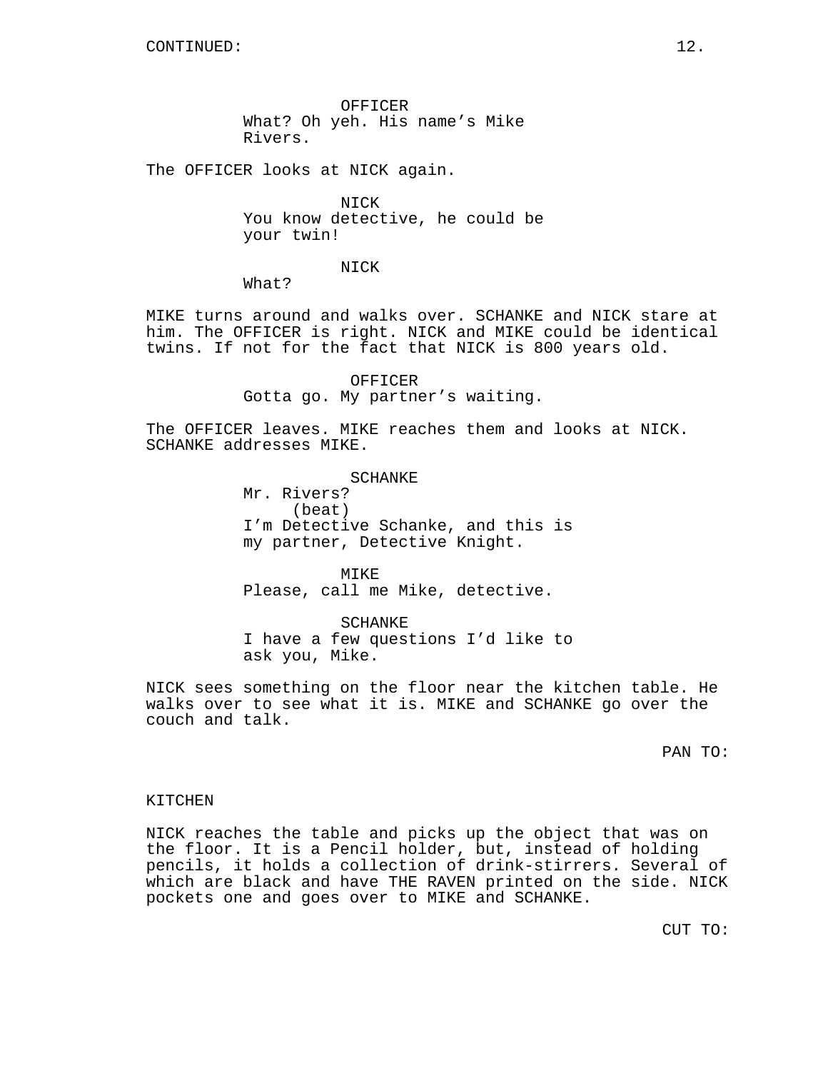CONTINUED:

OFFICER
What? Oh yeh. His name's Mike Rivers.

The OFFICER looks at NICK again.

NICK
You know detective, he could be your twin!

NICK
What?

MIKE turns around and walks over. SCHANKE and NICK stare at him. The OFFICER is right. NICK and MIKE could be identical twins. If not for the fact that NICK is 800 years old.

OFFICER
Gotta go. My partner's waiting.

The OFFICER leaves. MIKE reaches them and looks at NICK. SCHANKE addresses MIKE.

SCHANKE
Mr. Rivers?
(beat)
I'm Detective Schanke, and this is my partner, Detective Knight.

MIKE
Please, call me Mike, detective.

SCHANKE
I have a few questions I'd like to ask you, Mike.

NICK sees something on the floor near the kitchen table. He walks over to see what it is. MIKE and SCHANKE go over the couch and talk.

PAN TO:

KITCHEN

NICK reaches the table and picks up the object that was on the floor. It is a Pencil holder, but, instead of holding pencils, it holds a collection of drink-stirrers. Several of which are black and have THE RAVEN printed on the side. NICK pockets one and goes over to MIKE and SCHANKE.

CUT TO: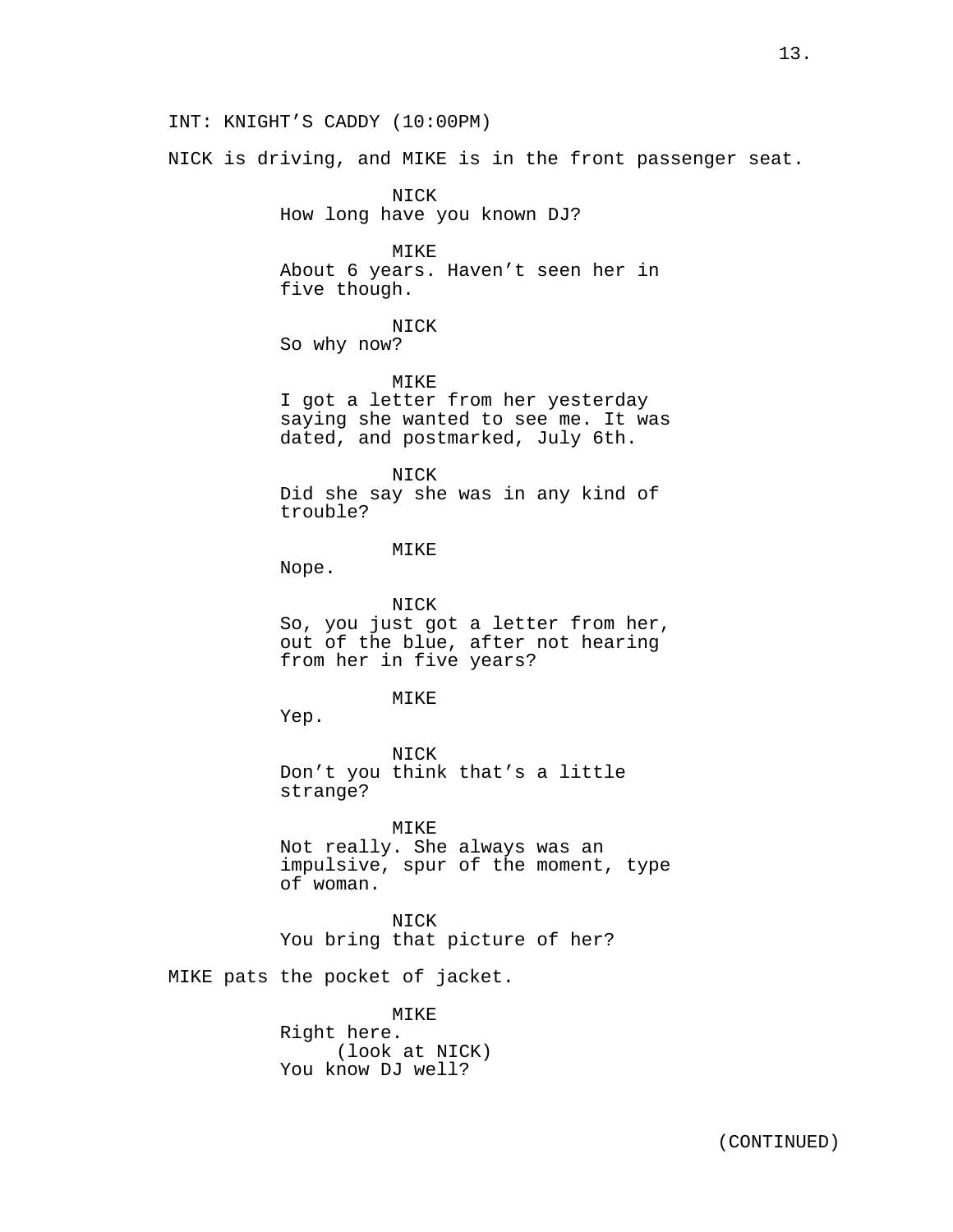INT: KNIGHT’S CADDY (10:00PM)

NICK is driving, and MIKE is in the front passenger seat.

NICK
How long have you known DJ?

MIKE
About 6 years. Haven’t seen her in five though.

NICK
So why now?

MIKE
I got a letter from her yesterday saying she wanted to see me. It was dated, and postmarked, July 6th.

NICK
Did she say she was in any kind of trouble?

MIKE
Nope.

NICK
So, you just got a letter from her, out of the blue, after not hearing from her in five years?

MIKE
Yep.

NICK
Don’t you think that’s a little strange?

MIKE
Not really. She always was an impulsive, spur of the moment, type of woman.

NICK
You bring that picture of her?

MIKE pats the pocket of jacket.

MIKE
Right here.
(look at NICK)
You know DJ well?

(CONTINUED)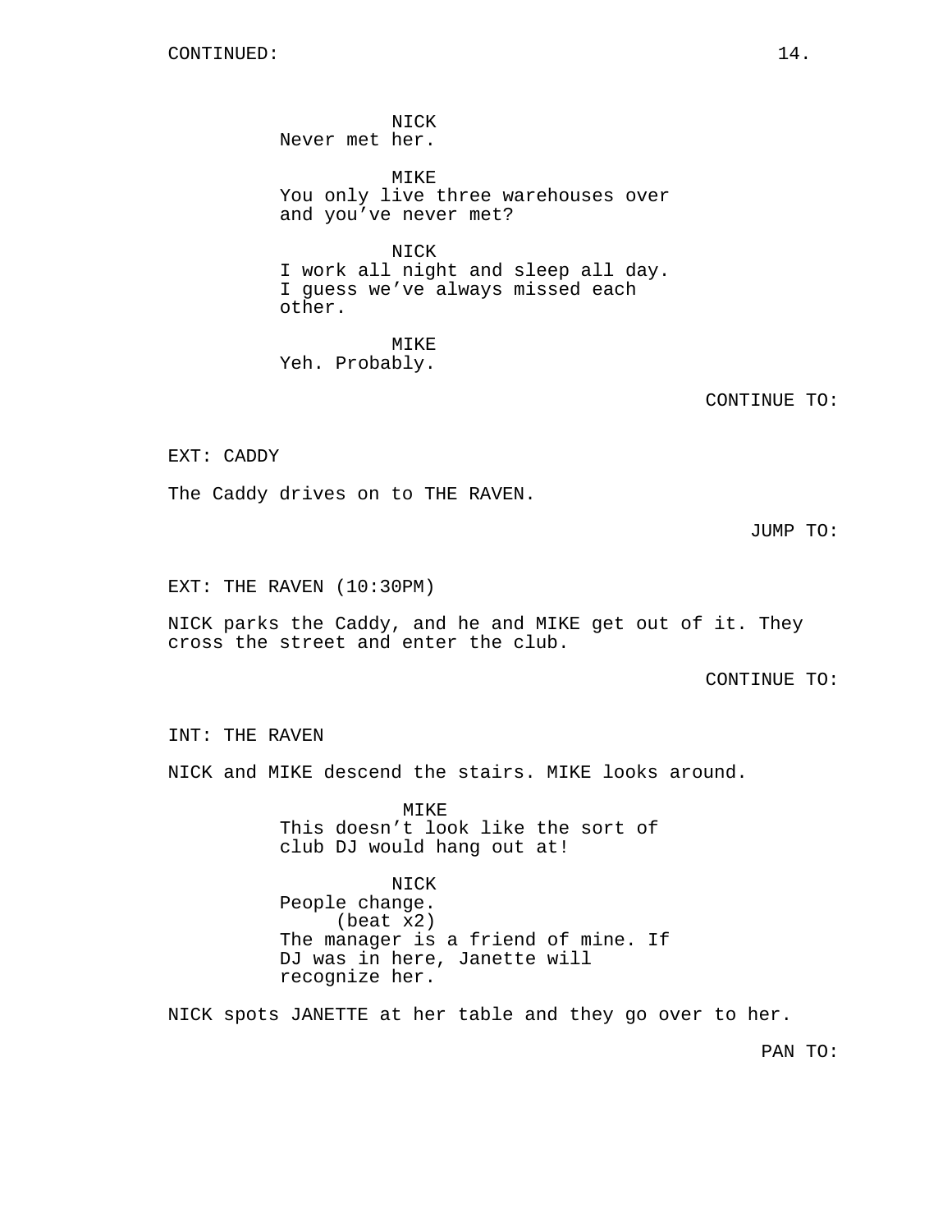CONTINUED:

NICK
Never met her.

MIKE
You only live three warehouses over
and you've never met?

NICK
I work all night and sleep all day.
I guess we've always missed each
other.

MIKE
Yeh. Probably.

CONTINUE TO:

EXT: CADDY

The Caddy drives on to THE RAVEN.

JUMP TO:

EXT: THE RAVEN (10:30PM)

NICK parks the Caddy, and he and MIKE get out of it. They
cross the street and enter the club.

CONTINUE TO:

INT: THE RAVEN

NICK and MIKE descend the stairs. MIKE looks around.

MIKE
This doesn't look like the sort of
club DJ would hang out at!

NICK
People change.
(beat x2)
The manager is a friend of mine. If
DJ was in here, Janette will
recognize her.

NICK spots JANETTE at her table and they go over to her.

PAN TO: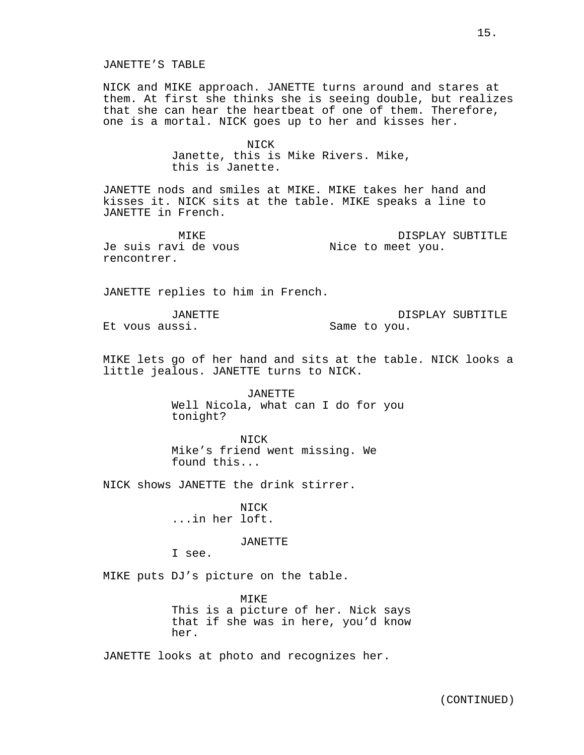JANETTE'S TABLE

NICK and MIKE approach. JANETTE turns around and stares at them. At first she thinks she is seeing double, but realizes that she can hear the heartbeat of one of them. Therefore, one is a mortal. NICK goes up to her and kisses her.

NICK
Janette, this is Mike Rivers. Mike, this is Janette.

JANETTE nods and smiles at MIKE. MIKE takes her hand and kisses it. NICK sits at the table. MIKE speaks a line to JANETTE in French.

| MIKE | DISPLAY SUBTITLE |
| --- | --- |
| Je suis ravi de vous rencontrer. | Nice to meet you. |

JANETTE replies to him in French.

| JANETTE | DISPLAY SUBTITLE |
| --- | --- |
| Et vous aussi. | Same to you. |

MIKE lets go of her hand and sits at the table. NICK looks a little jealous. JANETTE turns to NICK.

JANETTE
Well Nicola, what can I do for you tonight?

NICK
Mike's friend went missing. We found this...

NICK shows JANETTE the drink stirrer.

NICK
...in her loft.

JANETTE
I see.

MIKE puts DJ's picture on the table.

MIKE
This is a picture of her. Nick says that if she was in here, you'd know her.

JANETTE looks at photo and recognizes her.

(CONTINUED)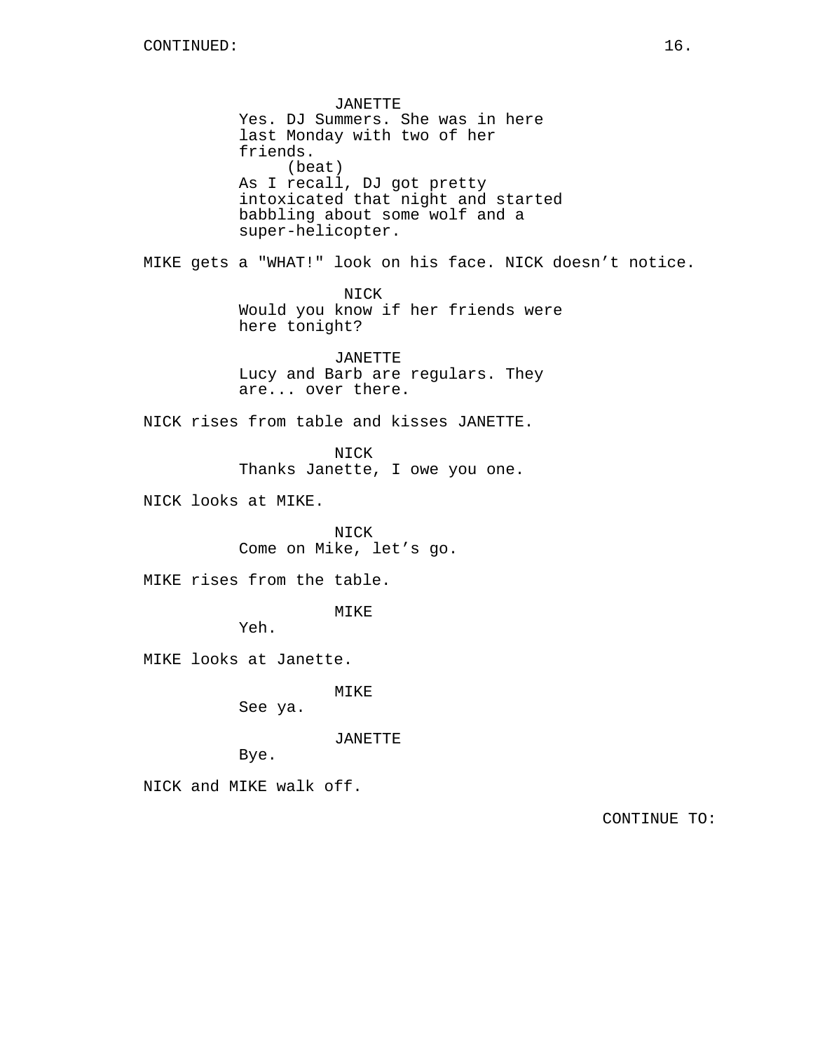CONTINUED:

JANETTE
Yes. DJ Summers. She was in here last Monday with two of her friends.
(beat)
As I recall, DJ got pretty intoxicated that night and started babbling about some wolf and a super-helicopter.

MIKE gets a "WHAT!" look on his face. NICK doesn't notice.

NICK
Would you know if her friends were here tonight?

JANETTE
Lucy and Barb are regulars. They are... over there.

NICK rises from table and kisses JANETTE.

NICK
Thanks Janette, I owe you one.

NICK looks at MIKE.

NICK
Come on Mike, let's go.

MIKE rises from the table.

MIKE
Yeh.

MIKE looks at Janette.

MIKE
See ya.

JANETTE
Bye.

NICK and MIKE walk off.

CONTINUE TO: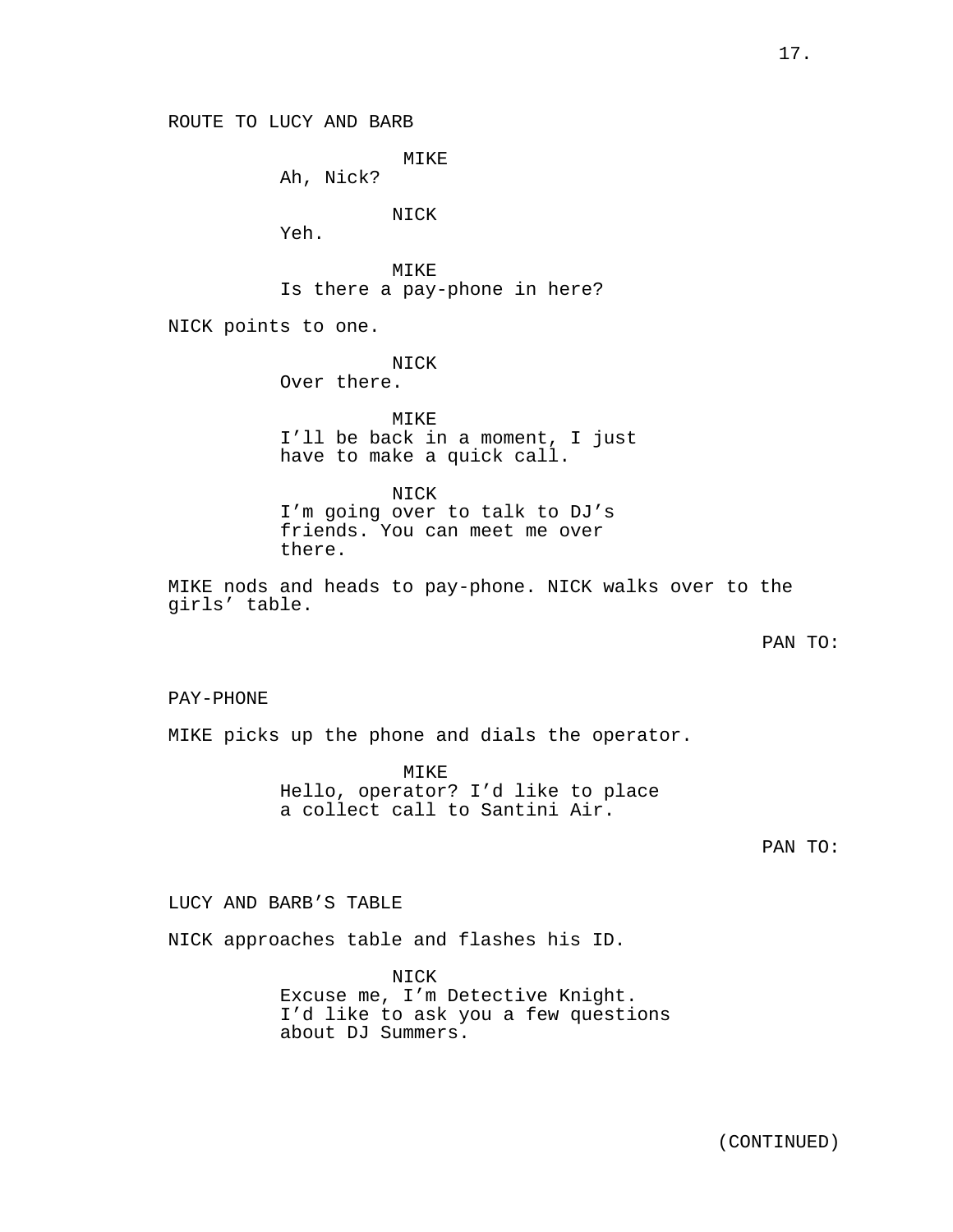ROUTE TO LUCY AND BARB

MIKE
Ah, Nick?

NICK
Yeh.

MIKE
Is there a pay-phone in here?

NICK points to one.

NICK
Over there.

MIKE
I'll be back in a moment, I just have to make a quick call.

NICK
I'm going over to talk to DJ's friends. You can meet me over there.

MIKE nods and heads to pay-phone. NICK walks over to the girls' table.

PAN TO:

PAY-PHONE

MIKE picks up the phone and dials the operator.

MIKE
Hello, operator? I'd like to place a collect call to Santini Air.

PAN TO:

LUCY AND BARB'S TABLE

NICK approaches table and flashes his ID.

NICK
Excuse me, I'm Detective Knight. I'd like to ask you a few questions about DJ Summers.

(CONTINUED)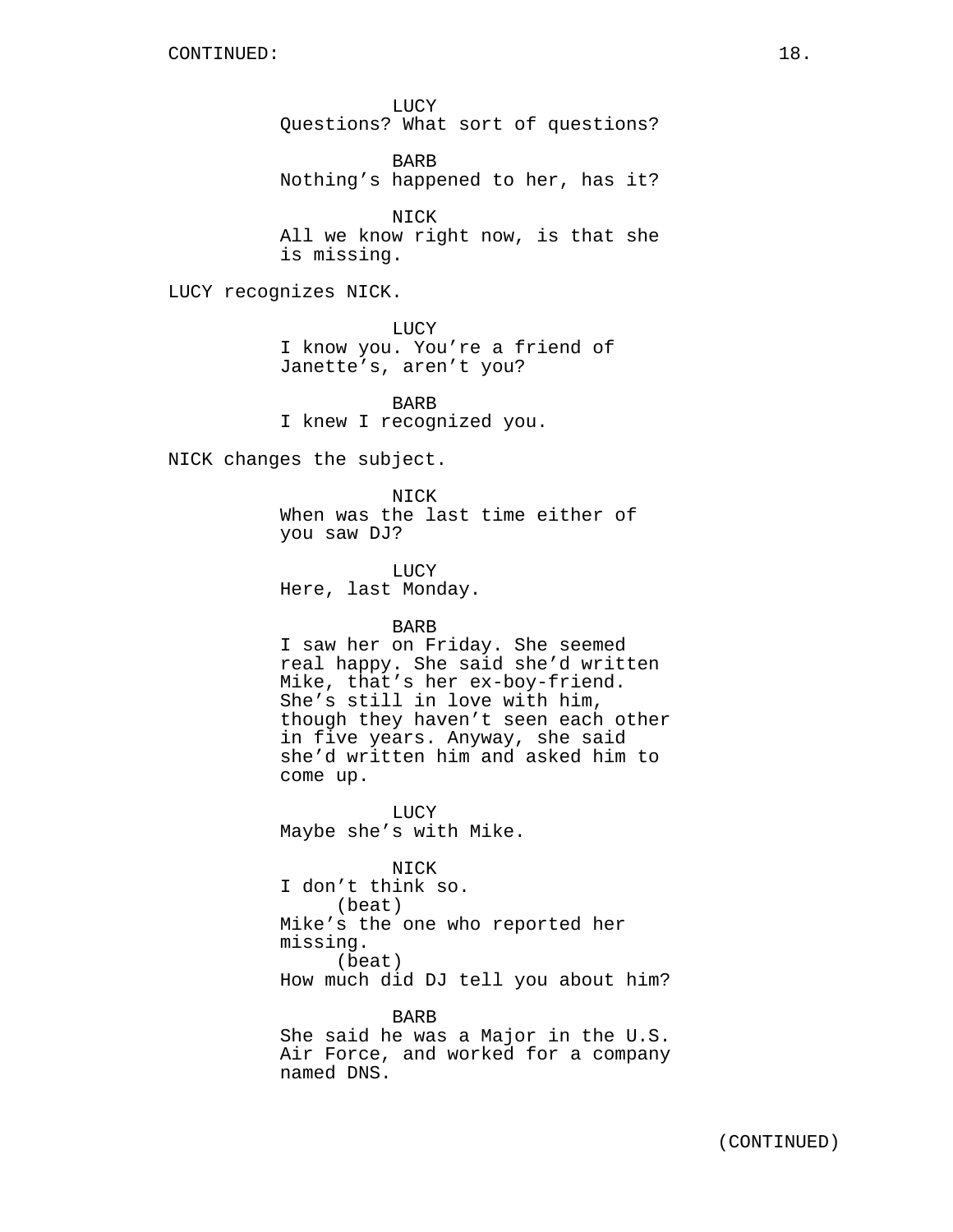CONTINUED:

LUCY
Questions? What sort of questions?

BARB
Nothing's happened to her, has it?

NICK
All we know right now, is that she is missing.

LUCY recognizes NICK.

LUCY
I know you. You're a friend of Janette's, aren't you?

BARB
I knew I recognized you.

NICK changes the subject.

NICK
When was the last time either of you saw DJ?

LUCY
Here, last Monday.

BARB
I saw her on Friday. She seemed real happy. She said she'd written Mike, that's her ex-boy-friend. She's still in love with him, though they haven't seen each other in five years. Anyway, she said she'd written him and asked him to come up.

LUCY
Maybe she's with Mike.

NICK
I don't think so.
(beat)
Mike's the one who reported her missing.
(beat)
How much did DJ tell you about him?

BARB
She said he was a Major in the U.S. Air Force, and worked for a company named DNS.

(CONTINUED)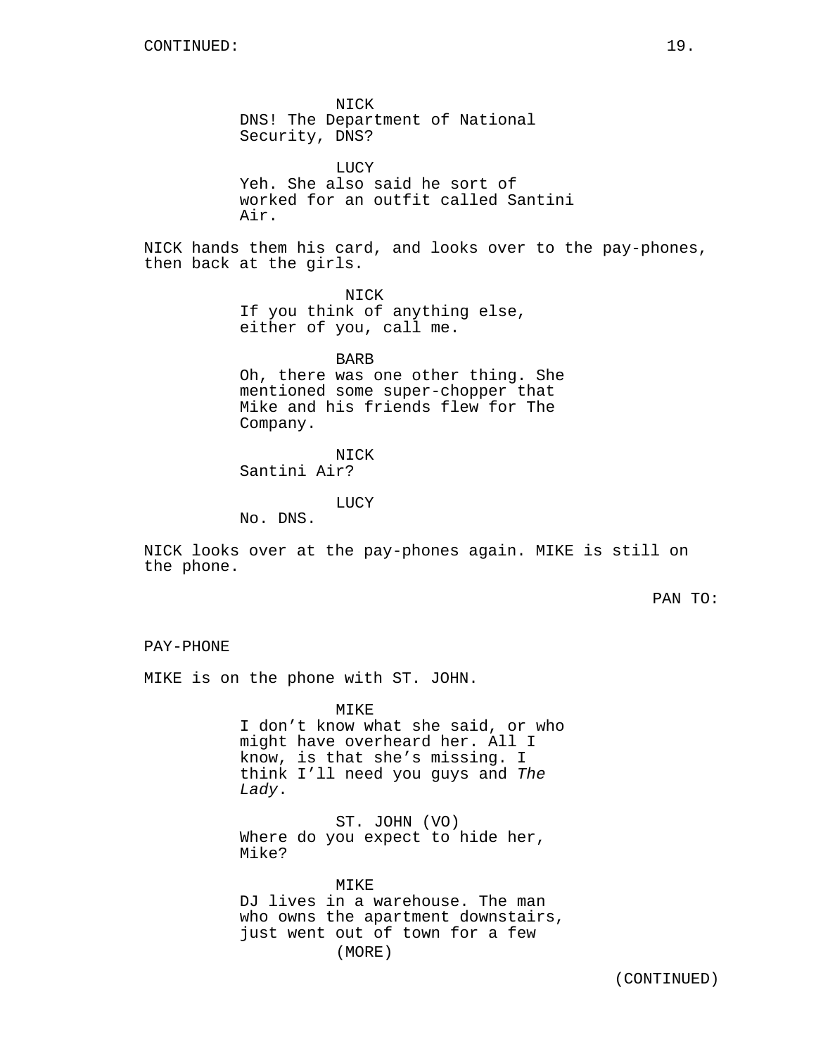CONTINUED:

NICK
DNS! The Department of National Security, DNS?

LUCY
Yeh. She also said he sort of worked for an outfit called Santini Air.

NICK hands them his card, and looks over to the pay-phones, then back at the girls.

NICK
If you think of anything else, either of you, call me.

BARB
Oh, there was one other thing. She mentioned some super-chopper that Mike and his friends flew for The Company.

NICK
Santini Air?

LUCY
No. DNS.

NICK looks over at the pay-phones again. MIKE is still on the phone.

PAN TO:

PAY-PHONE

MIKE is on the phone with ST. JOHN.

MIKE
I don't know what she said, or who might have overheard her. All I know, is that she's missing. I think I'll need you guys and *The Lady*.

ST. JOHN (VO)
Where do you expect to hide her, Mike?

MIKE
DJ lives in a warehouse. The man who owns the apartment downstairs, just went out of town for a few
(MORE)

(CONTINUED)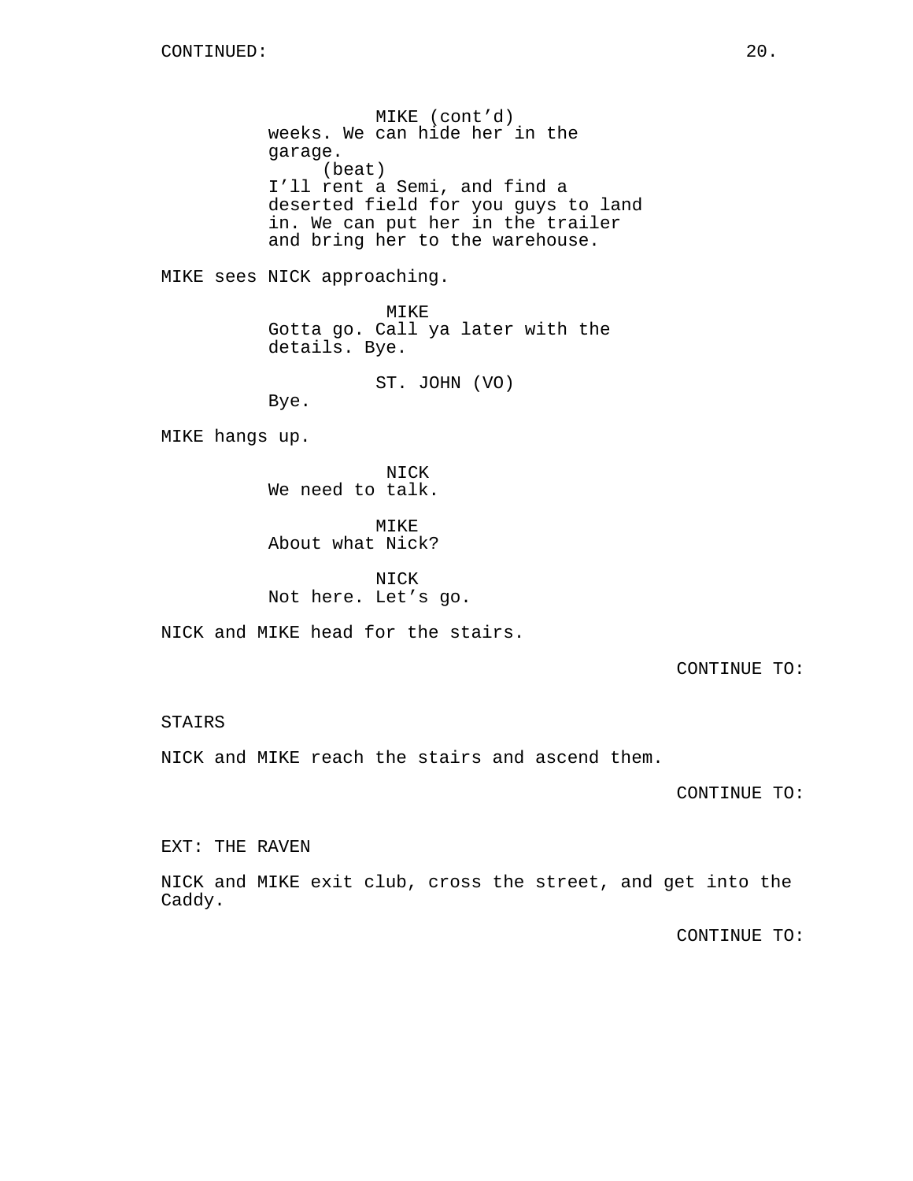MIKE (cont'd)
weeks. We can hide her in the garage.
(beat)
I'll rent a Semi, and find a deserted field for you guys to land in. We can put her in the trailer and bring her to the warehouse.

MIKE sees NICK approaching.

MIKE
Gotta go. Call ya later with the details. Bye.

ST. JOHN (VO)
Bye.

MIKE hangs up.

NICK
We need to talk.

MIKE
About what Nick?

NICK
Not here. Let's go.

NICK and MIKE head for the stairs.

CONTINUE TO:

STAIRS

NICK and MIKE reach the stairs and ascend them.

CONTINUE TO:

EXT: THE RAVEN

NICK and MIKE exit club, cross the street, and get into the Caddy.

CONTINUE TO: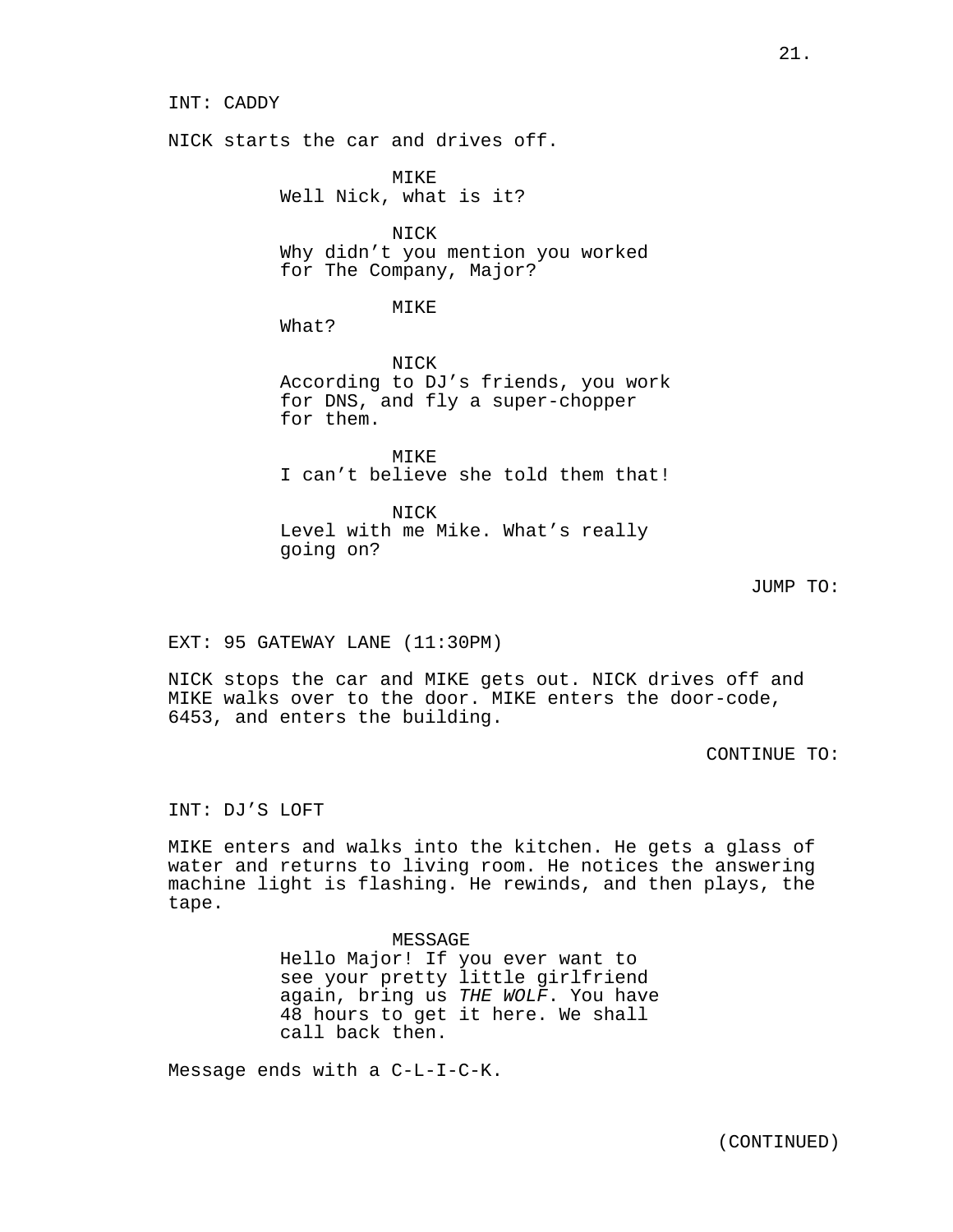INT: CADDY

NICK starts the car and drives off.

MIKE
Well Nick, what is it?

NICK
Why didn't you mention you worked for The Company, Major?

MIKE
What?

NICK
According to DJ's friends, you work for DNS, and fly a super-chopper for them.

MIKE
I can't believe she told them that!

NICK
Level with me Mike. What's really going on?

JUMP TO:

EXT: 95 GATEWAY LANE (11:30PM)

NICK stops the car and MIKE gets out. NICK drives off and MIKE walks over to the door. MIKE enters the door-code, 6453, and enters the building.

CONTINUE TO:

INT: DJ'S LOFT

MIKE enters and walks into the kitchen. He gets a glass of water and returns to living room. He notices the answering machine light is flashing. He rewinds, and then plays, the tape.

MESSAGE
Hello Major! If you ever want to see your pretty little girlfriend again, bring us *THE WOLF*. You have 48 hours to get it here. We shall call back then.

Message ends with a C-L-I-C-K.

(CONTINUED)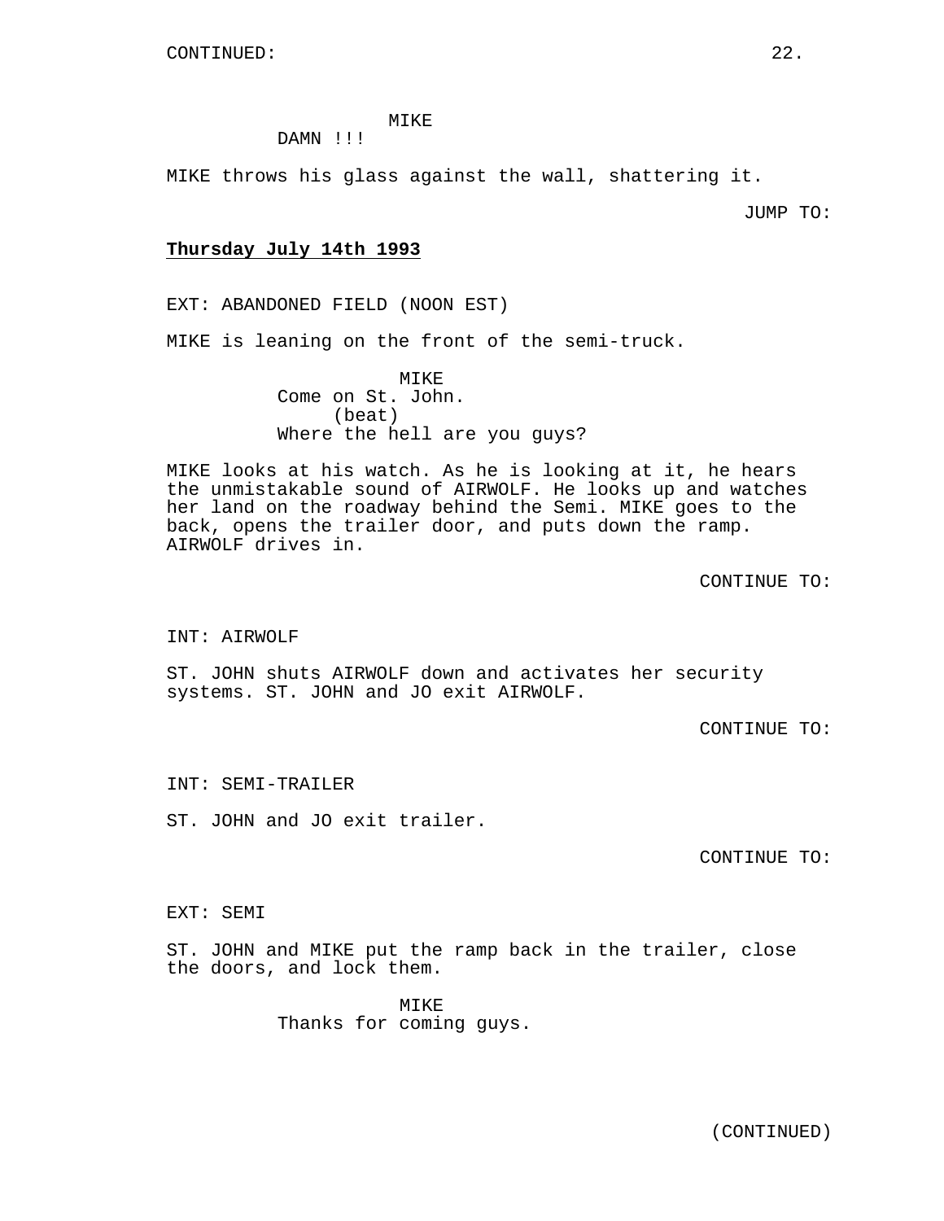CONTINUED:

MIKE
DAMN !!!

MIKE throws his glass against the wall, shattering it.

JUMP TO:

**Thursday July 14th 1993**

EXT: ABANDONED FIELD (NOON EST)

MIKE is leaning on the front of the semi-truck.

MIKE
Come on St. John.
(beat)
Where the hell are you guys?

MIKE looks at his watch. As he is looking at it, he hears the unmistakable sound of AIRWOLF. He looks up and watches her land on the roadway behind the Semi. MIKE goes to the back, opens the trailer door, and puts down the ramp. AIRWOLF drives in.

CONTINUE TO:

INT: AIRWOLF

ST. JOHN shuts AIRWOLF down and activates her security systems. ST. JOHN and JO exit AIRWOLF.

CONTINUE TO:

INT: SEMI-TRAILER

ST. JOHN and JO exit trailer.

CONTINUE TO:

EXT: SEMI

ST. JOHN and MIKE put the ramp back in the trailer, close the doors, and lock them.

MIKE
Thanks for coming guys.

(CONTINUED)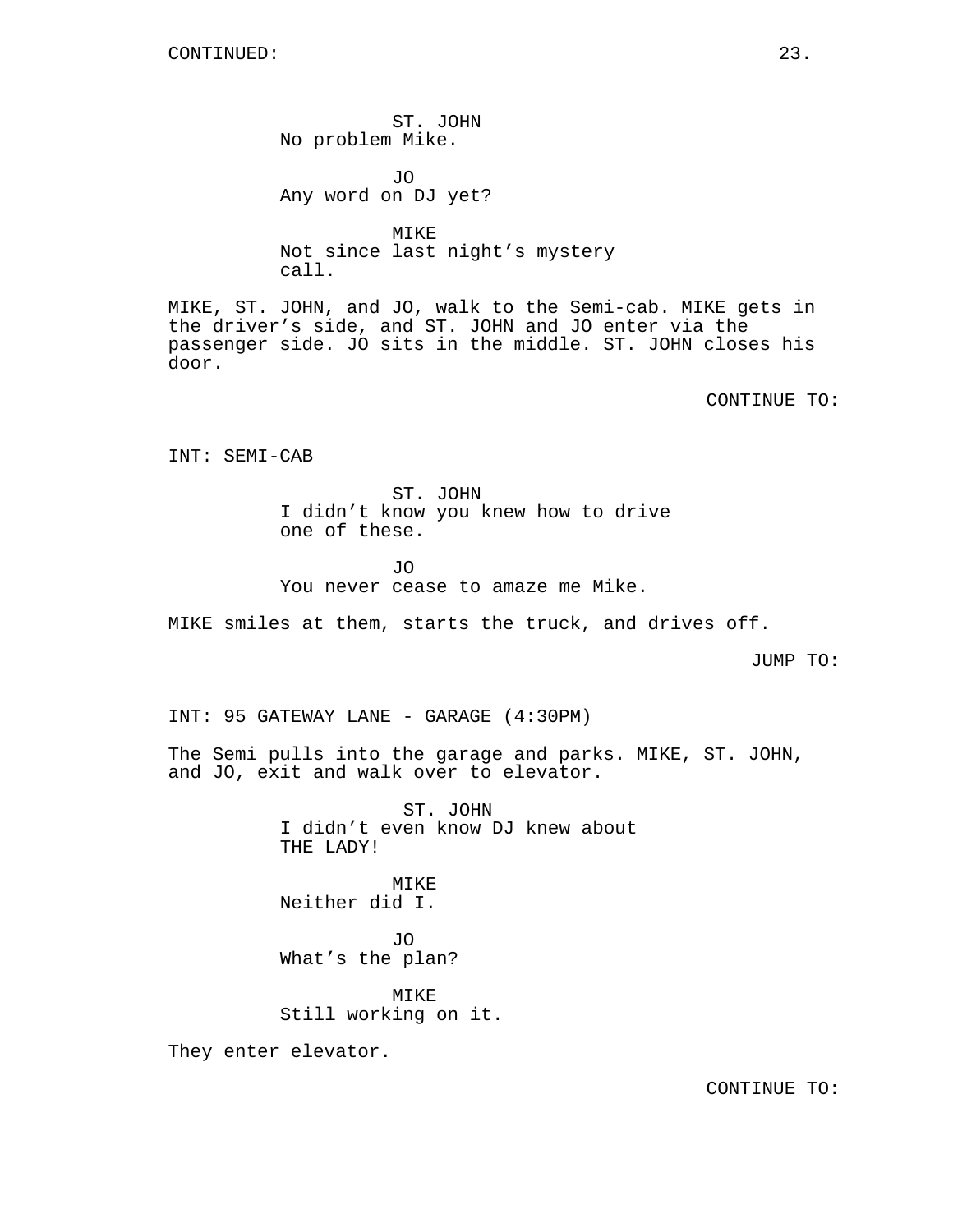CONTINUED:

ST. JOHN
No problem Mike.

JO
Any word on DJ yet?

MIKE
Not since last night's mystery call.

MIKE, ST. JOHN, and JO, walk to the Semi-cab. MIKE gets in the driver's side, and ST. JOHN and JO enter via the passenger side. JO sits in the middle. ST. JOHN closes his door.

CONTINUE TO:

INT: SEMI-CAB

ST. JOHN
I didn't know you knew how to drive one of these.

JO
You never cease to amaze me Mike.

MIKE smiles at them, starts the truck, and drives off.

JUMP TO:

INT: 95 GATEWAY LANE - GARAGE (4:30PM)

The Semi pulls into the garage and parks. MIKE, ST. JOHN, and JO, exit and walk over to elevator.

ST. JOHN
I didn't even know DJ knew about THE LADY!

MIKE
Neither did I.

JO
What's the plan?

MIKE
Still working on it.

They enter elevator.

CONTINUE TO: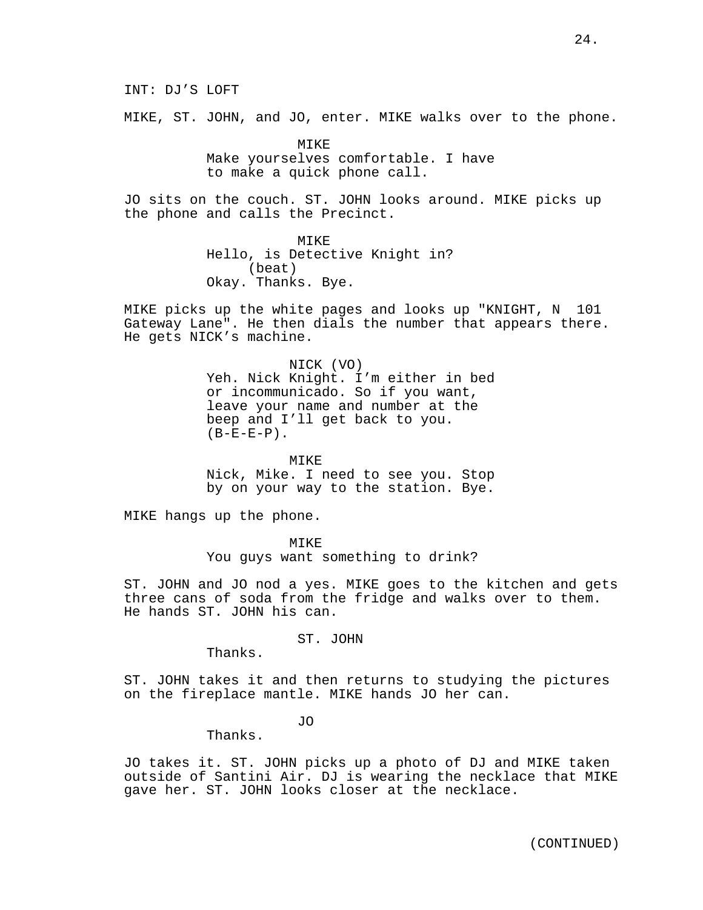INT: DJ'S LOFT

MIKE, ST. JOHN, and JO, enter. MIKE walks over to the phone.

MIKE
Make yourselves comfortable. I have to make a quick phone call.

JO sits on the couch. ST. JOHN looks around. MIKE picks up the phone and calls the Precinct.

MIKE
Hello, is Detective Knight in?
(beat)
Okay. Thanks. Bye.

MIKE picks up the white pages and looks up "KNIGHT, N 101 Gateway Lane". He then dials the number that appears there. He gets NICK's machine.

NICK (VO)
Yeh. Nick Knight. I'm either in bed or incommunicado. So if you want, leave your name and number at the beep and I'll get back to you. (B-E-E-P).

MIKE
Nick, Mike. I need to see you. Stop by on your way to the station. Bye.

MIKE hangs up the phone.

MIKE
You guys want something to drink?

ST. JOHN and JO nod a yes. MIKE goes to the kitchen and gets three cans of soda from the fridge and walks over to them. He hands ST. JOHN his can.

ST. JOHN
Thanks.

ST. JOHN takes it and then returns to studying the pictures on the fireplace mantle. MIKE hands JO her can.

JO
Thanks.

JO takes it. ST. JOHN picks up a photo of DJ and MIKE taken outside of Santini Air. DJ is wearing the necklace that MIKE gave her. ST. JOHN looks closer at the necklace.

(CONTINUED)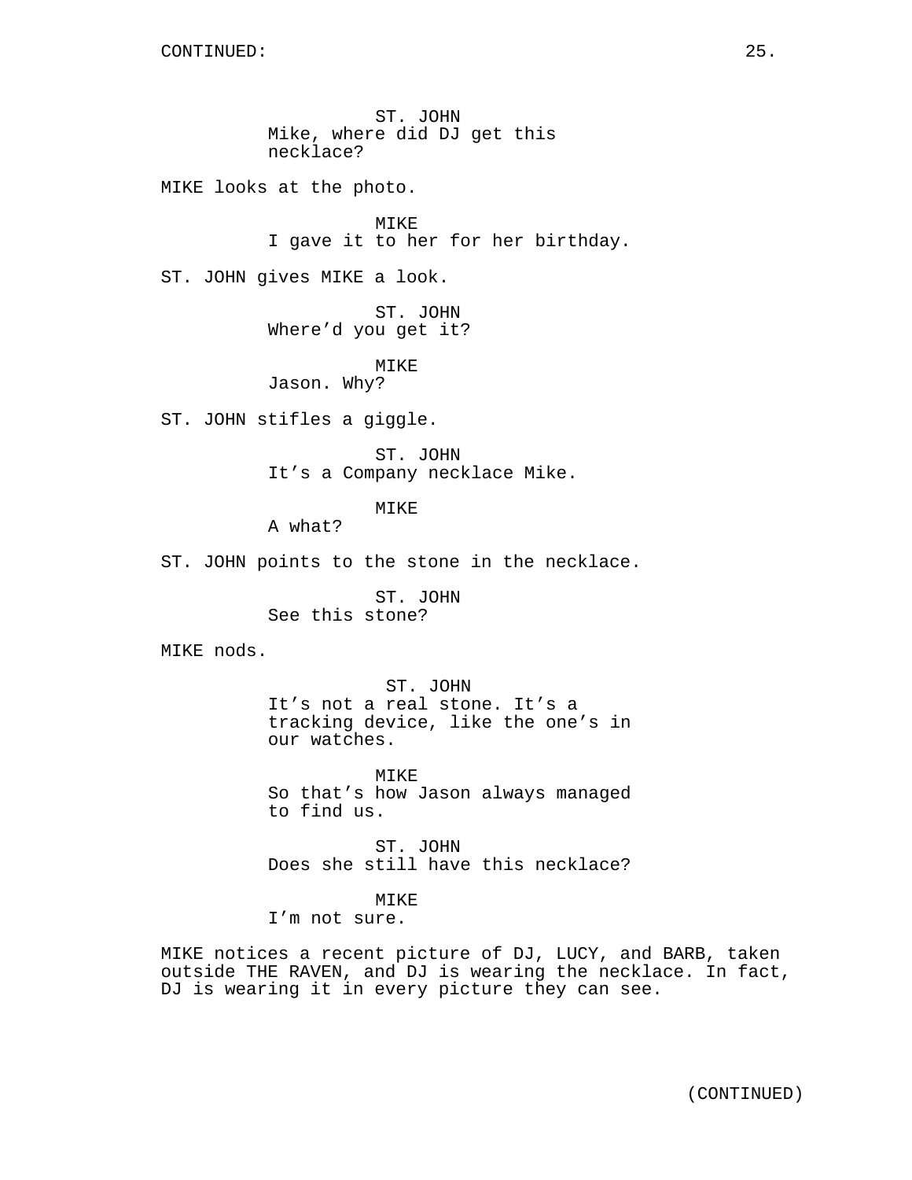CONTINUED:

ST. JOHN
Mike, where did DJ get this necklace?

MIKE looks at the photo.

MIKE
I gave it to her for her birthday.

ST. JOHN gives MIKE a look.

ST. JOHN
Where'd you get it?

MIKE
Jason. Why?

ST. JOHN stifles a giggle.

ST. JOHN
It's a Company necklace Mike.

MIKE
A what?

ST. JOHN points to the stone in the necklace.

ST. JOHN
See this stone?

MIKE nods.

ST. JOHN
It's not a real stone. It's a tracking device, like the one's in our watches.

MIKE
So that's how Jason always managed to find us.

ST. JOHN
Does she still have this necklace?

MIKE
I'm not sure.

MIKE notices a recent picture of DJ, LUCY, and BARB, taken outside THE RAVEN, and DJ is wearing the necklace. In fact, DJ is wearing it in every picture they can see.

(CONTINUED)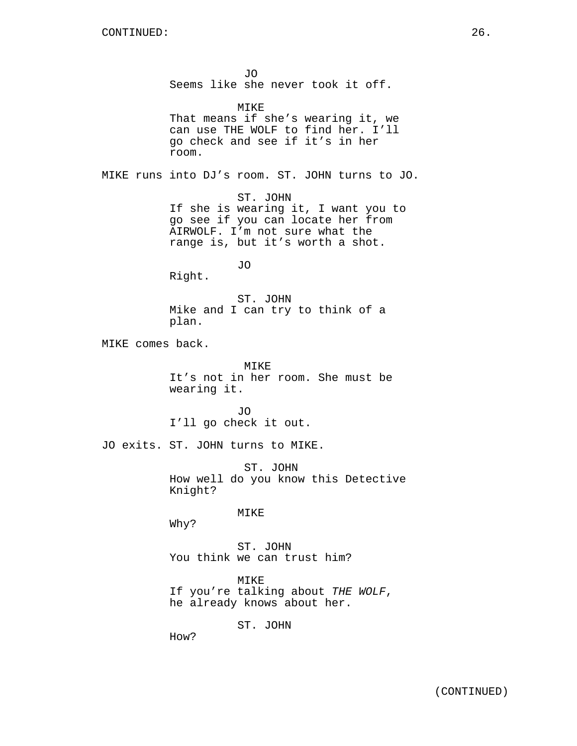JO
Seems like she never took it off.

MIKE
That means if she's wearing it, we can use THE WOLF to find her. I'll go check and see if it's in her room.

MIKE runs into DJ's room. ST. JOHN turns to JO.

ST. JOHN
If she is wearing it, I want you to go see if you can locate her from AIRWOLF. I'm not sure what the range is, but it's worth a shot.

JO
Right.

ST. JOHN
Mike and I can try to think of a plan.

MIKE comes back.

MIKE
It's not in her room. She must be wearing it.

JO
I'll go check it out.

JO exits. ST. JOHN turns to MIKE.

ST. JOHN
How well do you know this Detective Knight?

MIKE
Why?

ST. JOHN
You think we can trust him?

MIKE
If you're talking about *THE WOLF*, he already knows about her.

ST. JOHN
How?

(CONTINUED)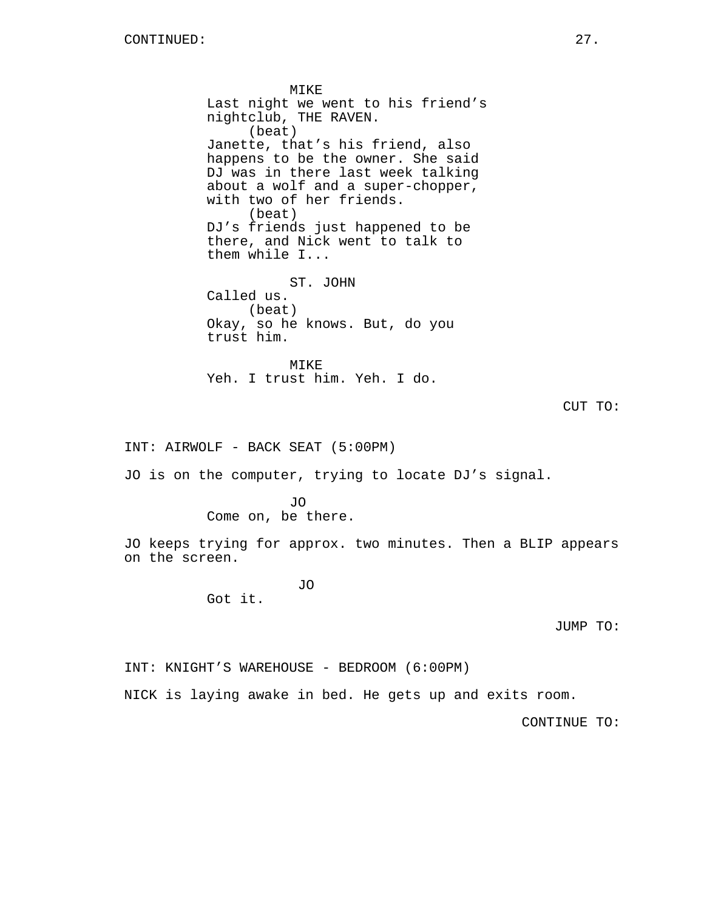MIKE
Last night we went to his friend's nightclub, THE RAVEN.
(beat)
Janette, that's his friend, also happens to be the owner. She said DJ was in there last week talking about a wolf and a super-chopper, with two of her friends.
(beat)
DJ's friends just happened to be there, and Nick went to talk to them while I...

ST. JOHN
Called us.
(beat)
Okay, so he knows. But, do you trust him.

MIKE
Yeh. I trust him. Yeh. I do.

CUT TO:

INT: AIRWOLF - BACK SEAT (5:00PM)

JO is on the computer, trying to locate DJ's signal.

JO
Come on, be there.

JO keeps trying for approx. two minutes. Then a BLIP appears on the screen.

JO
Got it.

JUMP TO:

INT: KNIGHT'S WAREHOUSE - BEDROOM (6:00PM)

NICK is laying awake in bed. He gets up and exits room.

CONTINUE TO: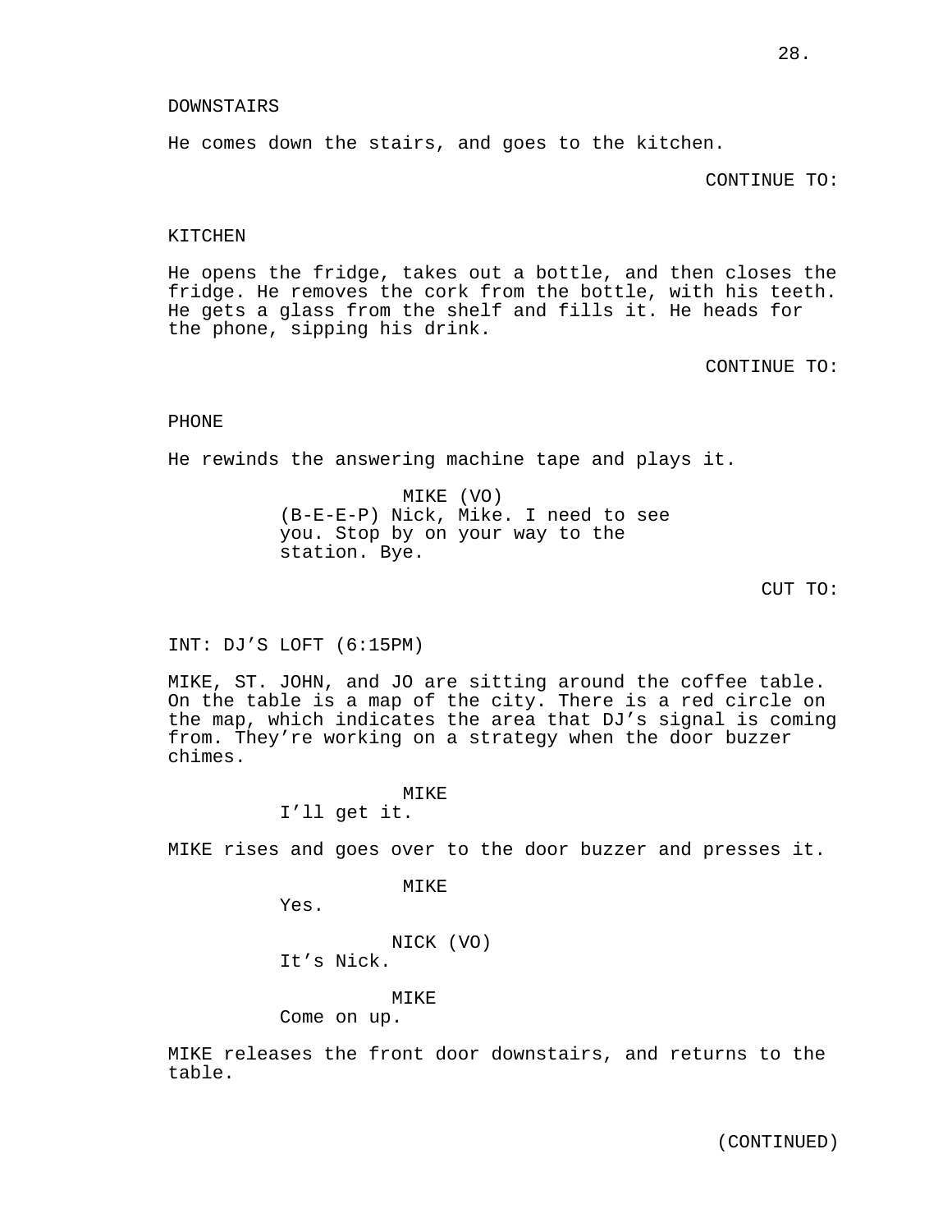DOWNSTAIRS

He comes down the stairs, and goes to the kitchen.

CONTINUE TO:

KITCHEN

He opens the fridge, takes out a bottle, and then closes the fridge. He removes the cork from the bottle, with his teeth. He gets a glass from the shelf and fills it. He heads for the phone, sipping his drink.

CONTINUE TO:

PHONE

He rewinds the answering machine tape and plays it.

MIKE (VO)
(B-E-E-P) Nick, Mike. I need to see you. Stop by on your way to the station. Bye.

CUT TO:

INT: DJ'S LOFT (6:15PM)

MIKE, ST. JOHN, and JO are sitting around the coffee table. On the table is a map of the city. There is a red circle on the map, which indicates the area that DJ's signal is coming from. They're working on a strategy when the door buzzer chimes.

MIKE
I'll get it.

MIKE rises and goes over to the door buzzer and presses it.

MIKE
Yes.

NICK (VO)
It's Nick.

MIKE
Come on up.

MIKE releases the front door downstairs, and returns to the table.

(CONTINUED)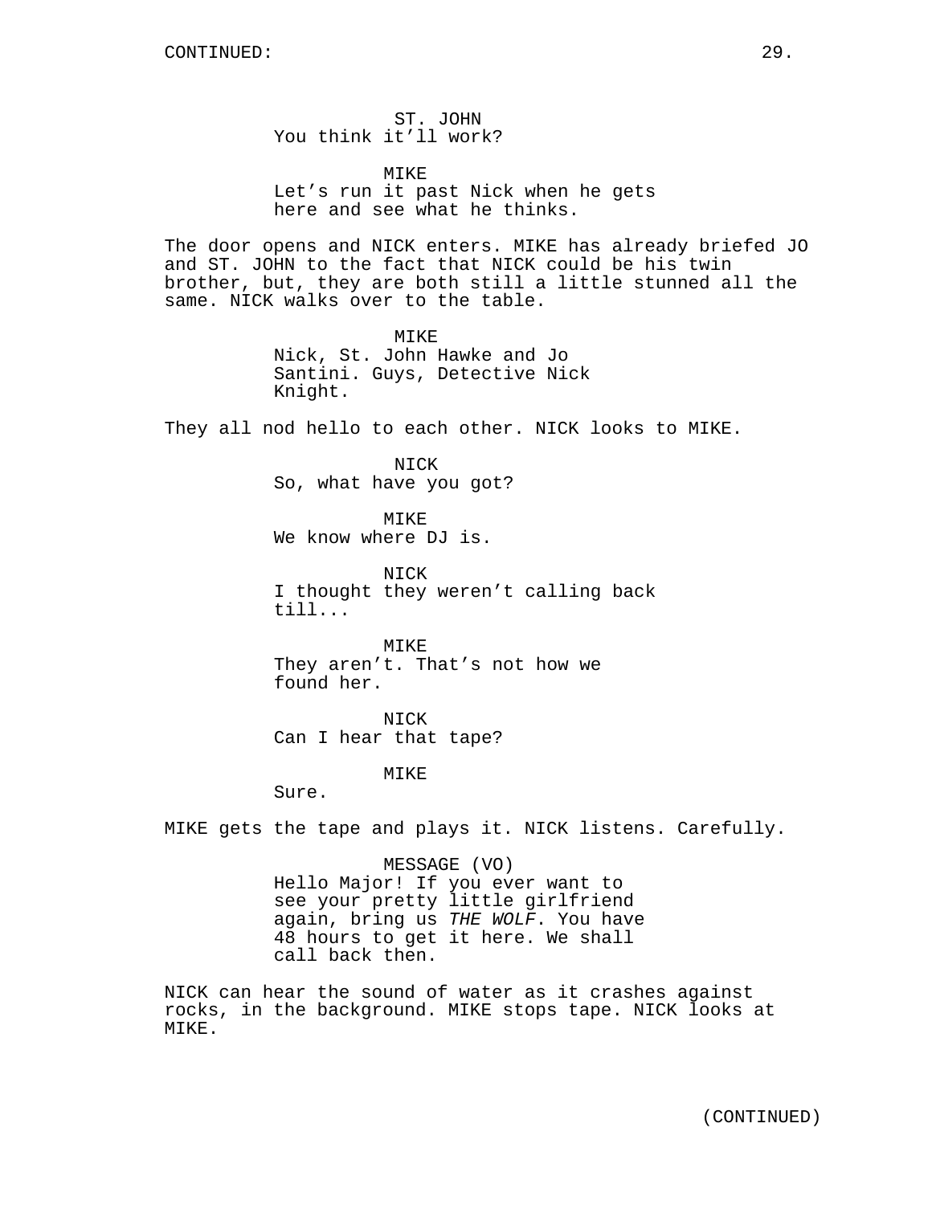CONTINUED:

ST. JOHN
You think it'll work?

MIKE
Let's run it past Nick when he gets here and see what he thinks.

The door opens and NICK enters. MIKE has already briefed JO and ST. JOHN to the fact that NICK could be his twin brother, but, they are both still a little stunned all the same. NICK walks over to the table.

MIKE
Nick, St. John Hawke and Jo Santini. Guys, Detective Nick Knight.

They all nod hello to each other. NICK looks to MIKE.

NICK
So, what have you got?

MIKE
We know where DJ is.

NICK
I thought they weren't calling back till...

MIKE
They aren't. That's not how we found her.

NICK
Can I hear that tape?

MIKE
Sure.

MIKE gets the tape and plays it. NICK listens. Carefully.

MESSAGE (VO)
Hello Major! If you ever want to see your pretty little girlfriend again, bring us *THE WOLF*. You have 48 hours to get it here. We shall call back then.

NICK can hear the sound of water as it crashes against rocks, in the background. MIKE stops tape. NICK looks at MIKE.

(CONTINUED)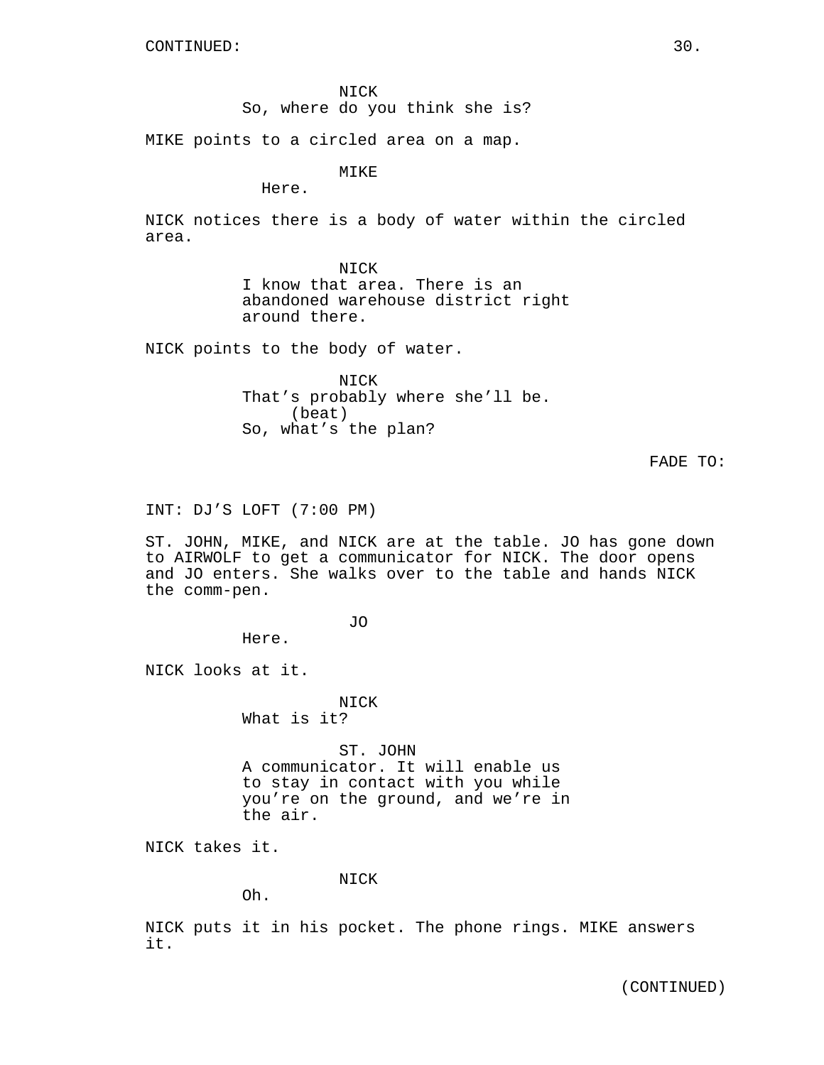CONTINUED:

NICK
So, where do you think she is?

MIKE points to a circled area on a map.

MIKE
Here.

NICK notices there is a body of water within the circled area.

NICK
I know that area. There is an abandoned warehouse district right around there.

NICK points to the body of water.

NICK
That's probably where she'll be.
(beat)
So, what's the plan?

FADE TO:

INT: DJ'S LOFT (7:00 PM)

ST. JOHN, MIKE, and NICK are at the table. JO has gone down to AIRWOLF to get a communicator for NICK. The door opens and JO enters. She walks over to the table and hands NICK the comm-pen.

JO
Here.

NICK looks at it.

NICK
What is it?

ST. JOHN
A communicator. It will enable us to stay in contact with you while you're on the ground, and we're in the air.

NICK takes it.

NICK
Oh.

NICK puts it in his pocket. The phone rings. MIKE answers it.

(CONTINUED)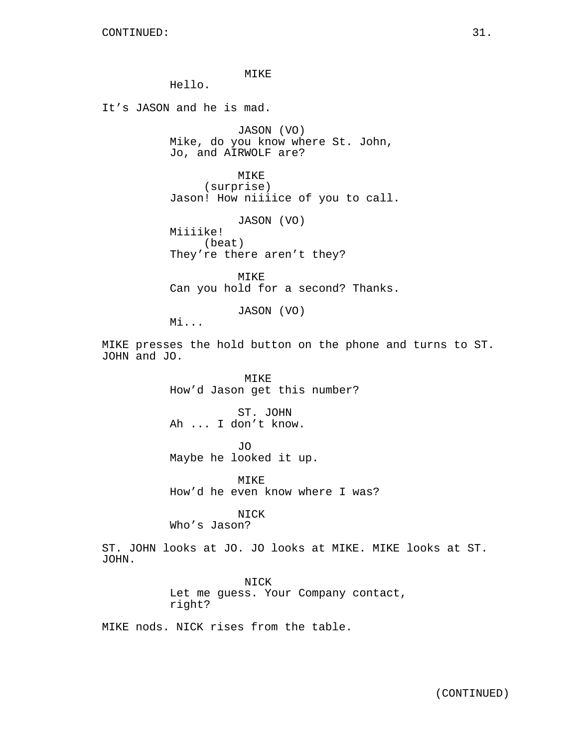MIKE
Hello.

It's JASON and he is mad.

JASON (VO)
Mike, do you know where St. John, Jo, and AIRWOLF are?

MIKE
(surprise)
Jason! How niiiice of you to call.

JASON (VO)
Miiiike!
(beat)
They're there aren't they?

MIKE
Can you hold for a second? Thanks.

JASON (VO)
Mi...

MIKE presses the hold button on the phone and turns to ST. JOHN and JO.

MIKE
How'd Jason get this number?

ST. JOHN
Ah ... I don't know.

JO
Maybe he looked it up.

MIKE
How'd he even know where I was?

NICK
Who's Jason?

ST. JOHN looks at JO. JO looks at MIKE. MIKE looks at ST. JOHN.

NICK
Let me guess. Your Company contact, right?

MIKE nods. NICK rises from the table.

(CONTINUED)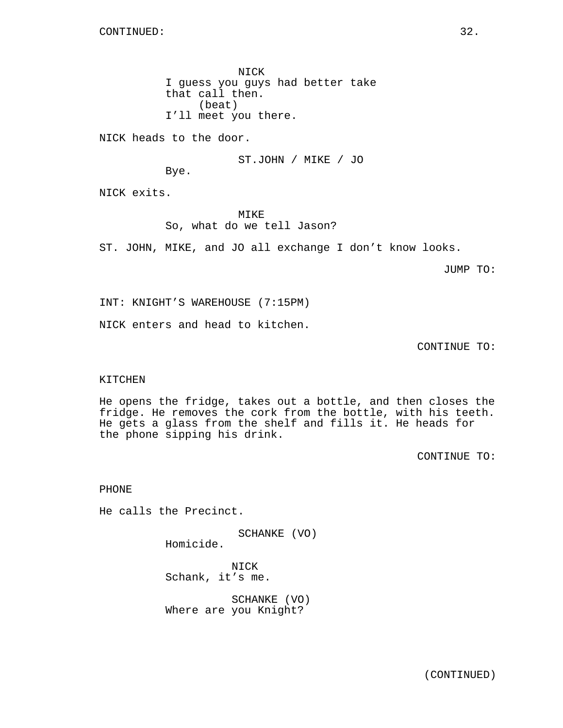NICK
I guess you guys had better take that call then.
(beat)
I'll meet you there.

NICK heads to the door.

ST.JOHN / MIKE / JO
Bye.

NICK exits.

MIKE
So, what do we tell Jason?

ST. JOHN, MIKE, and JO all exchange I don't know looks.

JUMP TO:

INT: KNIGHT'S WAREHOUSE (7:15PM)

NICK enters and head to kitchen.

CONTINUE TO:

KITCHEN

He opens the fridge, takes out a bottle, and then closes the fridge. He removes the cork from the bottle, with his teeth. He gets a glass from the shelf and fills it. He heads for the phone sipping his drink.

CONTINUE TO:

PHONE

He calls the Precinct.

SCHANKE (VO)
Homicide.

NICK
Schank, it's me.

SCHANKE (VO)
Where are you Knight?

(CONTINUED)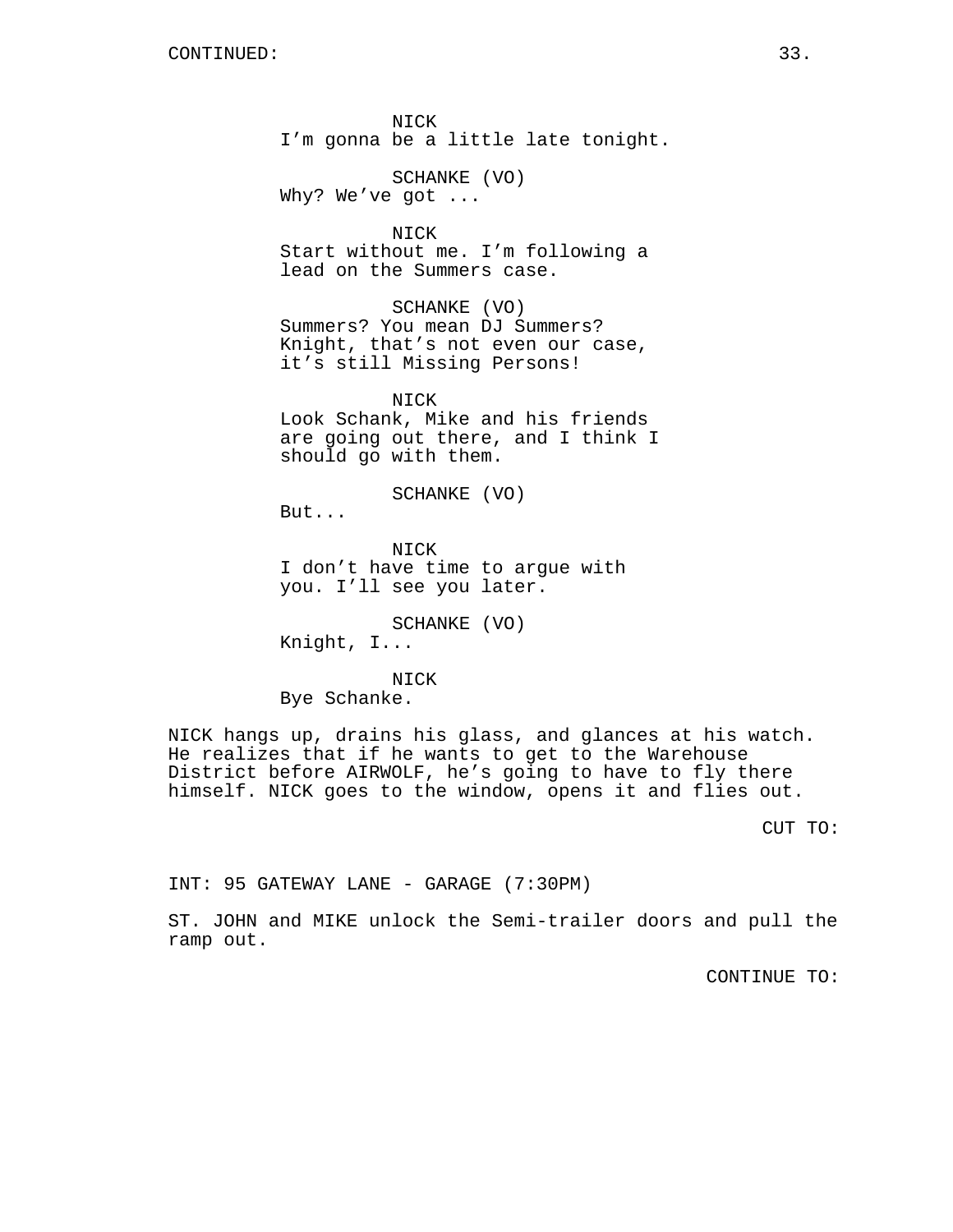CONTINUED:

NICK
I'm gonna be a little late tonight.

SCHANKE (VO)
Why? We've got ...

NICK
Start without me. I'm following a lead on the Summers case.

SCHANKE (VO)
Summers? You mean DJ Summers? Knight, that's not even our case, it's still Missing Persons!

NICK
Look Schank, Mike and his friends are going out there, and I think I should go with them.

SCHANKE (VO)
But...

NICK
I don't have time to argue with you. I'll see you later.

SCHANKE (VO)
Knight, I...

NICK
Bye Schanke.

NICK hangs up, drains his glass, and glances at his watch. He realizes that if he wants to get to the Warehouse District before AIRWOLF, he's going to have to fly there himself. NICK goes to the window, opens it and flies out.

CUT TO:

INT: 95 GATEWAY LANE - GARAGE (7:30PM)

ST. JOHN and MIKE unlock the Semi-trailer doors and pull the ramp out.

CONTINUE TO: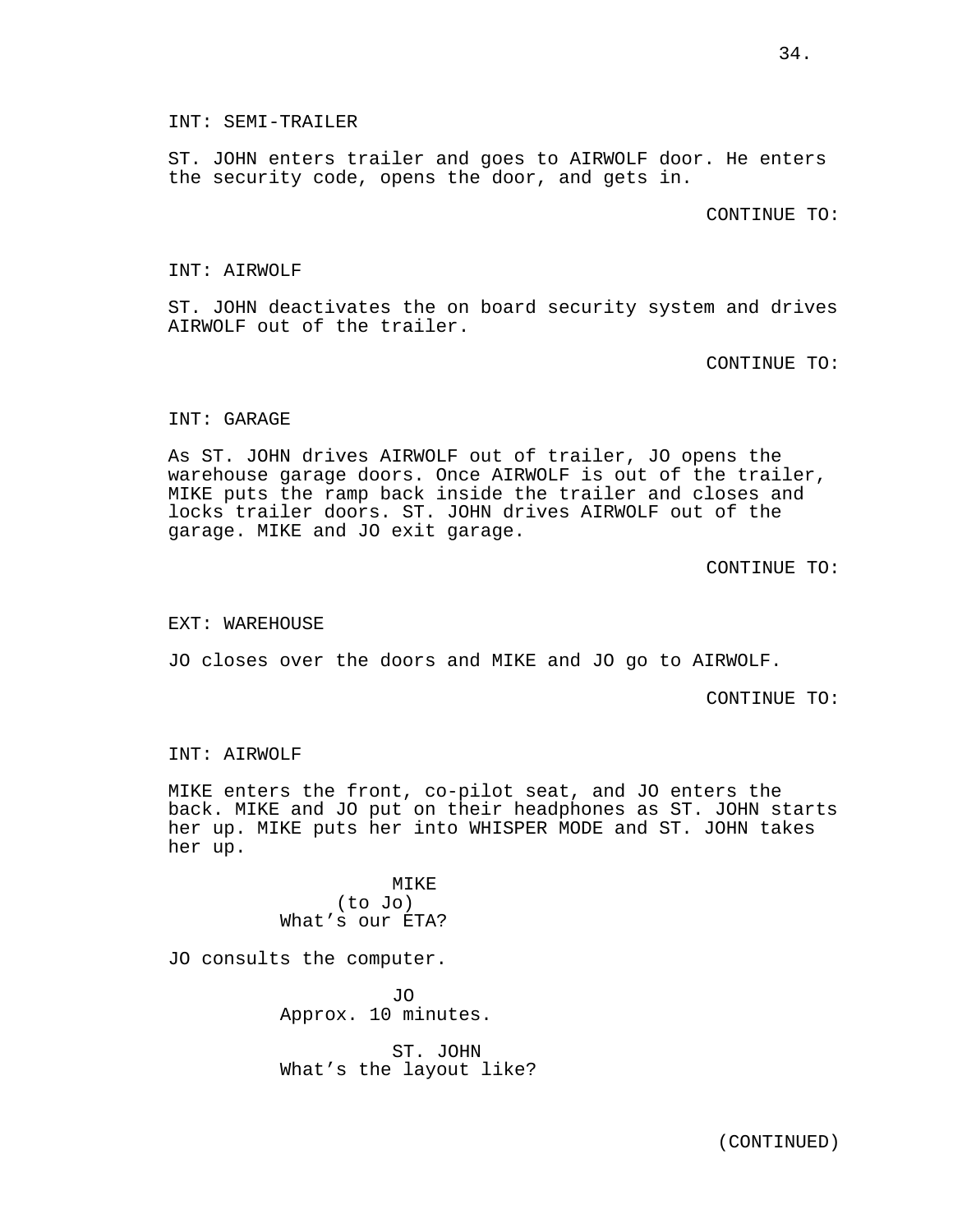INT: SEMI-TRAILER

ST. JOHN enters trailer and goes to AIRWOLF door. He enters the security code, opens the door, and gets in.

CONTINUE TO:

INT: AIRWOLF

ST. JOHN deactivates the on board security system and drives AIRWOLF out of the trailer.

CONTINUE TO:

INT: GARAGE

As ST. JOHN drives AIRWOLF out of trailer, JO opens the warehouse garage doors. Once AIRWOLF is out of the trailer, MIKE puts the ramp back inside the trailer and closes and locks trailer doors. ST. JOHN drives AIRWOLF out of the garage. MIKE and JO exit garage.

CONTINUE TO:

EXT: WAREHOUSE

JO closes over the doors and MIKE and JO go to AIRWOLF.

CONTINUE TO:

INT: AIRWOLF

MIKE enters the front, co-pilot seat, and JO enters the back. MIKE and JO put on their headphones as ST. JOHN starts her up. MIKE puts her into WHISPER MODE and ST. JOHN takes her up.

MIKE
(to Jo)
What's our ETA?

JO consults the computer.

JO
Approx. 10 minutes.

ST. JOHN
What's the layout like?

(CONTINUED)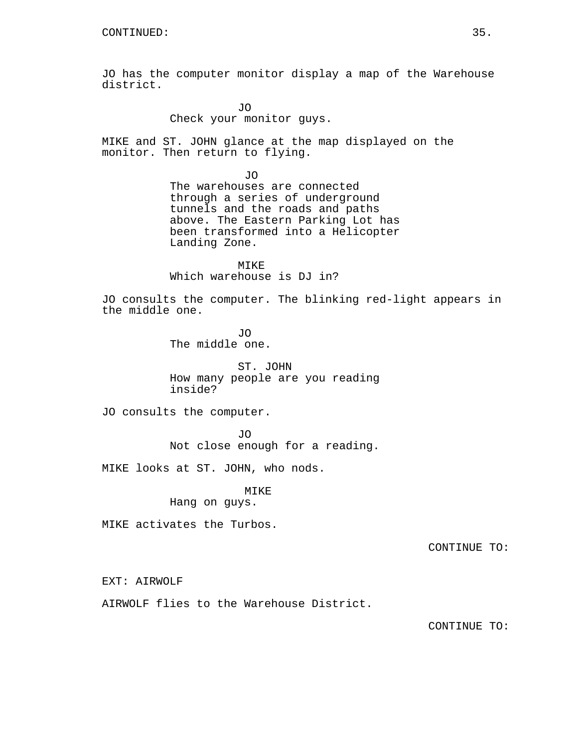CONTINUED:

JO has the computer monitor display a map of the Warehouse district.

JO
Check your monitor guys.

MIKE and ST. JOHN glance at the map displayed on the monitor. Then return to flying.

JO
The warehouses are connected through a series of underground tunnels and the roads and paths above. The Eastern Parking Lot has been transformed into a Helicopter Landing Zone.

MIKE
Which warehouse is DJ in?

JO consults the computer. The blinking red-light appears in the middle one.

JO
The middle one.

ST. JOHN
How many people are you reading inside?

JO consults the computer.

JO
Not close enough for a reading.

MIKE looks at ST. JOHN, who nods.

MIKE
Hang on guys.

MIKE activates the Turbos.

CONTINUE TO:

EXT: AIRWOLF

AIRWOLF flies to the Warehouse District.

CONTINUE TO: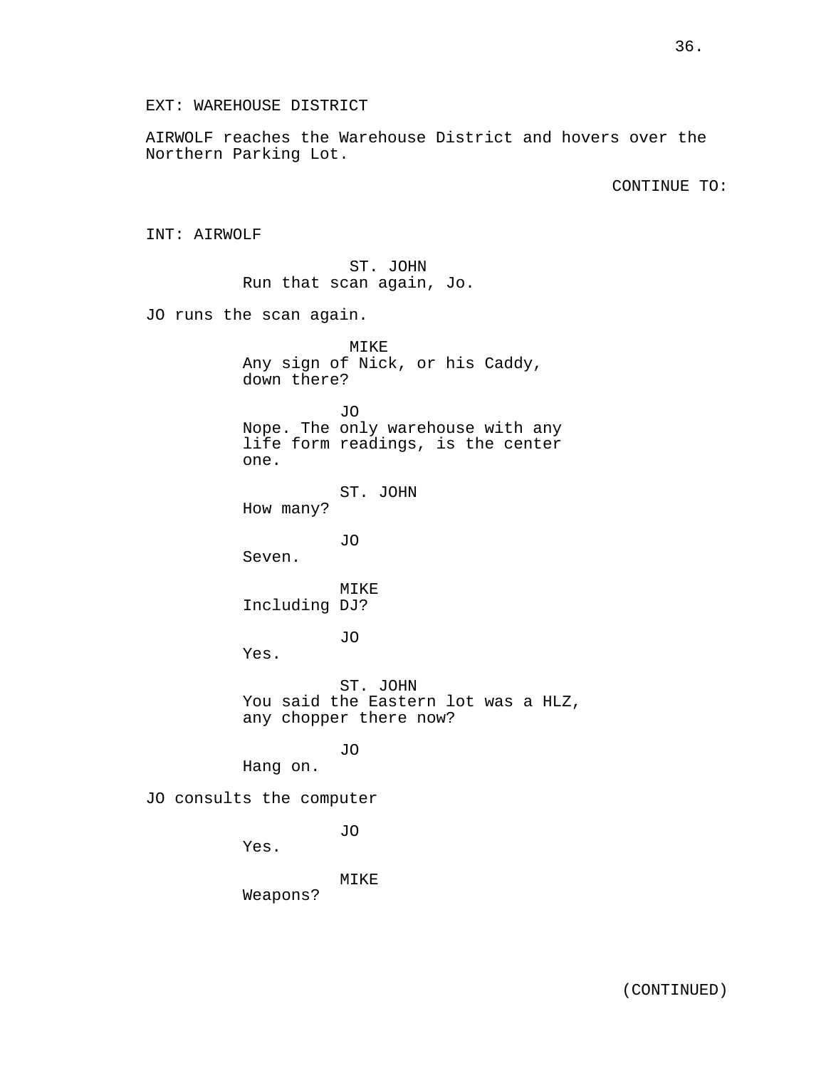EXT: WAREHOUSE DISTRICT

AIRWOLF reaches the Warehouse District and hovers over the Northern Parking Lot.

CONTINUE TO:

INT: AIRWOLF

ST. JOHN
Run that scan again, Jo.

JO runs the scan again.

MIKE
Any sign of Nick, or his Caddy, down there?

JO
Nope. The only warehouse with any life form readings, is the center one.

ST. JOHN
How many?

JO
Seven.

MIKE
Including DJ?

JO
Yes.

ST. JOHN
You said the Eastern lot was a HLZ, any chopper there now?

JO
Hang on.

JO consults the computer

JO
Yes.

MIKE
Weapons?

(CONTINUED)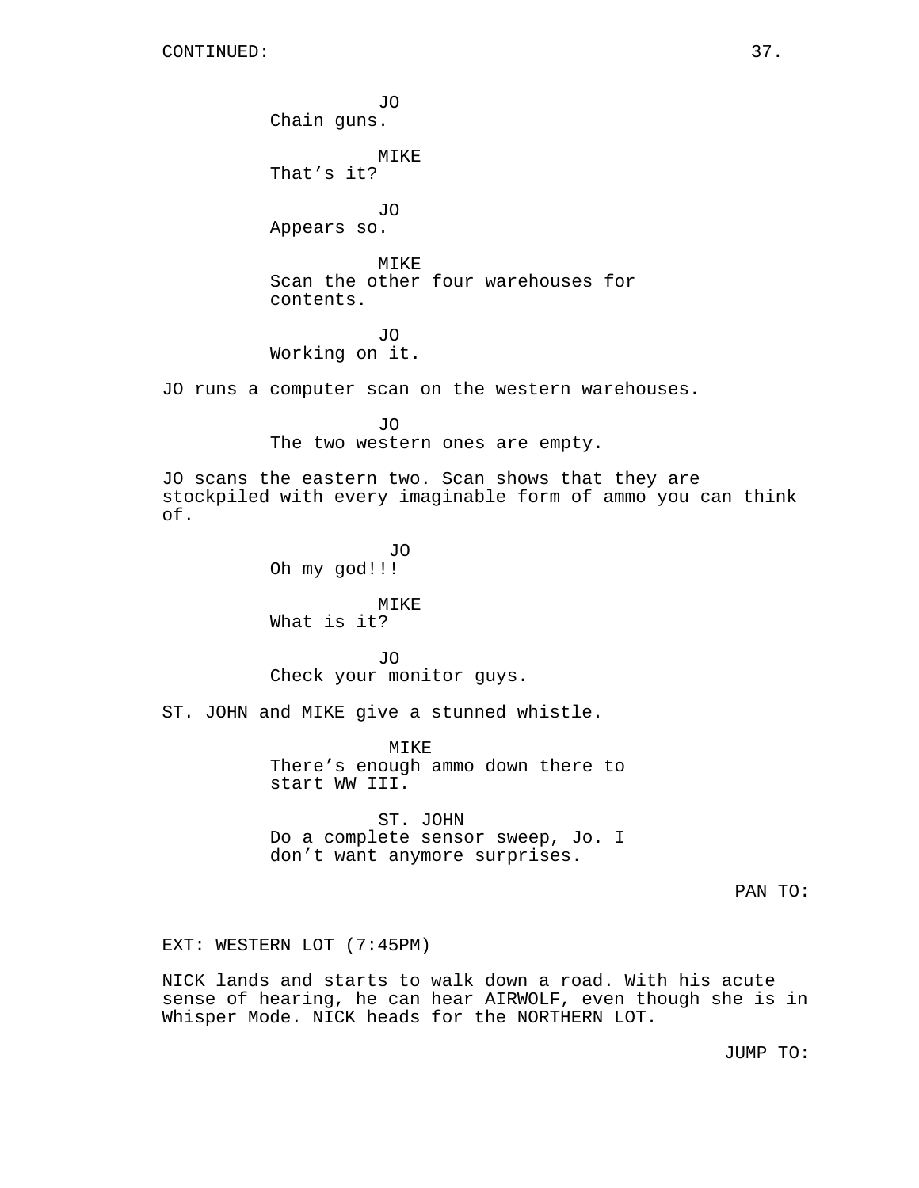CONTINUED:

JO
Chain guns.

MIKE
That's it?

JO
Appears so.

MIKE
Scan the other four warehouses for contents.

JO
Working on it.

JO runs a computer scan on the western warehouses.

JO
The two western ones are empty.

JO scans the eastern two. Scan shows that they are stockpiled with every imaginable form of ammo you can think of.

JO
Oh my god!!!

MIKE
What is it?

JO
Check your monitor guys.

ST. JOHN and MIKE give a stunned whistle.

MIKE
There's enough ammo down there to start WW III.

ST. JOHN
Do a complete sensor sweep, Jo. I don't want anymore surprises.

PAN TO:

EXT: WESTERN LOT (7:45PM)

NICK lands and starts to walk down a road. With his acute sense of hearing, he can hear AIRWOLF, even though she is in Whisper Mode. NICK heads for the NORTHERN LOT.

JUMP TO: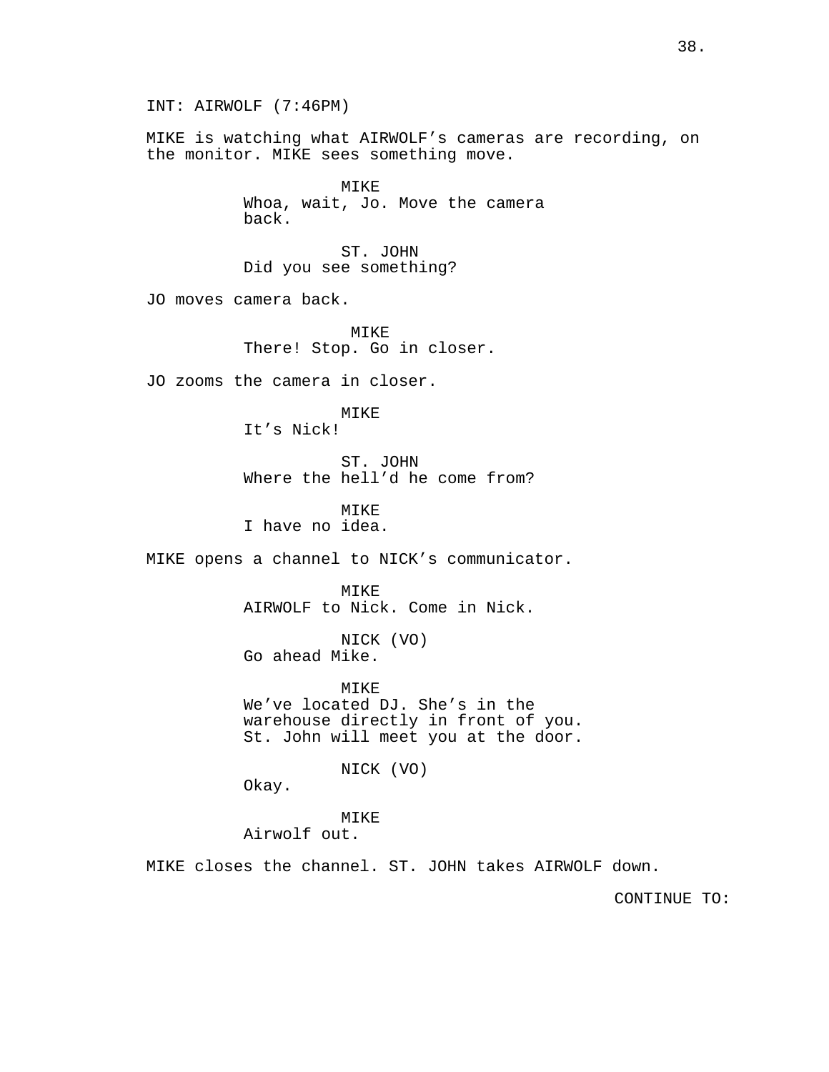INT: AIRWOLF (7:46PM)

MIKE is watching what AIRWOLF's cameras are recording, on the monitor. MIKE sees something move.

MIKE
Whoa, wait, Jo. Move the camera back.

ST. JOHN
Did you see something?

JO moves camera back.

MIKE
There! Stop. Go in closer.

JO zooms the camera in closer.

MIKE
It's Nick!

ST. JOHN
Where the hell'd he come from?

MIKE
I have no idea.

MIKE opens a channel to NICK's communicator.

MIKE
AIRWOLF to Nick. Come in Nick.

NICK (VO)
Go ahead Mike.

MIKE
We've located DJ. She's in the warehouse directly in front of you. St. John will meet you at the door.

NICK (VO)
Okay.

MIKE
Airwolf out.

MIKE closes the channel. ST. JOHN takes AIRWOLF down.

CONTINUE TO: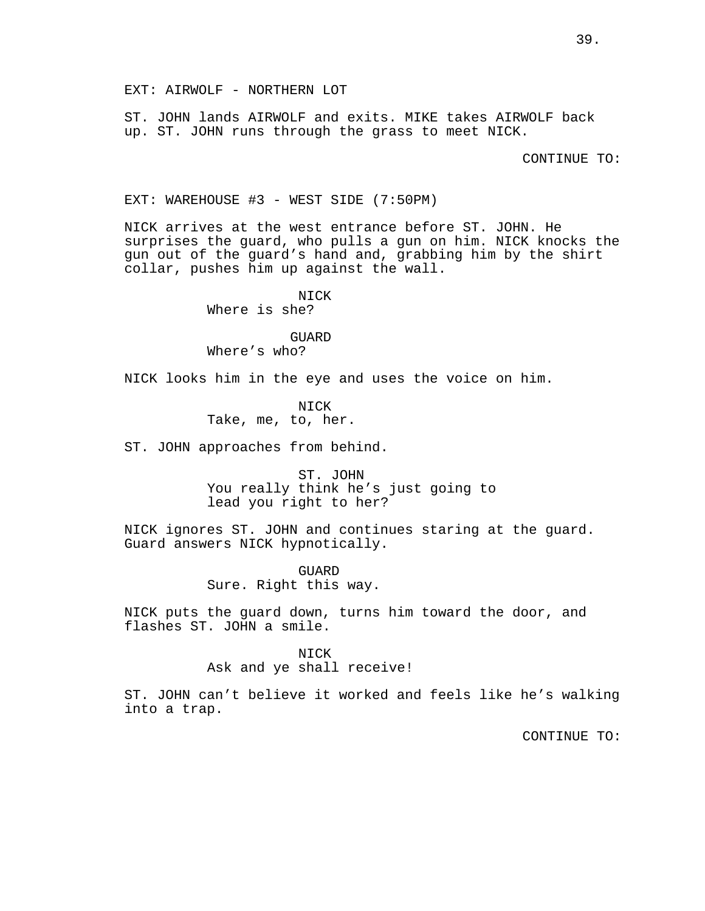EXT: AIRWOLF - NORTHERN LOT

ST. JOHN lands AIRWOLF and exits. MIKE takes AIRWOLF back up. ST. JOHN runs through the grass to meet NICK.

CONTINUE TO:

EXT: WAREHOUSE #3 - WEST SIDE (7:50PM)

NICK arrives at the west entrance before ST. JOHN. He surprises the guard, who pulls a gun on him. NICK knocks the gun out of the guard's hand and, grabbing him by the shirt collar, pushes him up against the wall.

NICK
Where is she?

GUARD
Where's who?

NICK looks him in the eye and uses the voice on him.

NICK
Take, me, to, her.

ST. JOHN approaches from behind.

ST. JOHN
You really think he's just going to lead you right to her?

NICK ignores ST. JOHN and continues staring at the guard. Guard answers NICK hypnotically.

GUARD
Sure. Right this way.

NICK puts the guard down, turns him toward the door, and flashes ST. JOHN a smile.

NICK
Ask and ye shall receive!

ST. JOHN can't believe it worked and feels like he's walking into a trap.

CONTINUE TO: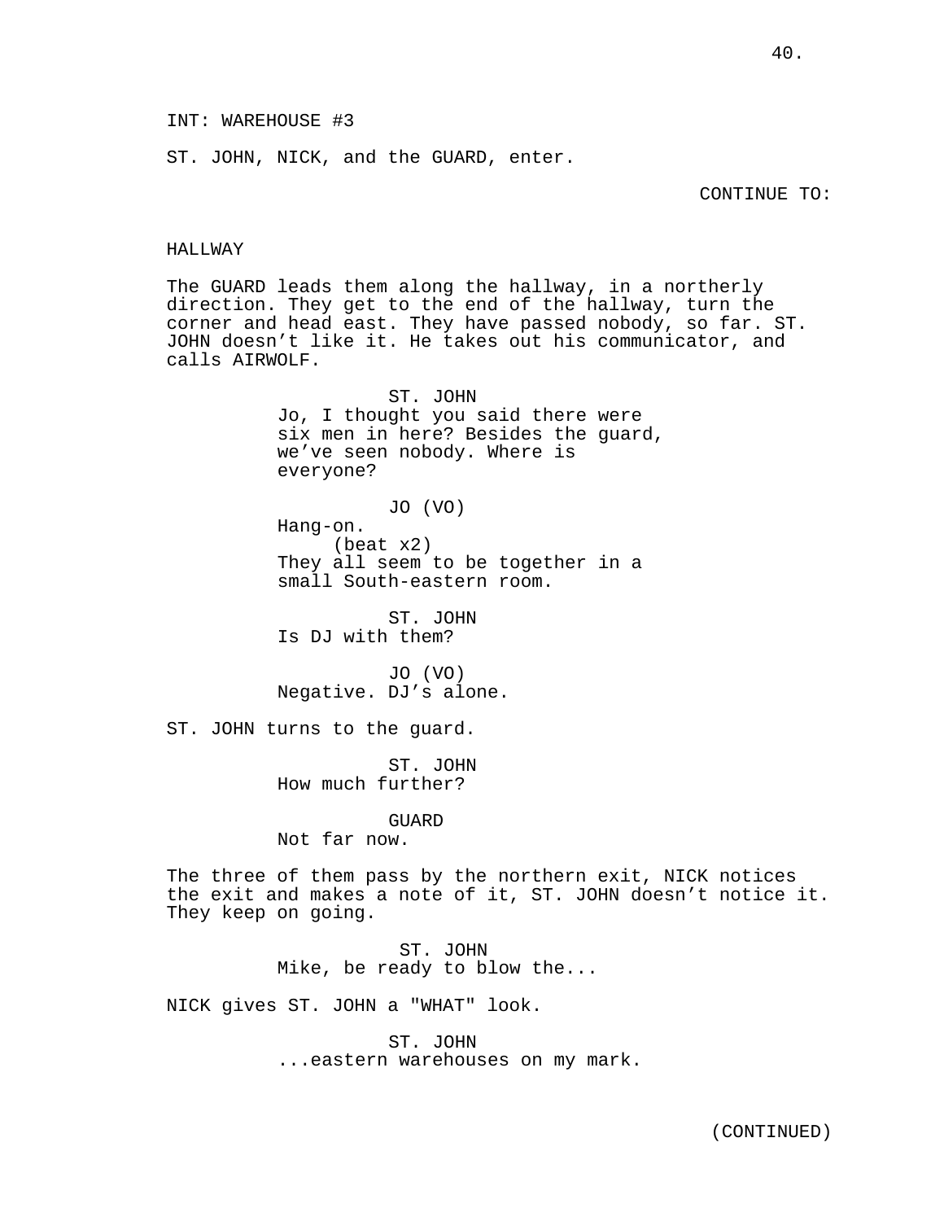INT: WAREHOUSE #3

ST. JOHN, NICK, and the GUARD, enter.

CONTINUE TO:

HALLWAY

The GUARD leads them along the hallway, in a northerly direction. They get to the end of the hallway, turn the corner and head east. They have passed nobody, so far. ST. JOHN doesn't like it. He takes out his communicator, and calls AIRWOLF.

ST. JOHN
Jo, I thought you said there were six men in here? Besides the guard, we've seen nobody. Where is everyone?

JO (VO)
Hang-on.
(beat x2)
They all seem to be together in a small South-eastern room.

ST. JOHN
Is DJ with them?

JO (VO)
Negative. DJ's alone.

ST. JOHN turns to the guard.

ST. JOHN
How much further?

GUARD
Not far now.

The three of them pass by the northern exit, NICK notices the exit and makes a note of it, ST. JOHN doesn't notice it. They keep on going.

ST. JOHN
Mike, be ready to blow the...

NICK gives ST. JOHN a "WHAT" look.

ST. JOHN
...eastern warehouses on my mark.

(CONTINUED)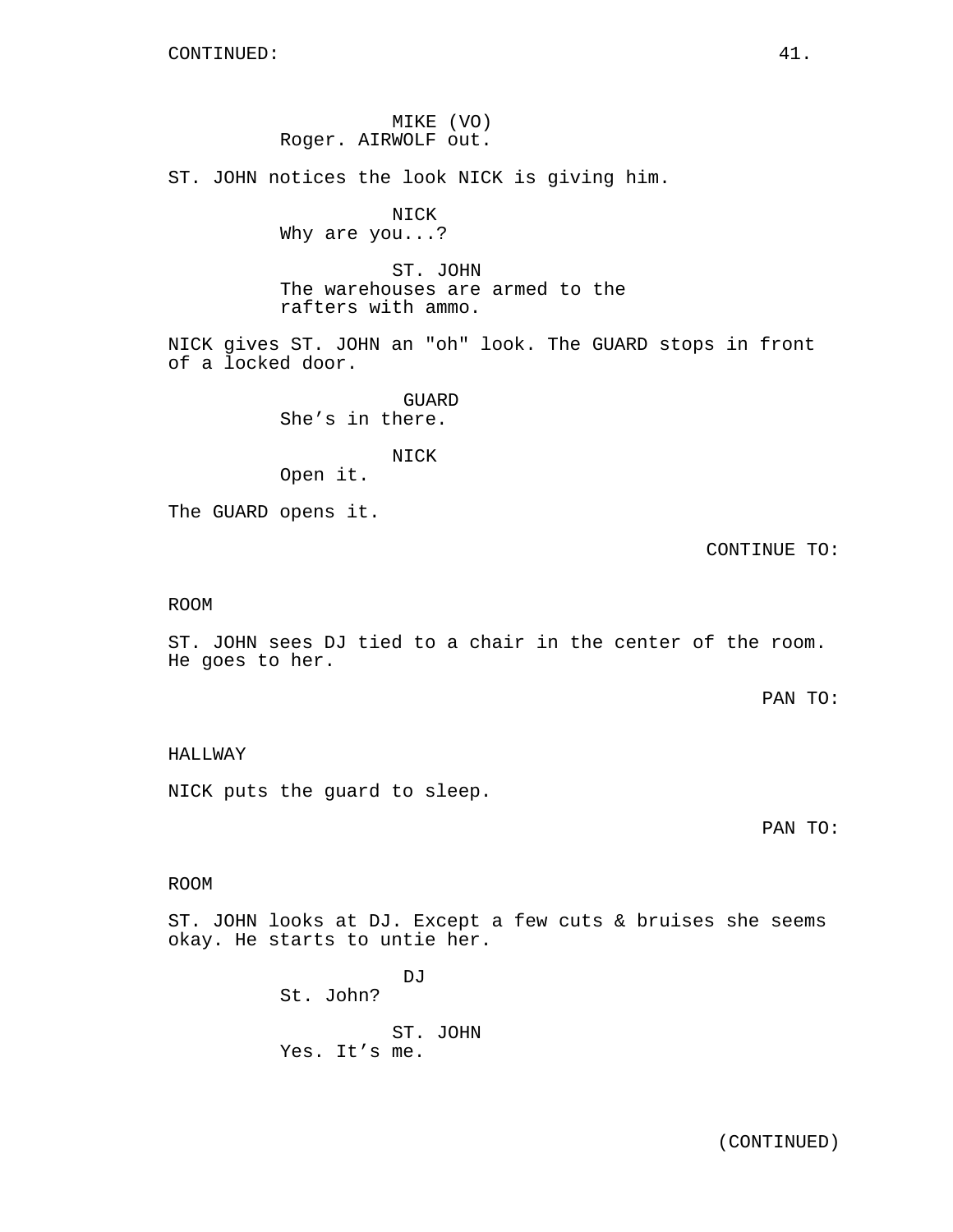CONTINUED:

MIKE (VO)
Roger. AIRWOLF out.

ST. JOHN notices the look NICK is giving him.

NICK
Why are you...?

ST. JOHN
The warehouses are armed to the rafters with ammo.

NICK gives ST. JOHN an "oh" look. The GUARD stops in front of a locked door.

GUARD
She's in there.

NICK
Open it.

The GUARD opens it.

CONTINUE TO:

ROOM

ST. JOHN sees DJ tied to a chair in the center of the room. He goes to her.

PAN TO:

HALLWAY

NICK puts the guard to sleep.

PAN TO:

ROOM

ST. JOHN looks at DJ. Except a few cuts & bruises she seems okay. He starts to untie her.

DJ
St. John?

ST. JOHN
Yes. It's me.

(CONTINUED)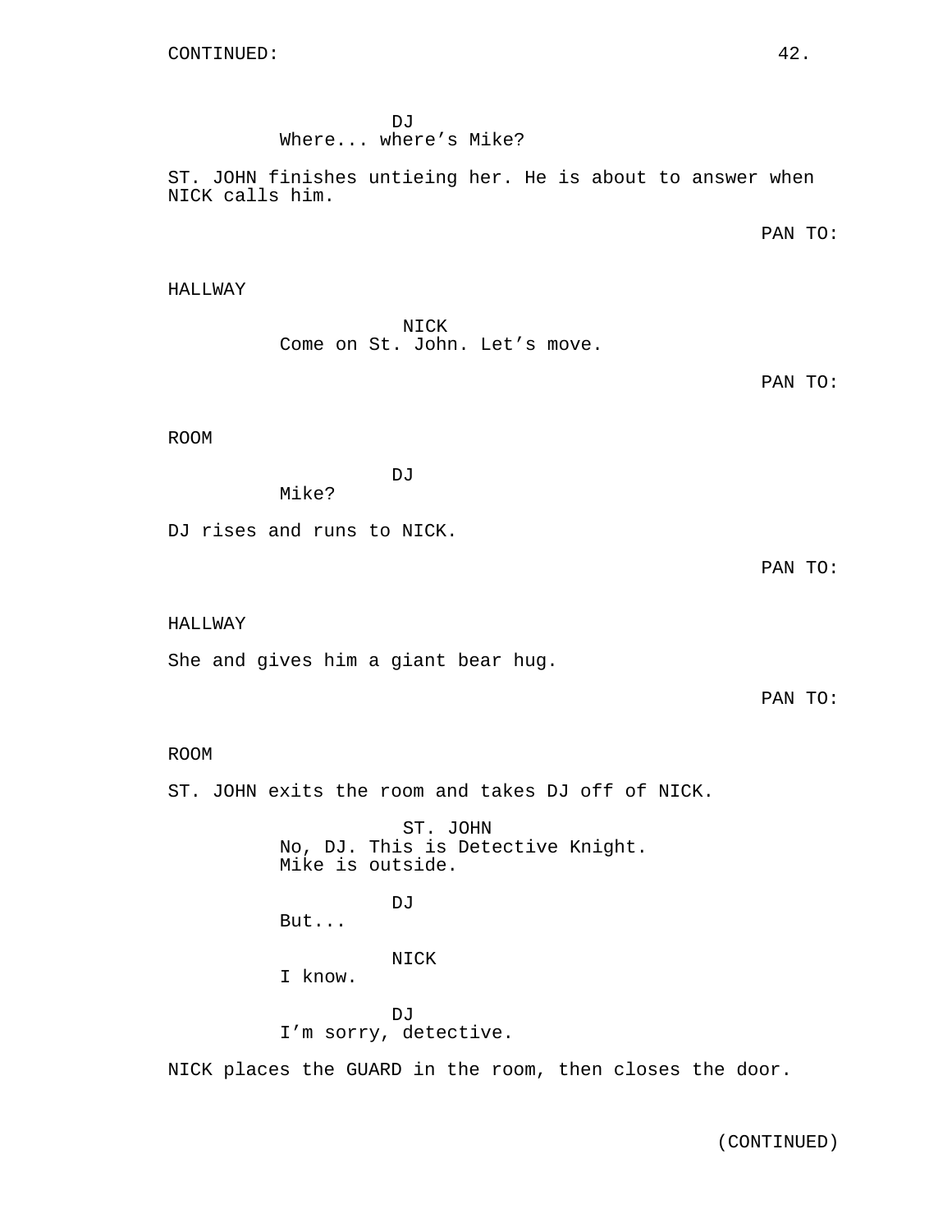CONTINUED:

DJ
Where... where's Mike?

ST. JOHN finishes untieing her. He is about to answer when NICK calls him.

PAN TO:

HALLWAY

NICK
Come on St. John. Let's move.

PAN TO:

ROOM

DJ
Mike?

DJ rises and runs to NICK.

PAN TO:

HALLWAY

She and gives him a giant bear hug.

PAN TO:

ROOM

ST. JOHN exits the room and takes DJ off of NICK.

ST. JOHN
No, DJ. This is Detective Knight.
Mike is outside.

DJ
But...

NICK
I know.

DJ
I'm sorry, detective.

NICK places the GUARD in the room, then closes the door.

(CONTINUED)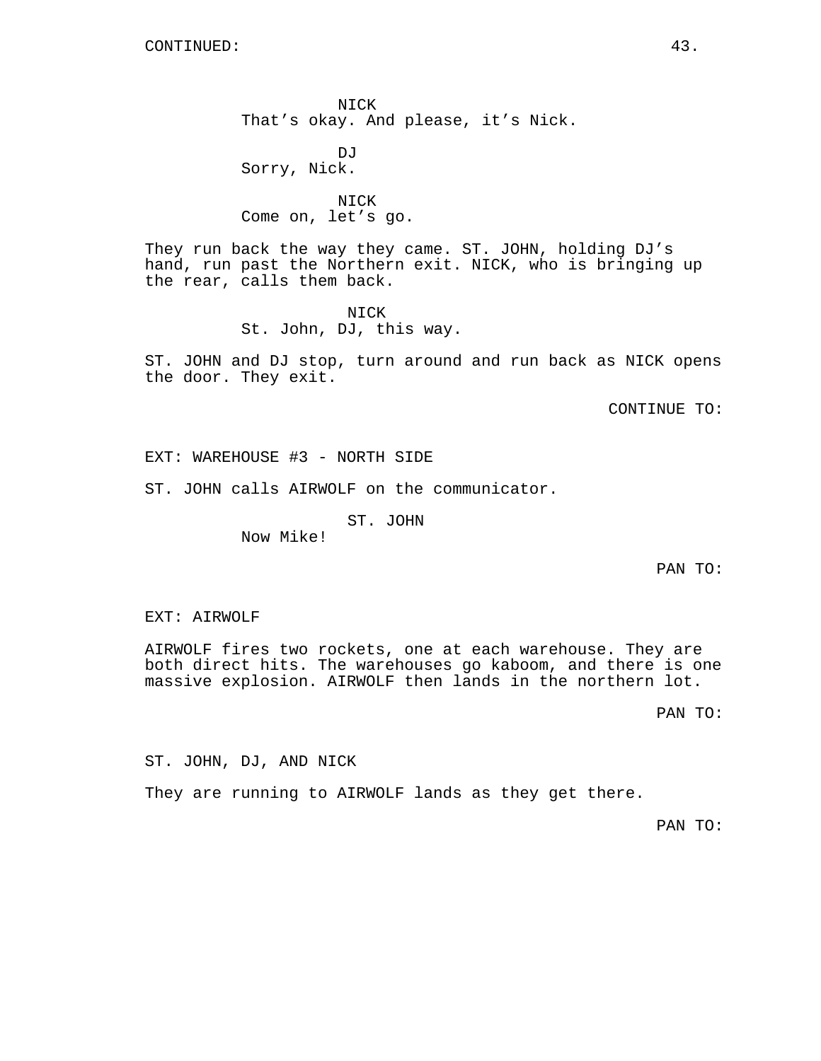CONTINUED:

NICK
That's okay. And please, it's Nick.

DJ
Sorry, Nick.

NICK
Come on, let's go.

They run back the way they came. ST. JOHN, holding DJ's hand, run past the Northern exit. NICK, who is bringing up the rear, calls them back.

NICK
St. John, DJ, this way.

ST. JOHN and DJ stop, turn around and run back as NICK opens the door. They exit.

CONTINUE TO:

EXT: WAREHOUSE #3 - NORTH SIDE

ST. JOHN calls AIRWOLF on the communicator.

ST. JOHN
Now Mike!

PAN TO:

EXT: AIRWOLF

AIRWOLF fires two rockets, one at each warehouse. They are both direct hits. The warehouses go kaboom, and there is one massive explosion. AIRWOLF then lands in the northern lot.

PAN TO:

ST. JOHN, DJ, AND NICK

They are running to AIRWOLF lands as they get there.

PAN TO: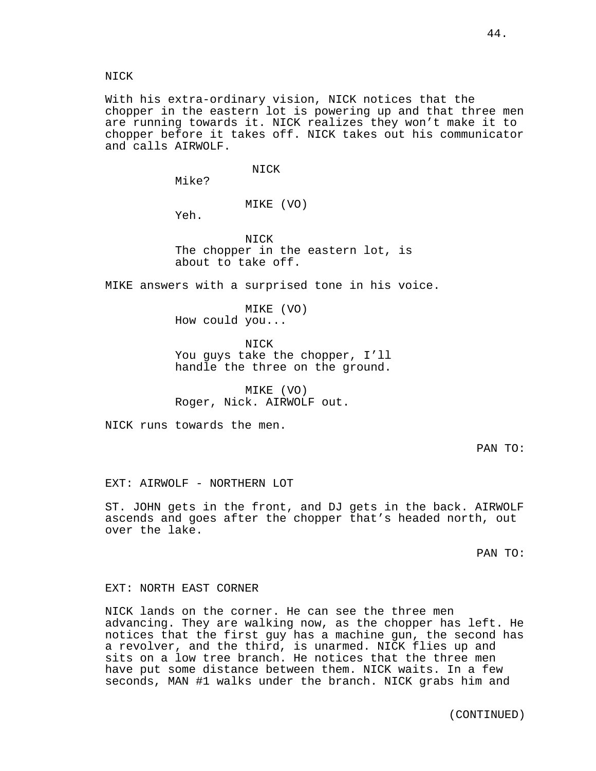NICK

With his extra-ordinary vision, NICK notices that the chopper in the eastern lot is powering up and that three men are running towards it. NICK realizes they won't make it to chopper before it takes off. NICK takes out his communicator and calls AIRWOLF.

NICK
Mike?

MIKE (VO)
Yeh.

NICK
The chopper in the eastern lot, is about to take off.

MIKE answers with a surprised tone in his voice.

MIKE (VO)
How could you...

NICK
You guys take the chopper, I'll handle the three on the ground.

MIKE (VO)
Roger, Nick. AIRWOLF out.

NICK runs towards the men.

PAN TO:

EXT: AIRWOLF - NORTHERN LOT

ST. JOHN gets in the front, and DJ gets in the back. AIRWOLF ascends and goes after the chopper that's headed north, out over the lake.

PAN TO:

EXT: NORTH EAST CORNER

NICK lands on the corner. He can see the three men advancing. They are walking now, as the chopper has left. He notices that the first guy has a machine gun, the second has a revolver, and the third, is unarmed. NICK flies up and sits on a low tree branch. He notices that the three men have put some distance between them. NICK waits. In a few seconds, MAN #1 walks under the branch. NICK grabs him and

(CONTINUED)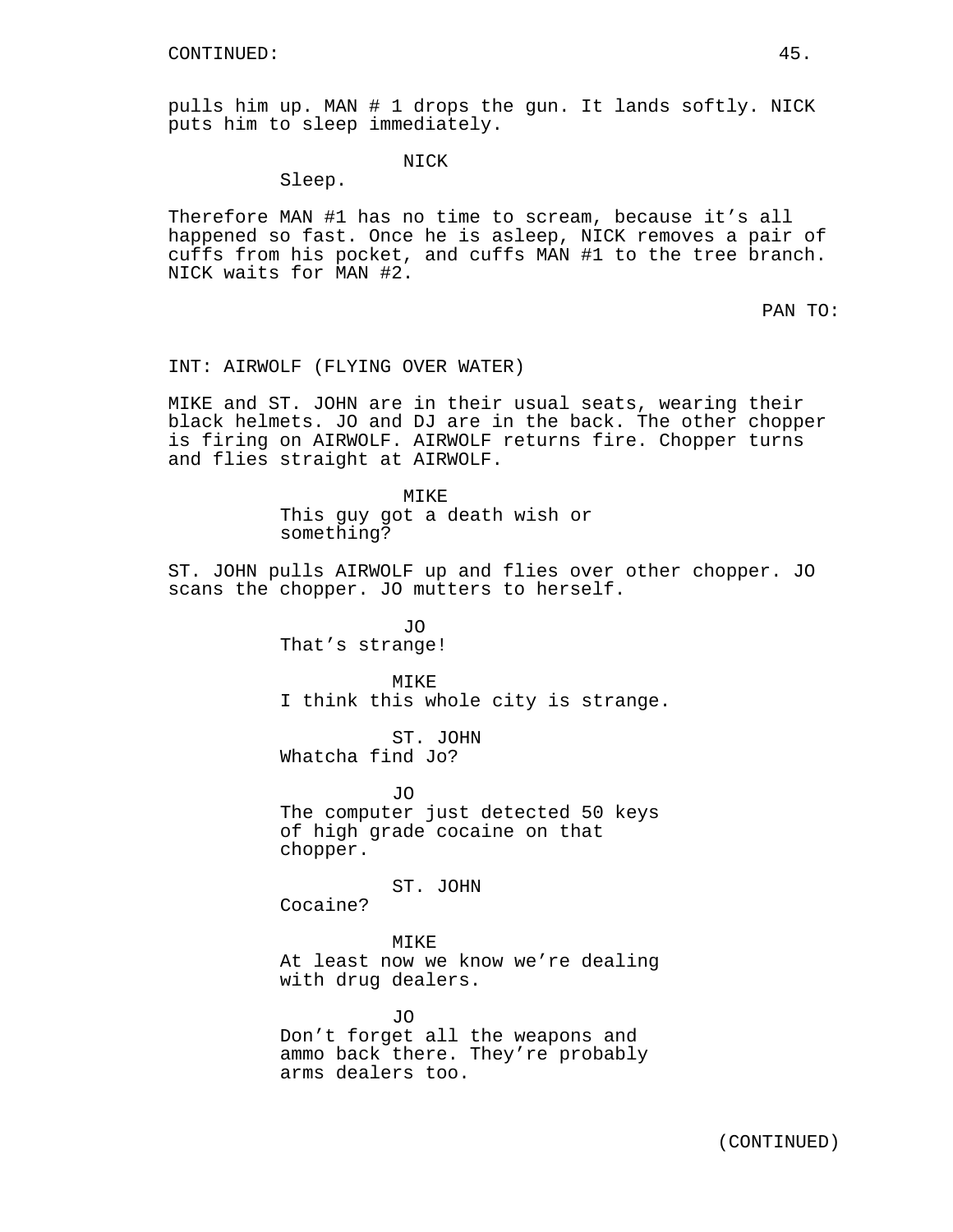pulls him up. MAN # 1 drops the gun. It lands softly. NICK puts him to sleep immediately.

NICK
Sleep.

Therefore MAN #1 has no time to scream, because it's all happened so fast. Once he is asleep, NICK removes a pair of cuffs from his pocket, and cuffs MAN #1 to the tree branch. NICK waits for MAN #2.

PAN TO:

INT: AIRWOLF (FLYING OVER WATER)

MIKE and ST. JOHN are in their usual seats, wearing their black helmets. JO and DJ are in the back. The other chopper is firing on AIRWOLF. AIRWOLF returns fire. Chopper turns and flies straight at AIRWOLF.

MIKE
This guy got a death wish or something?

ST. JOHN pulls AIRWOLF up and flies over other chopper. JO scans the chopper. JO mutters to herself.

JO
That's strange!

MIKE
I think this whole city is strange.

ST. JOHN
Whatcha find Jo?

JO
The computer just detected 50 keys of high grade cocaine on that chopper.

ST. JOHN
Cocaine?

MIKE
At least now we know we're dealing with drug dealers.

JO
Don't forget all the weapons and ammo back there. They're probably arms dealers too.

(CONTINUED)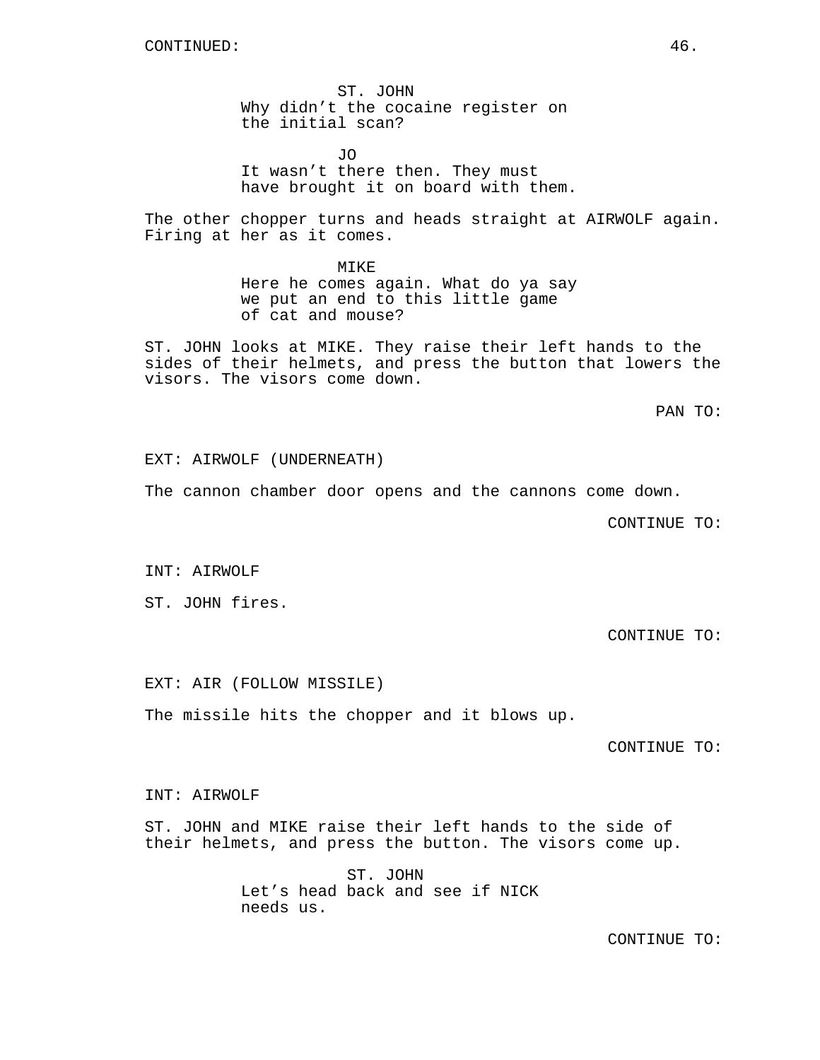CONTINUED:

ST. JOHN
Why didn't the cocaine register on the initial scan?

JO
It wasn't there then. They must have brought it on board with them.

The other chopper turns and heads straight at AIRWOLF again. Firing at her as it comes.

MIKE
Here he comes again. What do ya say we put an end to this little game of cat and mouse?

ST. JOHN looks at MIKE. They raise their left hands to the sides of their helmets, and press the button that lowers the visors. The visors come down.

PAN TO:

EXT: AIRWOLF (UNDERNEATH)

The cannon chamber door opens and the cannons come down.

CONTINUE TO:

INT: AIRWOLF

ST. JOHN fires.

CONTINUE TO:

EXT: AIR (FOLLOW MISSILE)

The missile hits the chopper and it blows up.

CONTINUE TO:

INT: AIRWOLF

ST. JOHN and MIKE raise their left hands to the side of their helmets, and press the button. The visors come up.

ST. JOHN
Let's head back and see if NICK needs us.

CONTINUE TO: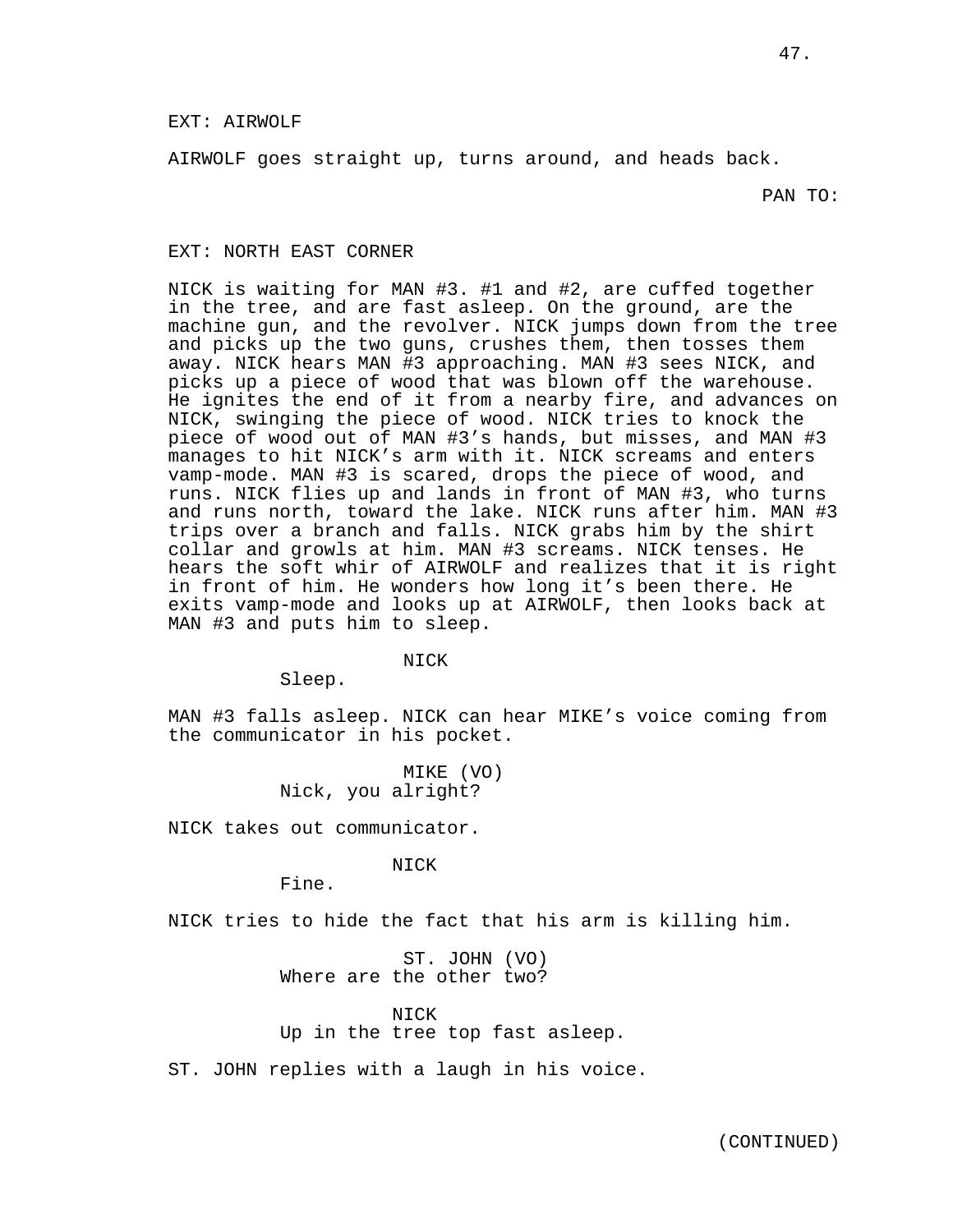EXT: AIRWOLF

AIRWOLF goes straight up, turns around, and heads back.

PAN TO:

EXT: NORTH EAST CORNER

NICK is waiting for MAN #3. #1 and #2, are cuffed together in the tree, and are fast asleep. On the ground, are the machine gun, and the revolver. NICK jumps down from the tree and picks up the two guns, crushes them, then tosses them away. NICK hears MAN #3 approaching. MAN #3 sees NICK, and picks up a piece of wood that was blown off the warehouse. He ignites the end of it from a nearby fire, and advances on NICK, swinging the piece of wood. NICK tries to knock the piece of wood out of MAN #3's hands, but misses, and MAN #3 manages to hit NICK's arm with it. NICK screams and enters vamp-mode. MAN #3 is scared, drops the piece of wood, and runs. NICK flies up and lands in front of MAN #3, who turns and runs north, toward the lake. NICK runs after him. MAN #3 trips over a branch and falls. NICK grabs him by the shirt collar and growls at him. MAN #3 screams. NICK tenses. He hears the soft whir of AIRWOLF and realizes that it is right in front of him. He wonders how long it's been there. He exits vamp-mode and looks up at AIRWOLF, then looks back at MAN #3 and puts him to sleep.

NICK
Sleep.

MAN #3 falls asleep. NICK can hear MIKE's voice coming from the communicator in his pocket.

MIKE (VO)
Nick, you alright?

NICK takes out communicator.

NICK
Fine.

NICK tries to hide the fact that his arm is killing him.

ST. JOHN (VO)
Where are the other two?

NICK
Up in the tree top fast asleep.

ST. JOHN replies with a laugh in his voice.

(CONTINUED)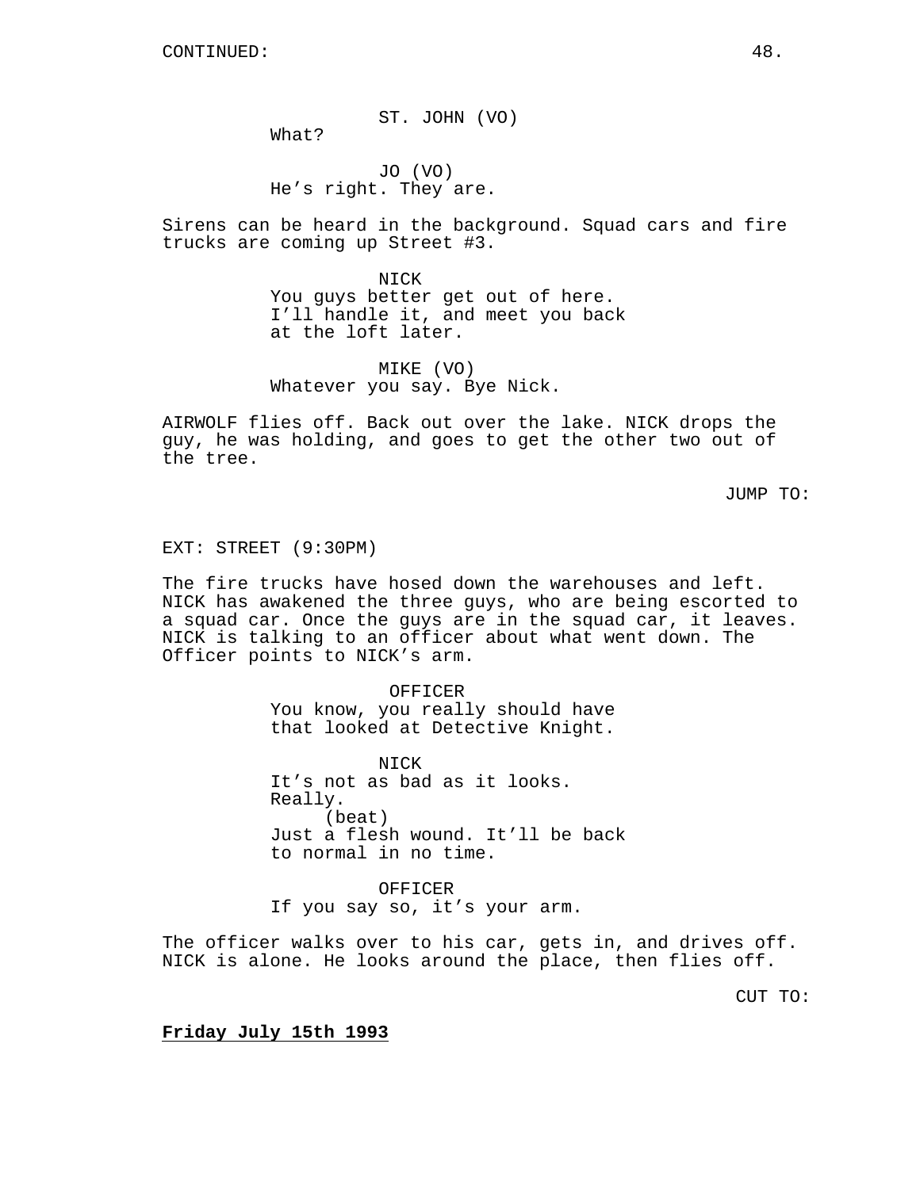CONTINUED:

ST. JOHN (VO)
What?

JO (VO)
He's right. They are.

Sirens can be heard in the background. Squad cars and fire trucks are coming up Street #3.

NICK
You guys better get out of here. I'll handle it, and meet you back at the loft later.

MIKE (VO)
Whatever you say. Bye Nick.

AIRWOLF flies off. Back out over the lake. NICK drops the guy, he was holding, and goes to get the other two out of the tree.

JUMP TO:

EXT: STREET (9:30PM)

The fire trucks have hosed down the warehouses and left. NICK has awakened the three guys, who are being escorted to a squad car. Once the guys are in the squad car, it leaves. NICK is talking to an officer about what went down. The Officer points to NICK's arm.

OFFICER
You know, you really should have that looked at Detective Knight.

NICK
It's not as bad as it looks. Really.
(beat)
Just a flesh wound. It'll be back to normal in no time.

OFFICER
If you say so, it's your arm.

The officer walks over to his car, gets in, and drives off. NICK is alone. He looks around the place, then flies off.

CUT TO:

**Friday July 15th 1993**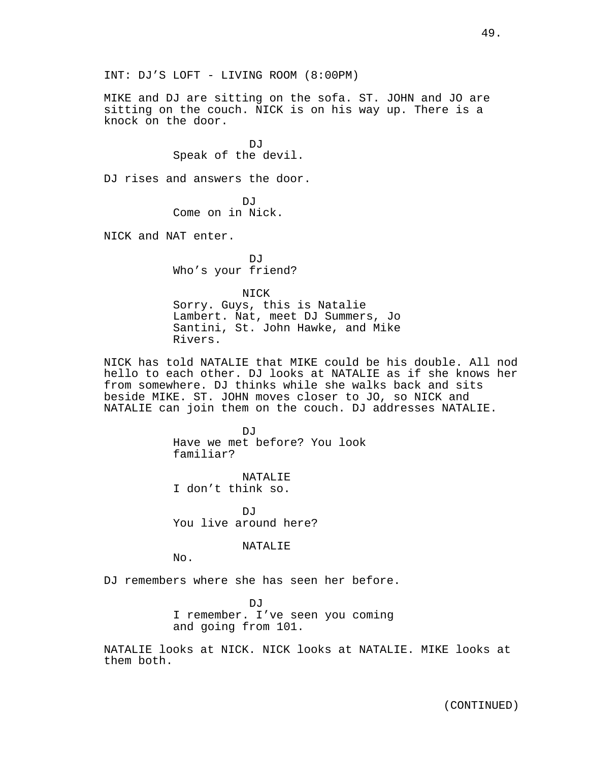INT: DJ’S LOFT - LIVING ROOM (8:00PM)

MIKE and DJ are sitting on the sofa. ST. JOHN and JO are sitting on the couch. NICK is on his way up. There is a knock on the door.

DJ
Speak of the devil.

DJ rises and answers the door.

DJ
Come on in Nick.

NICK and NAT enter.

DJ
Who’s your friend?

NICK
Sorry. Guys, this is Natalie Lambert. Nat, meet DJ Summers, Jo Santini, St. John Hawke, and Mike Rivers.

NICK has told NATALIE that MIKE could be his double. All nod hello to each other. DJ looks at NATALIE as if she knows her from somewhere. DJ thinks while she walks back and sits beside MIKE. ST. JOHN moves closer to JO, so NICK and NATALIE can join them on the couch. DJ addresses NATALIE.

DJ
Have we met before? You look familiar?

NATALIE
I don’t think so.

DJ
You live around here?

NATALIE
No.

DJ remembers where she has seen her before.

DJ
I remember. I’ve seen you coming and going from 101.

NATALIE looks at NICK. NICK looks at NATALIE. MIKE looks at them both.

(CONTINUED)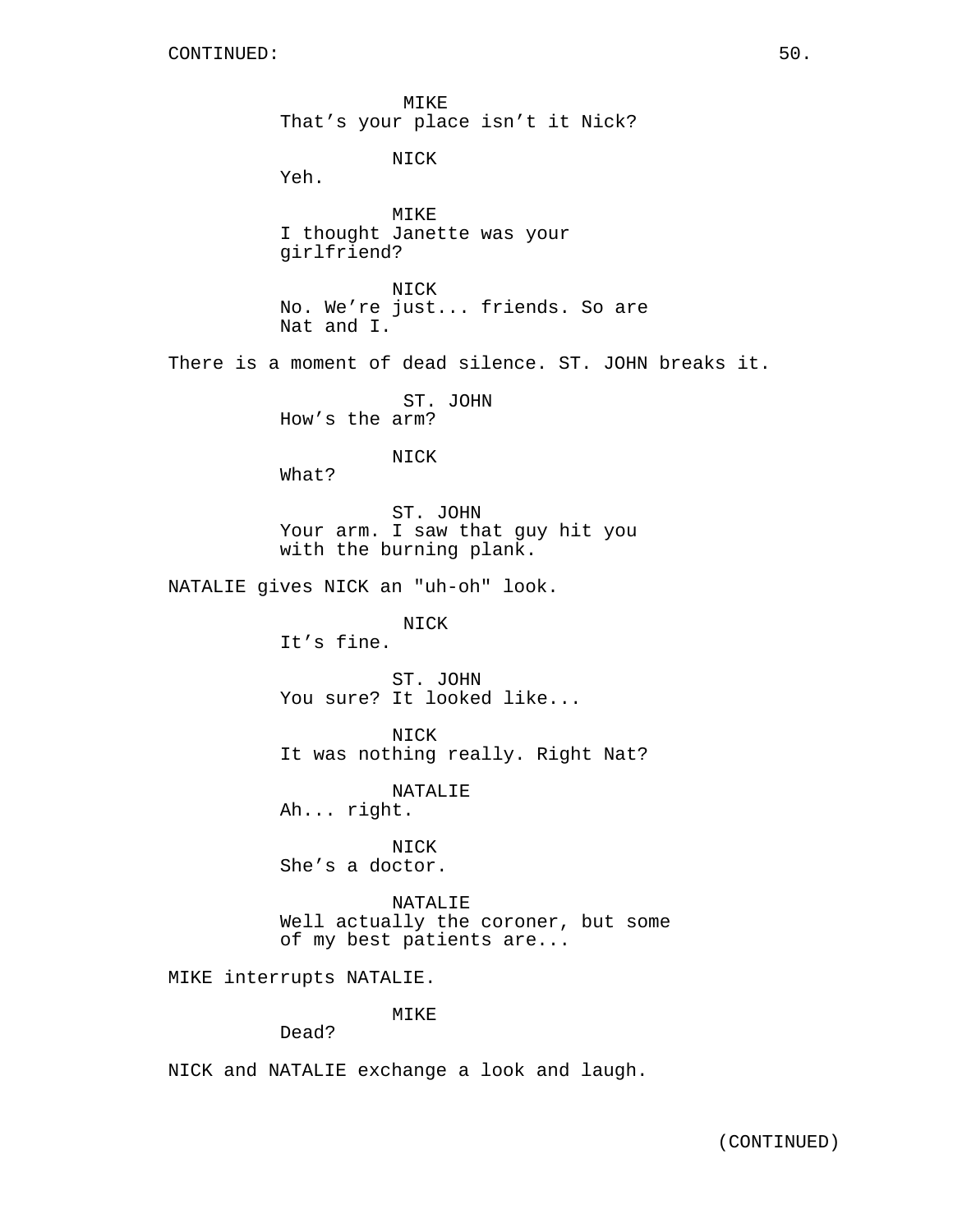CONTINUED:

MIKE
That's your place isn't it Nick?

NICK
Yeh.

MIKE
I thought Janette was your girlfriend?

NICK
No. We're just... friends. So are Nat and I.

There is a moment of dead silence. ST. JOHN breaks it.

ST. JOHN
How's the arm?

NICK
What?

ST. JOHN
Your arm. I saw that guy hit you with the burning plank.

NATALIE gives NICK an "uh-oh" look.

NICK
It's fine.

ST. JOHN
You sure? It looked like...

NICK
It was nothing really. Right Nat?

NATALIE
Ah... right.

NICK
She's a doctor.

NATALIE
Well actually the coroner, but some of my best patients are...

MIKE interrupts NATALIE.

MIKE
Dead?

NICK and NATALIE exchange a look and laugh.

(CONTINUED)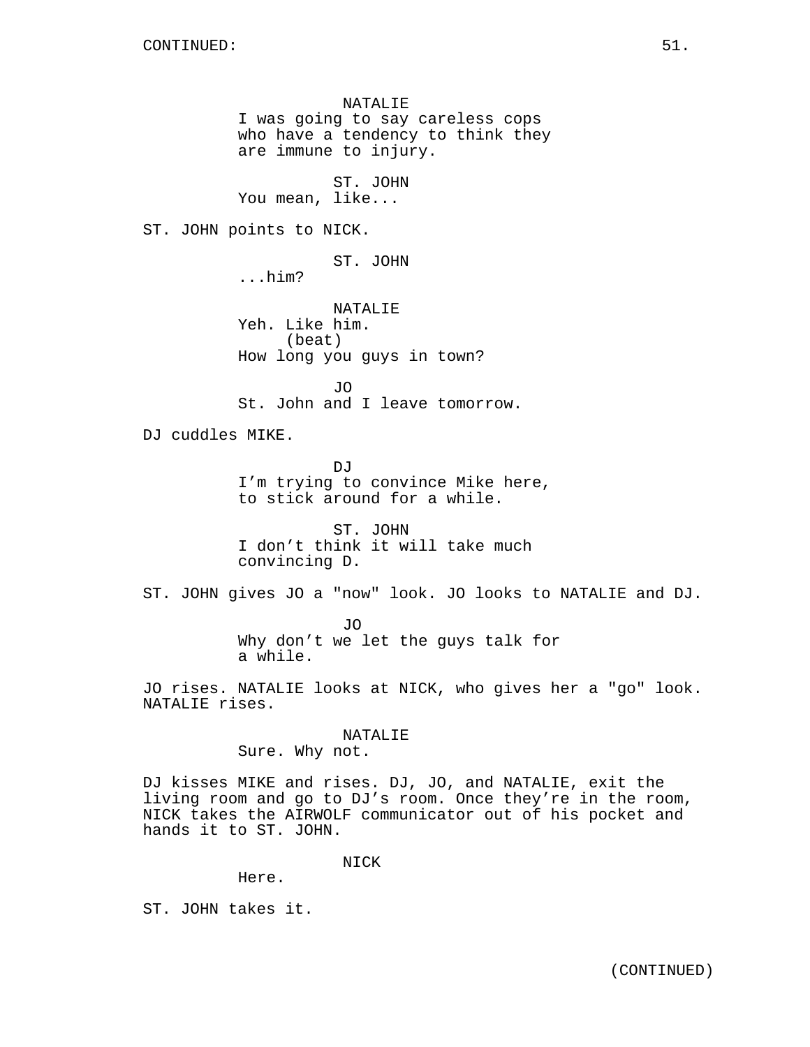CONTINUED:

NATALIE
I was going to say careless cops who have a tendency to think they are immune to injury.

ST. JOHN
You mean, like...

ST. JOHN points to NICK.

ST. JOHN
...him?

NATALIE
Yeh. Like him.
(beat)
How long you guys in town?

JO
St. John and I leave tomorrow.

DJ cuddles MIKE.

DJ
I'm trying to convince Mike here, to stick around for a while.

ST. JOHN
I don't think it will take much convincing D.

ST. JOHN gives JO a "now" look. JO looks to NATALIE and DJ.

JO
Why don't we let the guys talk for a while.

JO rises. NATALIE looks at NICK, who gives her a "go" look. NATALIE rises.

NATALIE
Sure. Why not.

DJ kisses MIKE and rises. DJ, JO, and NATALIE, exit the living room and go to DJ's room. Once they're in the room, NICK takes the AIRWOLF communicator out of his pocket and hands it to ST. JOHN.

NICK
Here.

ST. JOHN takes it.

(CONTINUED)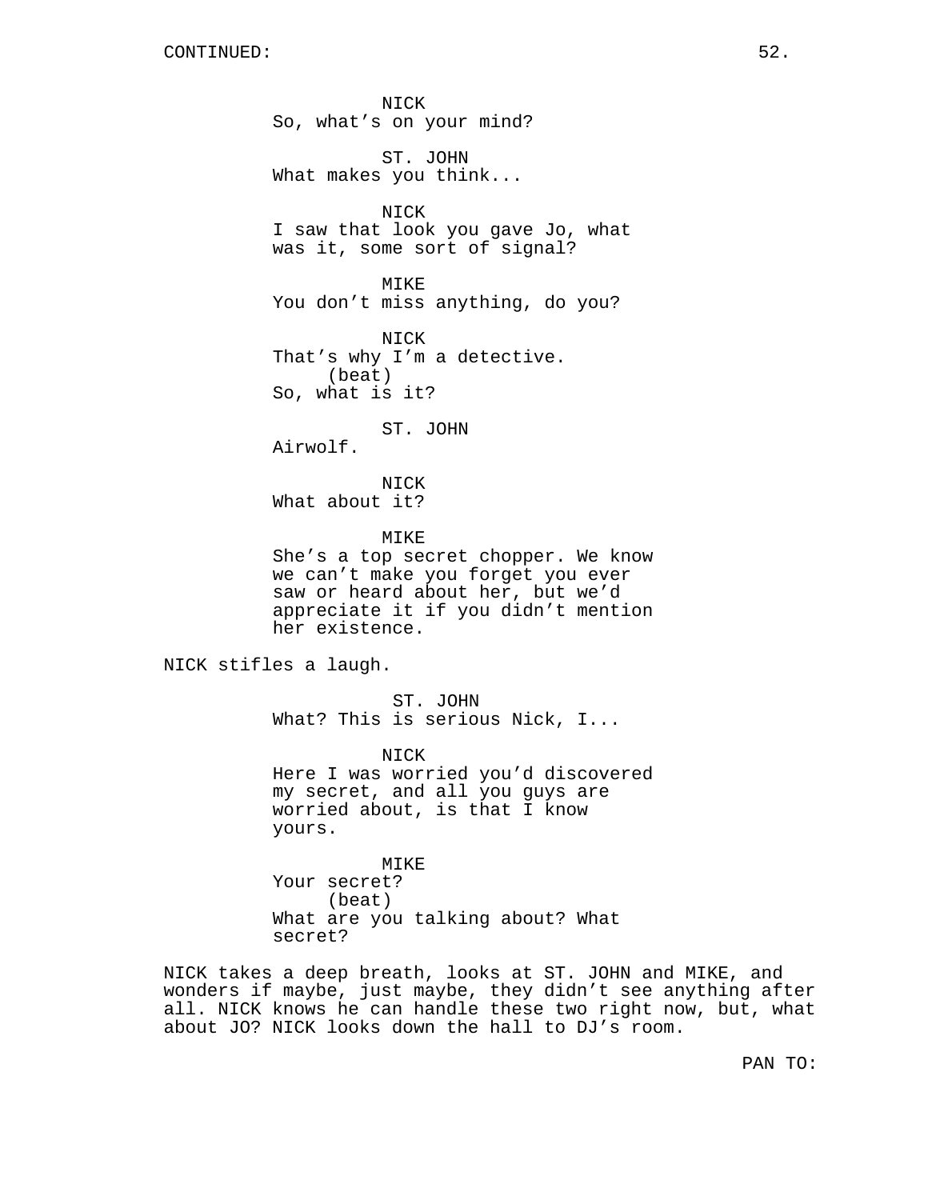CONTINUED:

NICK
So, what's on your mind?

ST. JOHN
What makes you think...

NICK
I saw that look you gave Jo, what was it, some sort of signal?

MIKE
You don't miss anything, do you?

NICK
That's why I'm a detective.
(beat)
So, what is it?

ST. JOHN
Airwolf.

NICK
What about it?

MIKE
She's a top secret chopper. We know we can't make you forget you ever saw or heard about her, but we'd appreciate it if you didn't mention her existence.

NICK stifles a laugh.

ST. JOHN
What? This is serious Nick, I...

NICK
Here I was worried you'd discovered my secret, and all you guys are worried about, is that I know yours.

MIKE
Your secret?
(beat)
What are you talking about? What secret?

NICK takes a deep breath, looks at ST. JOHN and MIKE, and wonders if maybe, just maybe, they didn't see anything after all. NICK knows he can handle these two right now, but, what about JO? NICK looks down the hall to DJ's room.

PAN TO: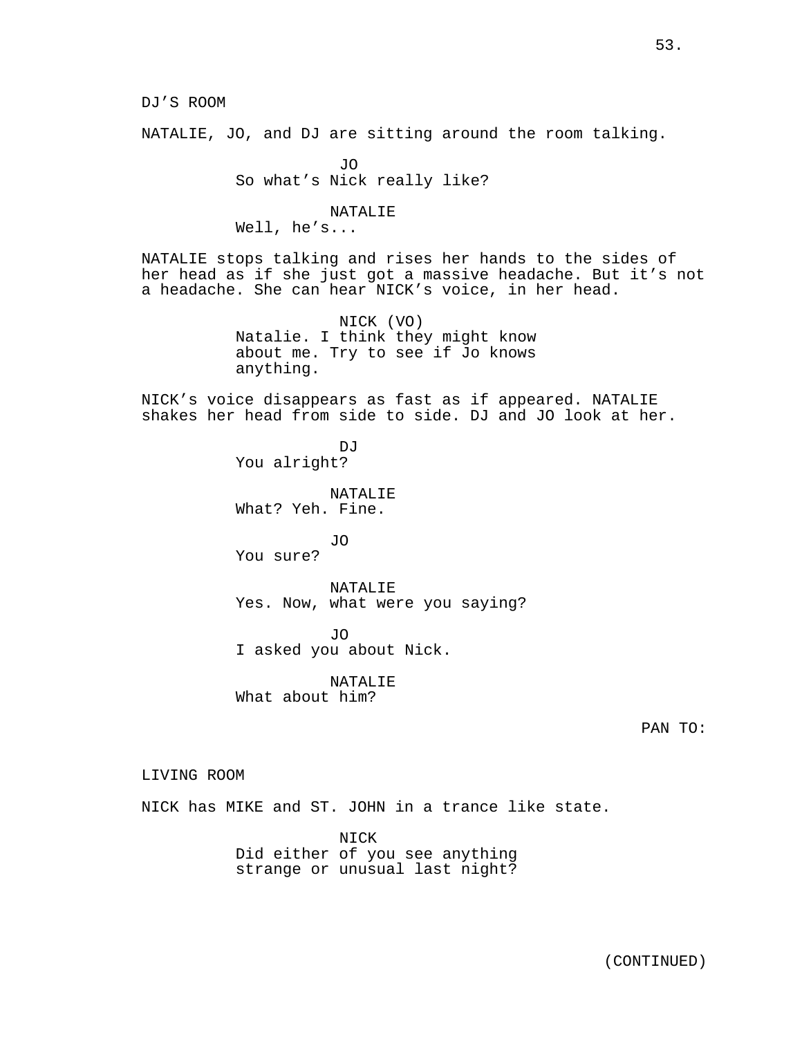DJ’S ROOM

NATALIE, JO, and DJ are sitting around the room talking.

JO
So what’s Nick really like?

NATALIE
Well, he’s...

NATALIE stops talking and rises her hands to the sides of her head as if she just got a massive headache. But it’s not a headache. She can hear NICK’s voice, in her head.

NICK (VO)
Natalie. I think they might know about me. Try to see if Jo knows anything.

NICK’s voice disappears as fast as if appeared. NATALIE shakes her head from side to side. DJ and JO look at her.

DJ
You alright?

NATALIE
What? Yeh. Fine.

JO
You sure?

NATALIE
Yes. Now, what were you saying?

JO
I asked you about Nick.

NATALIE
What about him?

PAN TO:

LIVING ROOM

NICK has MIKE and ST. JOHN in a trance like state.

NICK
Did either of you see anything strange or unusual last night?

(CONTINUED)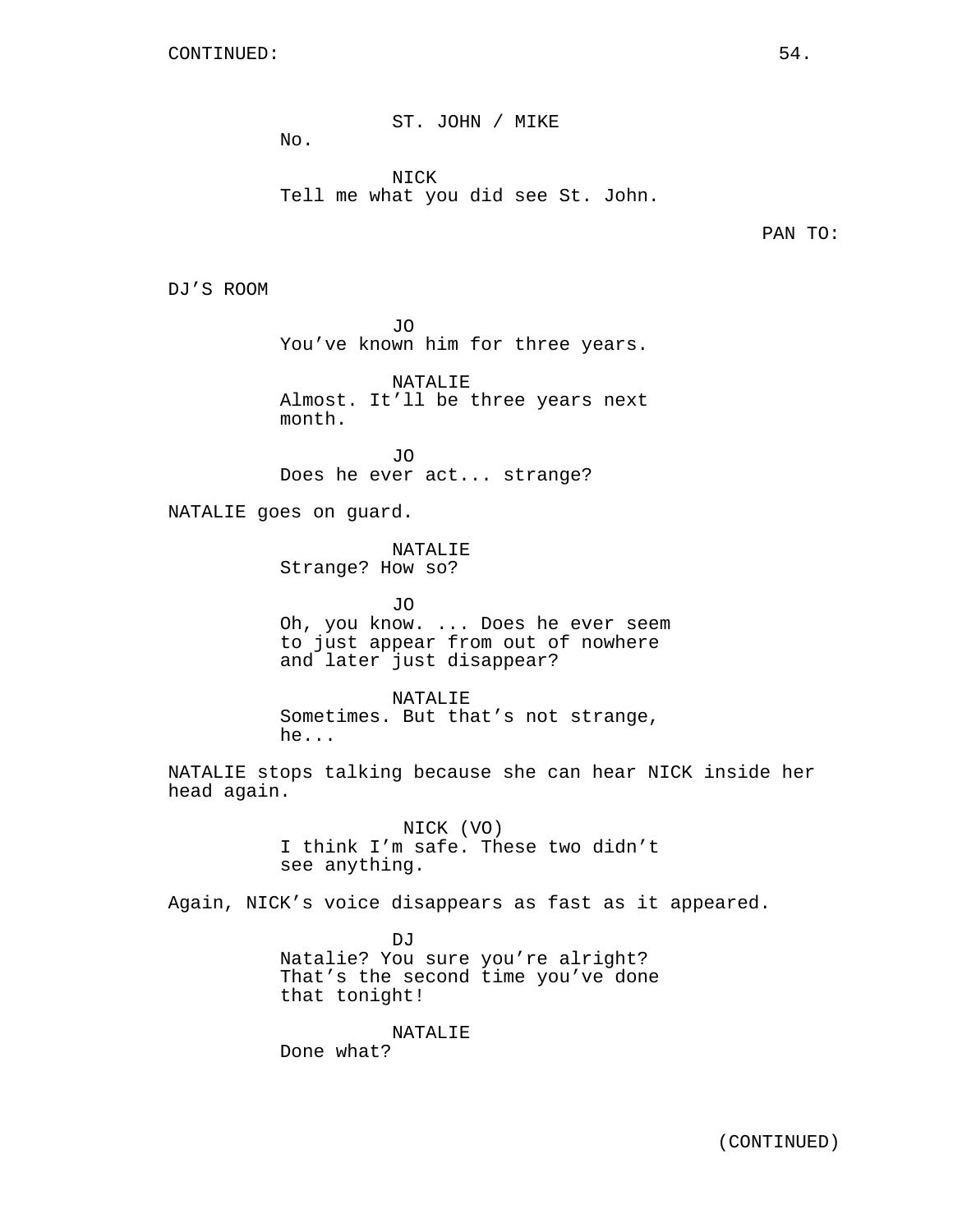CONTINUED:

ST. JOHN / MIKE
No.

NICK
Tell me what you did see St. John.

PAN TO:

DJ'S ROOM

JO
You've known him for three years.

NATALIE
Almost. It'll be three years next month.

JO
Does he ever act... strange?

NATALIE goes on guard.

NATALIE
Strange? How so?

JO
Oh, you know. ... Does he ever seem to just appear from out of nowhere and later just disappear?

NATALIE
Sometimes. But that's not strange, he...

NATALIE stops talking because she can hear NICK inside her head again.

NICK (VO)
I think I'm safe. These two didn't see anything.

Again, NICK's voice disappears as fast as it appeared.

DJ
Natalie? You sure you're alright? That's the second time you've done that tonight!

NATALIE
Done what?

(CONTINUED)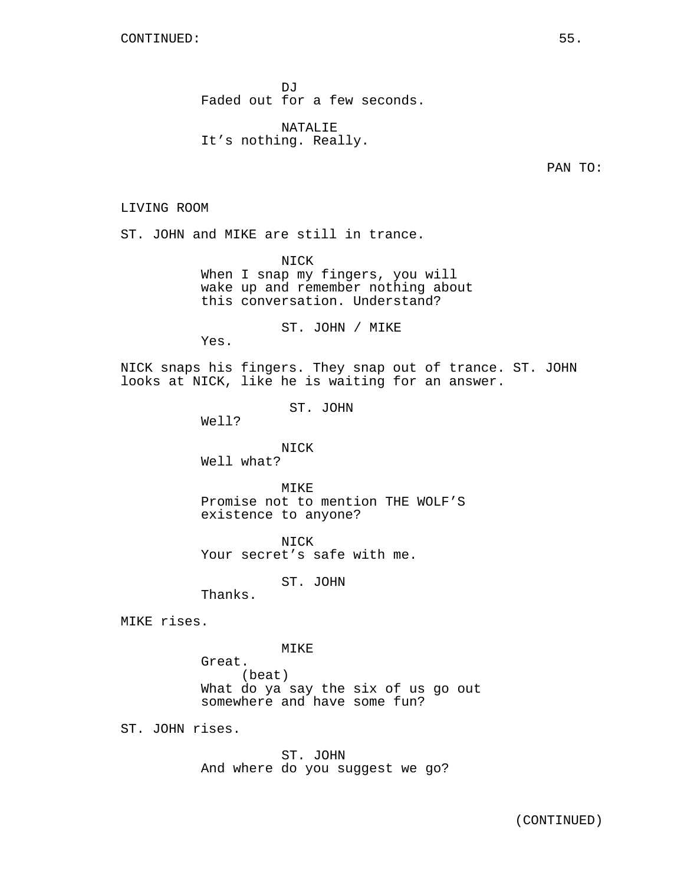CONTINUED:

DJ
Faded out for a few seconds.

NATALIE
It’s nothing. Really.

PAN TO:

LIVING ROOM

ST. JOHN and MIKE are still in trance.

NICK
When I snap my fingers, you will wake up and remember nothing about this conversation. Understand?

ST. JOHN / MIKE
Yes.

NICK snaps his fingers. They snap out of trance. ST. JOHN looks at NICK, like he is waiting for an answer.

ST. JOHN
Well?

NICK
Well what?

MIKE
Promise not to mention THE WOLF’S existence to anyone?

NICK
Your secret’s safe with me.

ST. JOHN
Thanks.

MIKE rises.

MIKE
Great.
(beat)
What do ya say the six of us go out somewhere and have some fun?

ST. JOHN rises.

ST. JOHN
And where do you suggest we go?

(CONTINUED)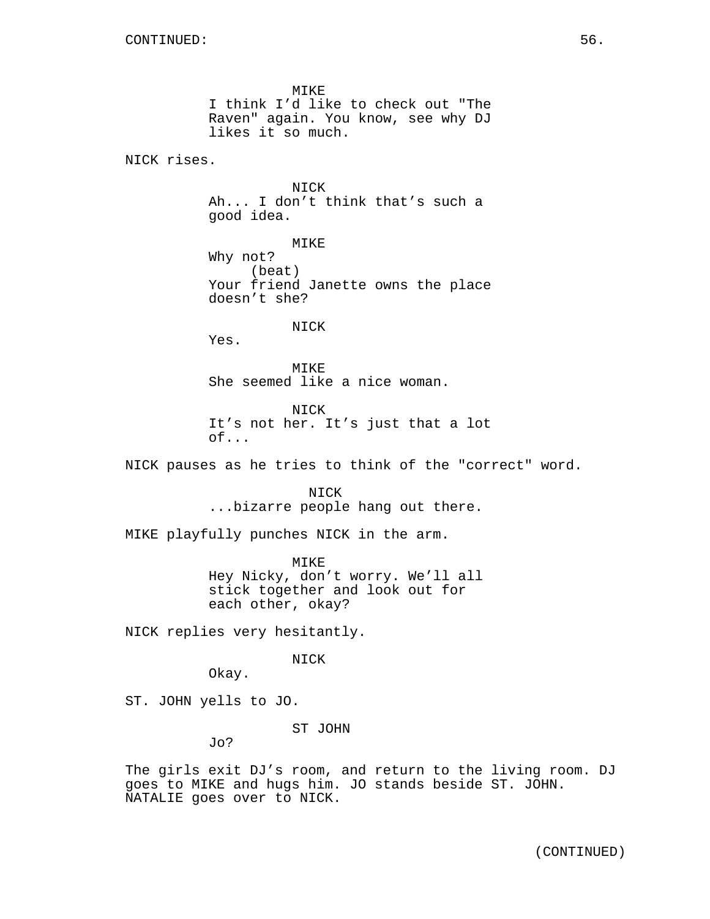CONTINUED:

MIKE
I think I'd like to check out "The Raven" again. You know, see why DJ likes it so much.

NICK rises.

NICK
Ah... I don't think that's such a good idea.

MIKE
Why not?
(beat)
Your friend Janette owns the place doesn't she?

NICK
Yes.

MIKE
She seemed like a nice woman.

NICK
It's not her. It's just that a lot of...

NICK pauses as he tries to think of the "correct" word.

NICK
...bizarre people hang out there.

MIKE playfully punches NICK in the arm.

MIKE
Hey Nicky, don't worry. We'll all stick together and look out for each other, okay?

NICK replies very hesitantly.

NICK
Okay.

ST. JOHN yells to JO.

ST JOHN
Jo?

The girls exit DJ's room, and return to the living room. DJ goes to MIKE and hugs him. JO stands beside ST. JOHN. NATALIE goes over to NICK.

(CONTINUED)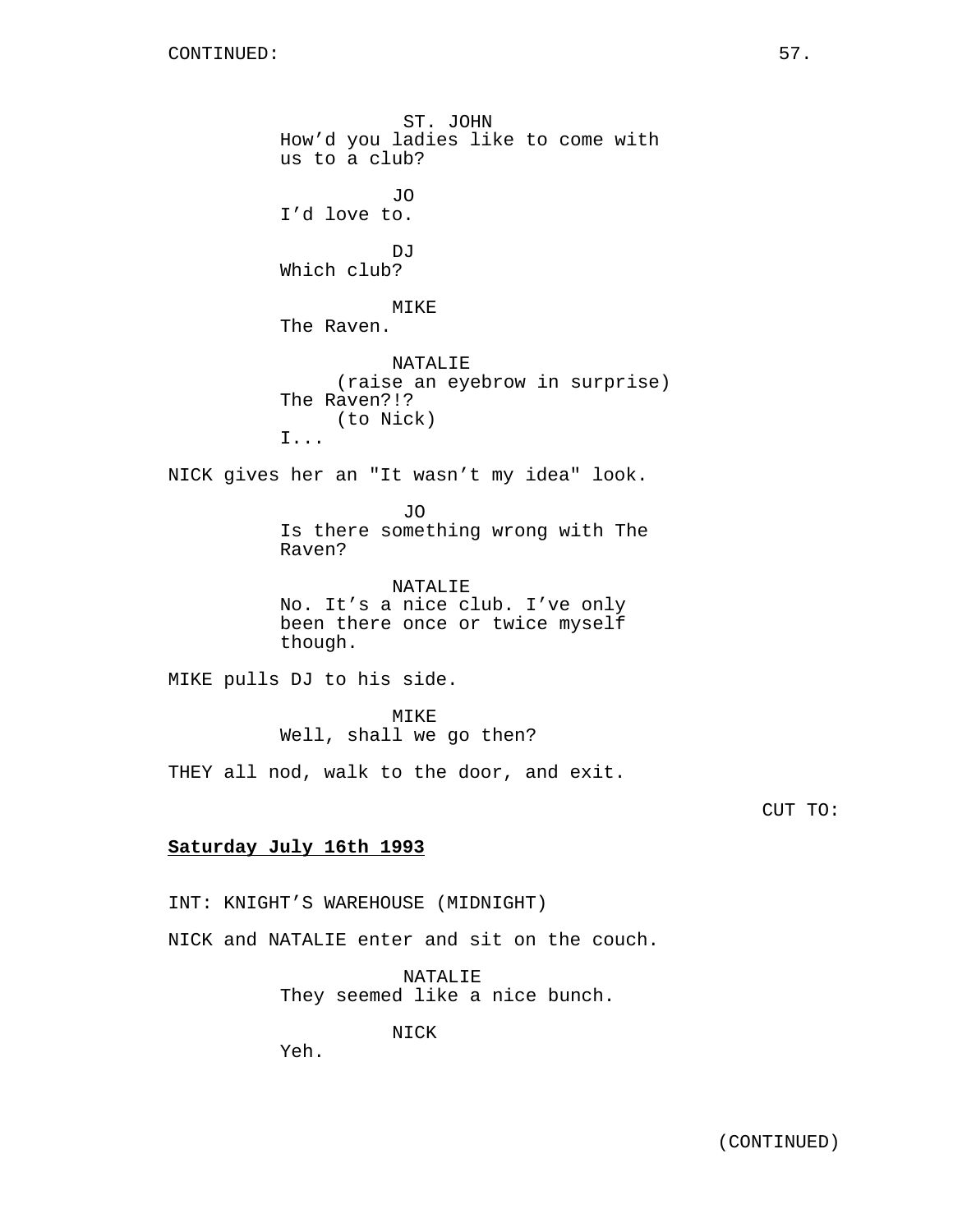CONTINUED:

ST. JOHN
How'd you ladies like to come with us to a club?

JO
I'd love to.

DJ
Which club?

MIKE
The Raven.

NATALIE
(raise an eyebrow in surprise)
The Raven?!?
(to Nick)
I...

NICK gives her an "It wasn't my idea" look.

JO
Is there something wrong with The Raven?

NATALIE
No. It's a nice club. I've only been there once or twice myself though.

MIKE pulls DJ to his side.

MIKE
Well, shall we go then?

THEY all nod, walk to the door, and exit.

CUT TO:

**Saturday July 16th 1993**

INT: KNIGHT'S WAREHOUSE (MIDNIGHT)

NICK and NATALIE enter and sit on the couch.

NATALIE
They seemed like a nice bunch.

NICK
Yeh.

(CONTINUED)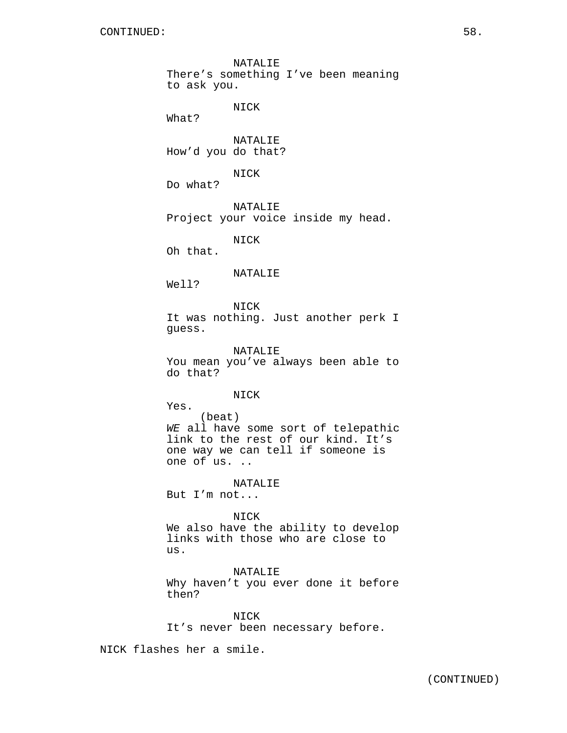NATALIE
There's something I've been meaning to ask you.

NICK
What?

NATALIE
How'd you do that?

NICK
Do what?

NATALIE
Project your voice inside my head.

NICK
Oh that.

NATALIE
Well?

NICK
It was nothing. Just another perk I guess.

NATALIE
You mean you've always been able to do that?

NICK
Yes.
(beat)
*WE* all have some sort of telepathic link to the rest of our kind. It's one way we can tell if someone is one of us. ..

NATALIE
But I'm not...

NICK
We also have the ability to develop links with those who are close to us.

NATALIE
Why haven't you ever done it before then?

NICK
It's never been necessary before.

NICK flashes her a smile.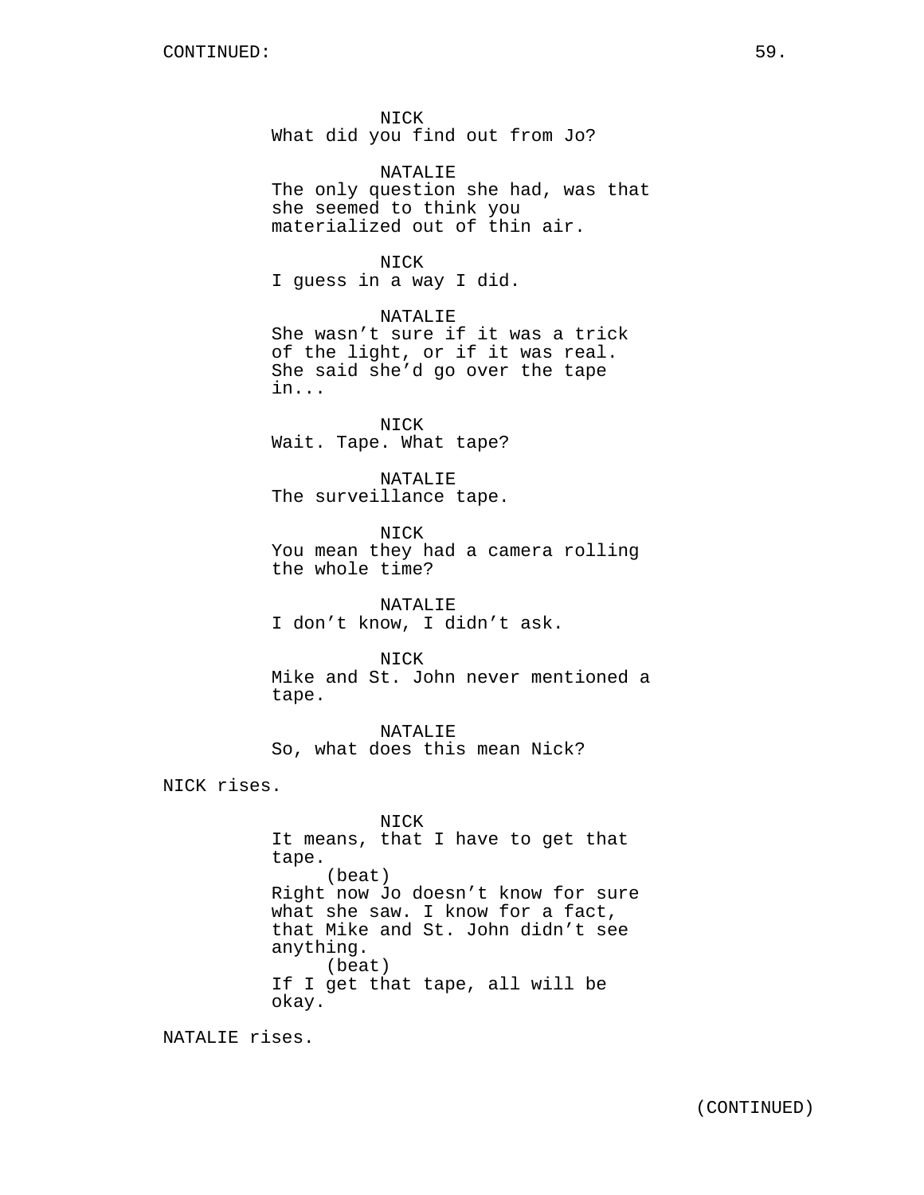CONTINUED:

NICK
What did you find out from Jo?

NATALIE
The only question she had, was that she seemed to think you materialized out of thin air.

NICK
I guess in a way I did.

NATALIE
She wasn't sure if it was a trick of the light, or if it was real. She said she'd go over the tape in...

NICK
Wait. Tape. What tape?

NATALIE
The surveillance tape.

NICK
You mean they had a camera rolling the whole time?

NATALIE
I don't know, I didn't ask.

NICK
Mike and St. John never mentioned a tape.

NATALIE
So, what does this mean Nick?

NICK rises.

NICK
It means, that I have to get that tape.
(beat)
Right now Jo doesn't know for sure what she saw. I know for a fact, that Mike and St. John didn't see anything.
(beat)
If I get that tape, all will be okay.

NATALIE rises.

(CONTINUED)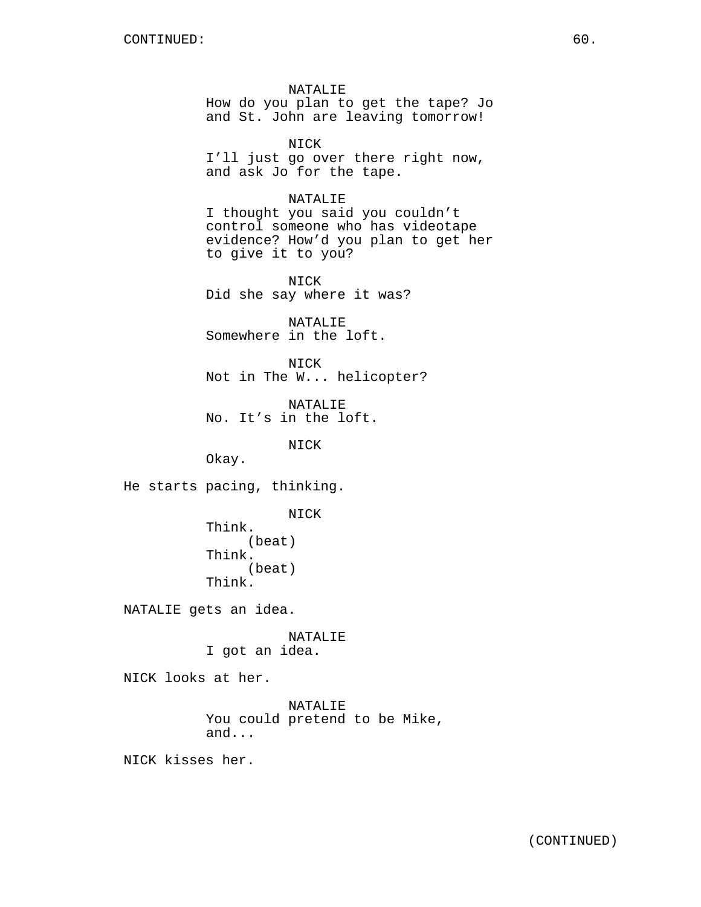NATALIE
How do you plan to get the tape? Jo and St. John are leaving tomorrow!

NICK
I'll just go over there right now, and ask Jo for the tape.

NATALIE
I thought you said you couldn't control someone who has videotape evidence? How'd you plan to get her to give it to you?

NICK
Did she say where it was?

NATALIE
Somewhere in the loft.

NICK
Not in The W... helicopter?

NATALIE
No. It's in the loft.

NICK
Okay.

He starts pacing, thinking.

NICK
Think.
(beat)
Think.
(beat)
Think.

NATALIE gets an idea.

NATALIE
I got an idea.

NICK looks at her.

NATALIE
You could pretend to be Mike, and...

NICK kisses her.

(CONTINUED)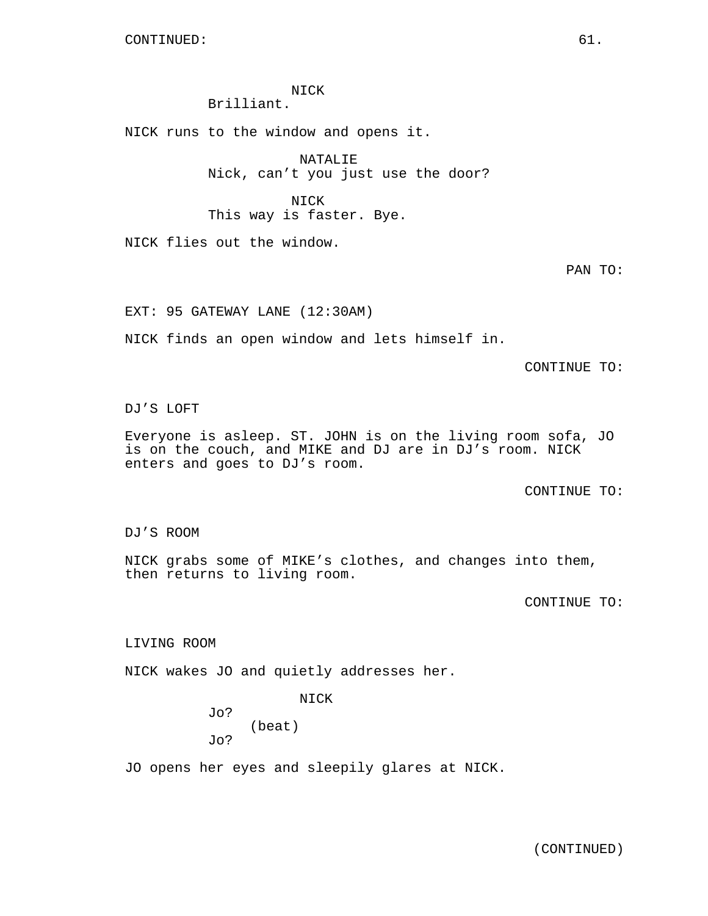NICK
Brilliant.

NICK runs to the window and opens it.

NATALIE
Nick, can't you just use the door?

NICK
This way is faster. Bye.

NICK flies out the window.

PAN TO:

EXT: 95 GATEWAY LANE (12:30AM)

NICK finds an open window and lets himself in.

CONTINUE TO:

DJ'S LOFT

Everyone is asleep. ST. JOHN is on the living room sofa, JO is on the couch, and MIKE and DJ are in DJ's room. NICK enters and goes to DJ's room.

CONTINUE TO:

DJ'S ROOM

NICK grabs some of MIKE's clothes, and changes into them, then returns to living room.

CONTINUE TO:

LIVING ROOM

NICK wakes JO and quietly addresses her.

NICK
Jo?
(beat)
Jo?

JO opens her eyes and sleepily glares at NICK.

(CONTINUED)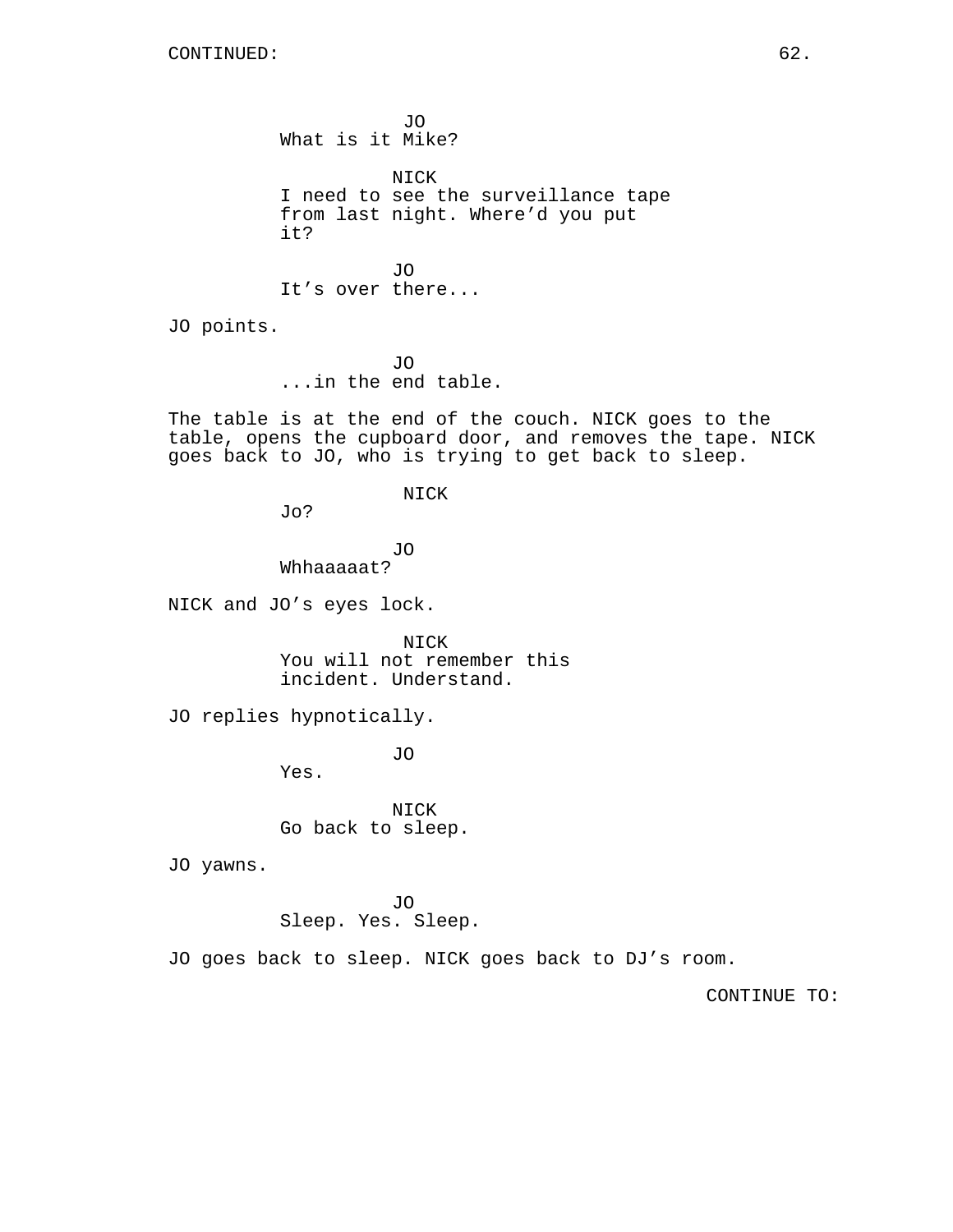CONTINUED:

JO
What is it Mike?

NICK
I need to see the surveillance tape from last night. Where'd you put it?

JO
It's over there...

JO points.

JO
...in the end table.

The table is at the end of the couch. NICK goes to the table, opens the cupboard door, and removes the tape. NICK goes back to JO, who is trying to get back to sleep.

NICK
Jo?

JO
Whhaaaaat?

NICK and JO's eyes lock.

NICK
You will not remember this incident. Understand.

JO replies hypnotically.

JO
Yes.

NICK
Go back to sleep.

JO yawns.

JO
Sleep. Yes. Sleep.

JO goes back to sleep. NICK goes back to DJ's room.

CONTINUE TO: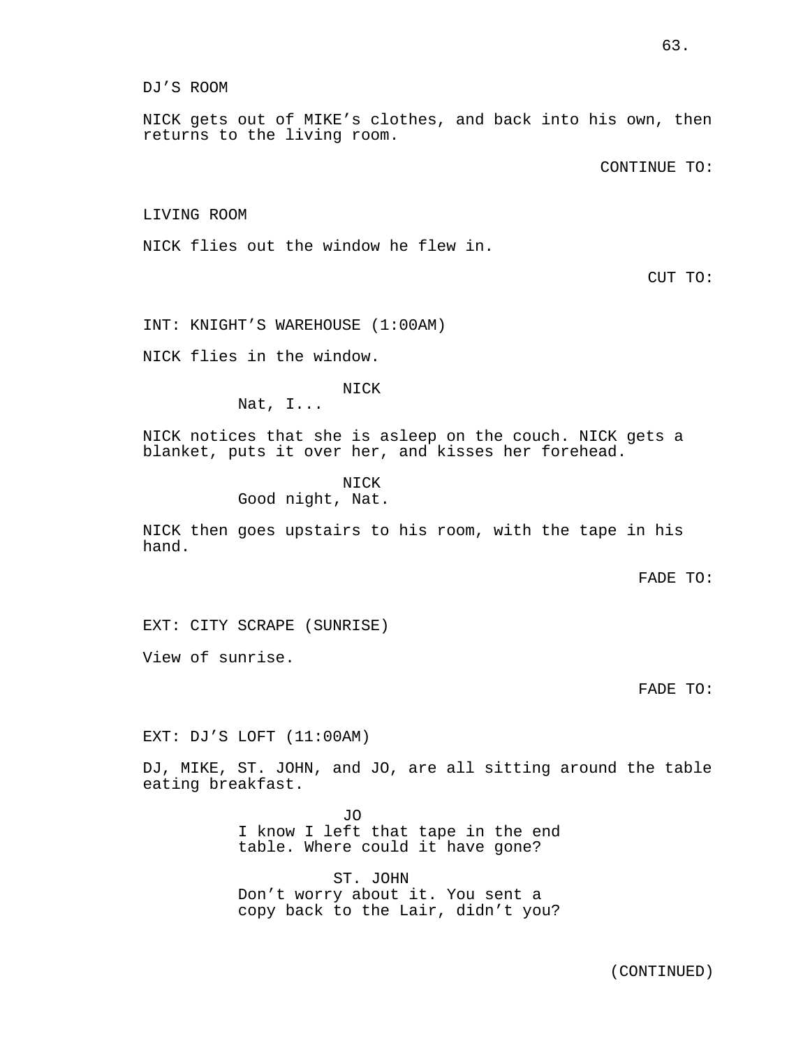DJ'S ROOM

NICK gets out of MIKE's clothes, and back into his own, then returns to the living room.

CONTINUE TO:

LIVING ROOM

NICK flies out the window he flew in.

CUT TO:

INT: KNIGHT'S WAREHOUSE (1:00AM)

NICK flies in the window.

NICK
Nat, I...

NICK notices that she is asleep on the couch. NICK gets a blanket, puts it over her, and kisses her forehead.

NICK
Good night, Nat.

NICK then goes upstairs to his room, with the tape in his hand.

FADE TO:

EXT: CITY SCRAPE (SUNRISE)

View of sunrise.

FADE TO:

EXT: DJ'S LOFT (11:00AM)

DJ, MIKE, ST. JOHN, and JO, are all sitting around the table eating breakfast.

JO
I know I left that tape in the end table. Where could it have gone?

ST. JOHN
Don't worry about it. You sent a copy back to the Lair, didn't you?

(CONTINUED)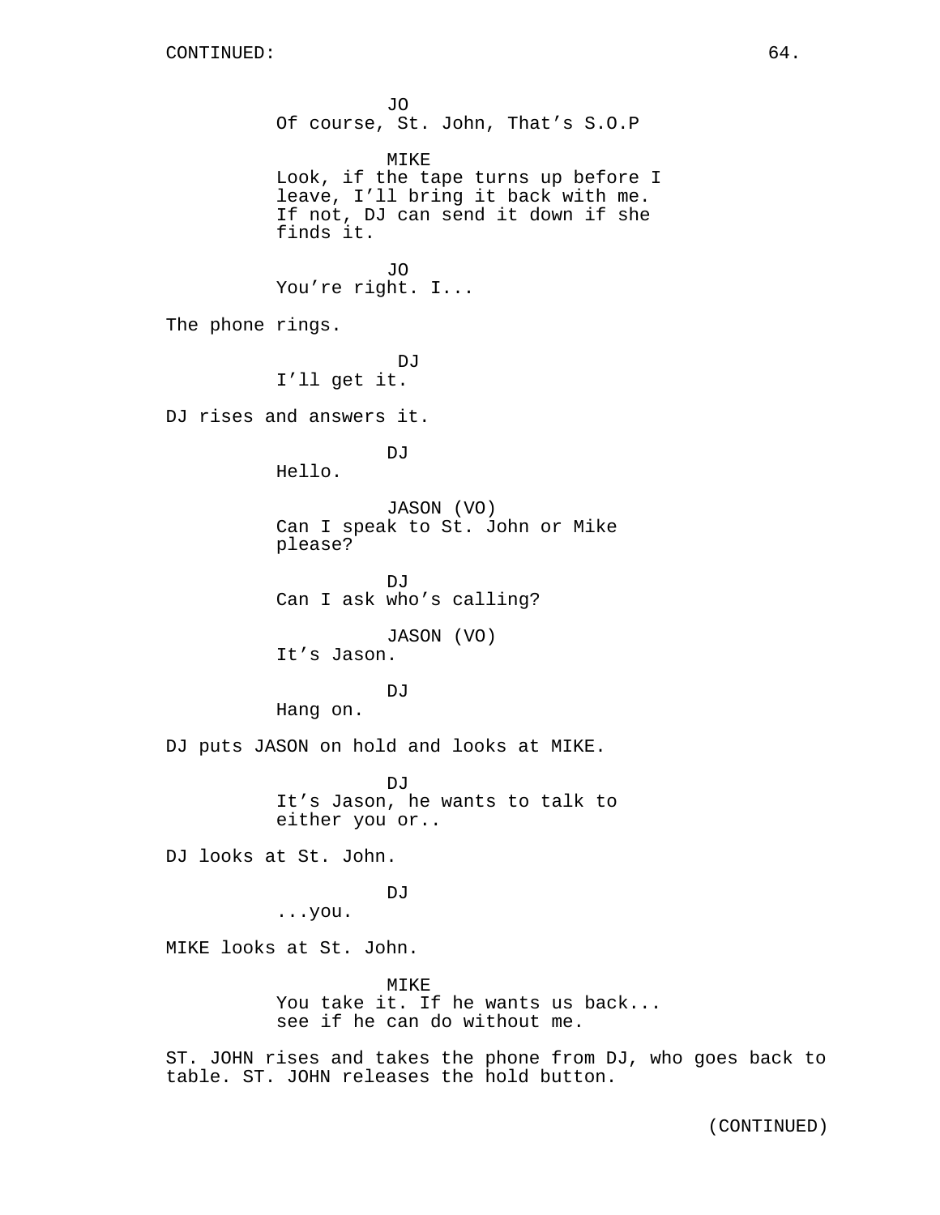CONTINUED:

JO
Of course, St. John, That's S.O.P

MIKE
Look, if the tape turns up before I leave, I'll bring it back with me. If not, DJ can send it down if she finds it.

JO
You're right. I...

The phone rings.

DJ
I'll get it.

DJ rises and answers it.

DJ
Hello.

JASON (VO)
Can I speak to St. John or Mike please?

DJ
Can I ask who's calling?

JASON (VO)
It's Jason.

DJ
Hang on.

DJ puts JASON on hold and looks at MIKE.

DJ
It's Jason, he wants to talk to either you or..

DJ looks at St. John.

DJ
...you.

MIKE looks at St. John.

MIKE
You take it. If he wants us back... see if he can do without me.

ST. JOHN rises and takes the phone from DJ, who goes back to table. ST. JOHN releases the hold button.

(CONTINUED)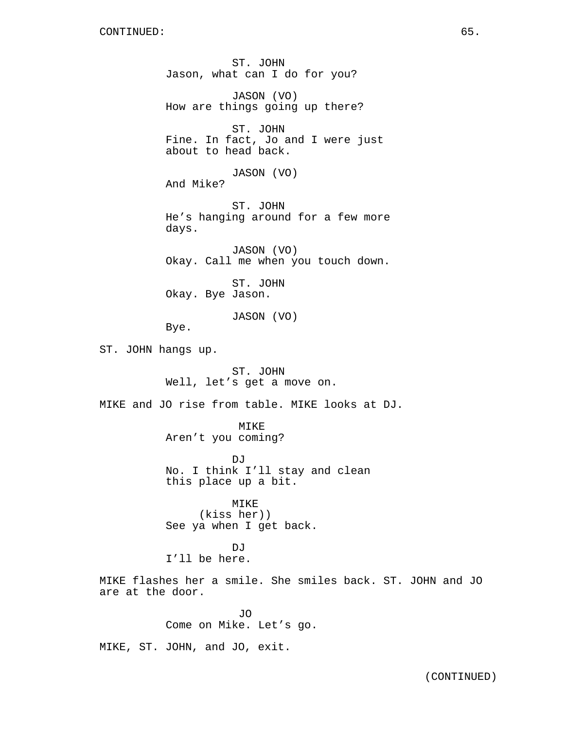CONTINUED:

ST. JOHN
Jason, what can I do for you?

JASON (VO)
How are things going up there?

ST. JOHN
Fine. In fact, Jo and I were just about to head back.

JASON (VO)
And Mike?

ST. JOHN
He's hanging around for a few more days.

JASON (VO)
Okay. Call me when you touch down.

ST. JOHN
Okay. Bye Jason.

JASON (VO)
Bye.

ST. JOHN hangs up.

ST. JOHN
Well, let's get a move on.

MIKE and JO rise from table. MIKE looks at DJ.

MIKE
Aren't you coming?

DJ
No. I think I'll stay and clean this place up a bit.

MIKE
(kiss her))
See ya when I get back.

DJ
I'll be here.

MIKE flashes her a smile. She smiles back. ST. JOHN and JO are at the door.

JO
Come on Mike. Let's go.

MIKE, ST. JOHN, and JO, exit.

(CONTINUED)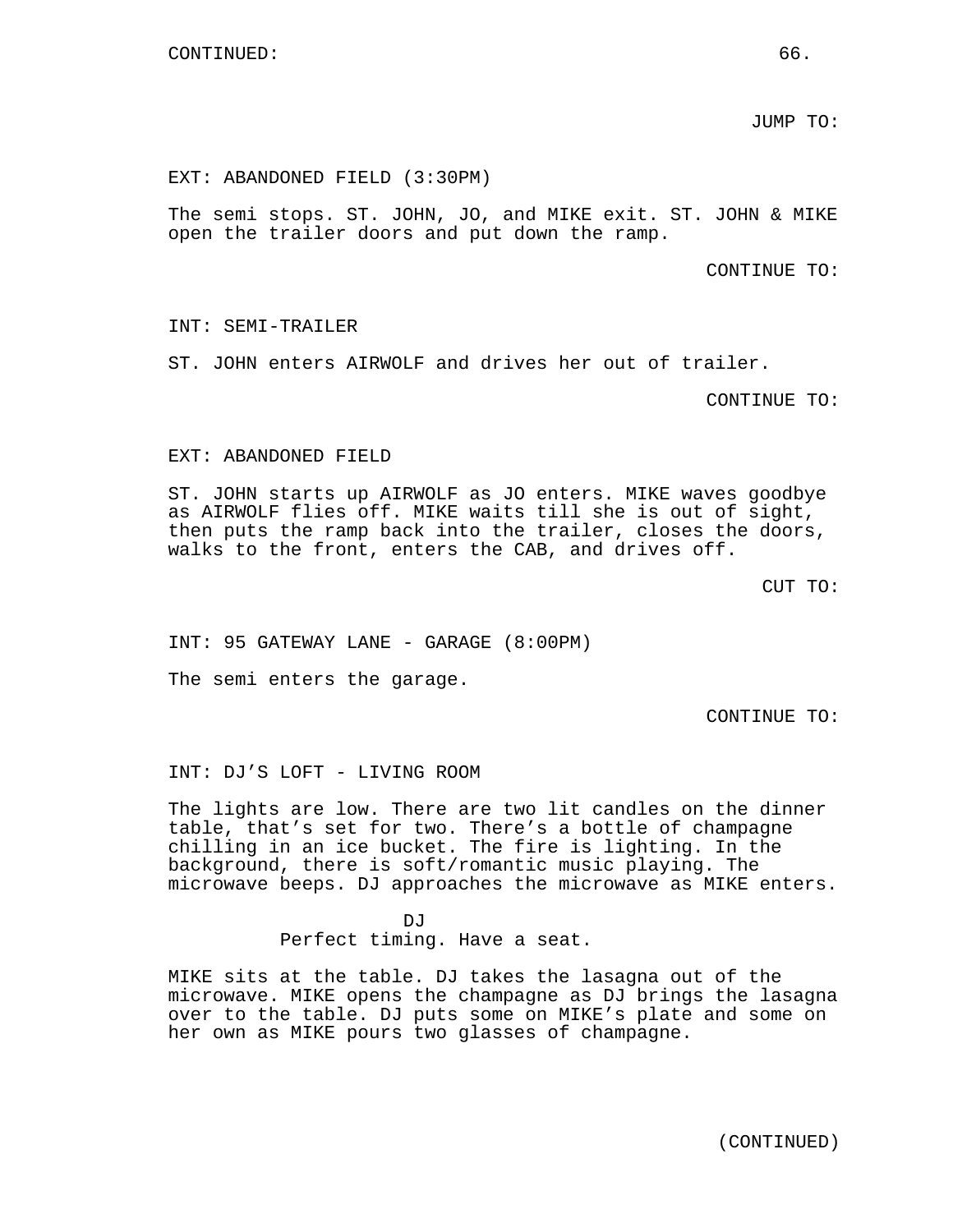CONTINUED:

JUMP TO:

EXT: ABANDONED FIELD (3:30PM)

The semi stops. ST. JOHN, JO, and MIKE exit. ST. JOHN & MIKE open the trailer doors and put down the ramp.

CONTINUE TO:

INT: SEMI-TRAILER

ST. JOHN enters AIRWOLF and drives her out of trailer.

CONTINUE TO:

EXT: ABANDONED FIELD

ST. JOHN starts up AIRWOLF as JO enters. MIKE waves goodbye as AIRWOLF flies off. MIKE waits till she is out of sight, then puts the ramp back into the trailer, closes the doors, walks to the front, enters the CAB, and drives off.

CUT TO:

INT: 95 GATEWAY LANE - GARAGE (8:00PM)

The semi enters the garage.

CONTINUE TO:

INT: DJ'S LOFT - LIVING ROOM

The lights are low. There are two lit candles on the dinner table, that's set for two. There's a bottle of champagne chilling in an ice bucket. The fire is lighting. In the background, there is soft/romantic music playing. The microwave beeps. DJ approaches the microwave as MIKE enters.

DJ
Perfect timing. Have a seat.

MIKE sits at the table. DJ takes the lasagna out of the microwave. MIKE opens the champagne as DJ brings the lasagna over to the table. DJ puts some on MIKE's plate and some on her own as MIKE pours two glasses of champagne.

(CONTINUED)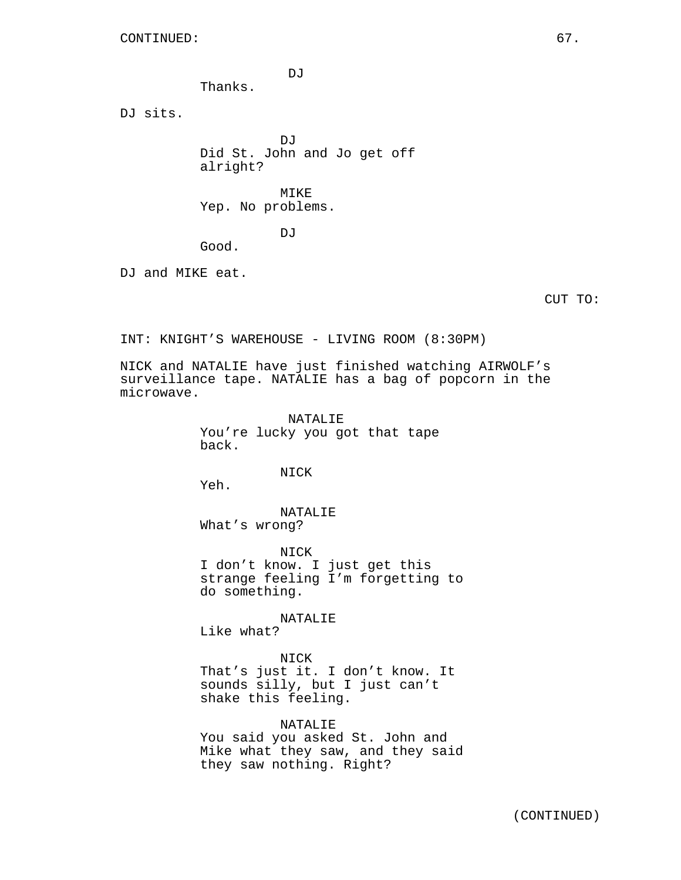CONTINUED:

DJ
Thanks.

DJ sits.

DJ
Did St. John and Jo get off alright?

MIKE
Yep. No problems.

DJ
Good.

DJ and MIKE eat.

CUT TO:

INT: KNIGHT'S WAREHOUSE - LIVING ROOM (8:30PM)

NICK and NATALIE have just finished watching AIRWOLF's surveillance tape. NATALIE has a bag of popcorn in the microwave.

NATALIE
You're lucky you got that tape back.

NICK
Yeh.

NATALIE
What's wrong?

NICK
I don't know. I just get this strange feeling I'm forgetting to do something.

NATALIE
Like what?

NICK
That's just it. I don't know. It sounds silly, but I just can't shake this feeling.

NATALIE
You said you asked St. John and Mike what they saw, and they said they saw nothing. Right?

(CONTINUED)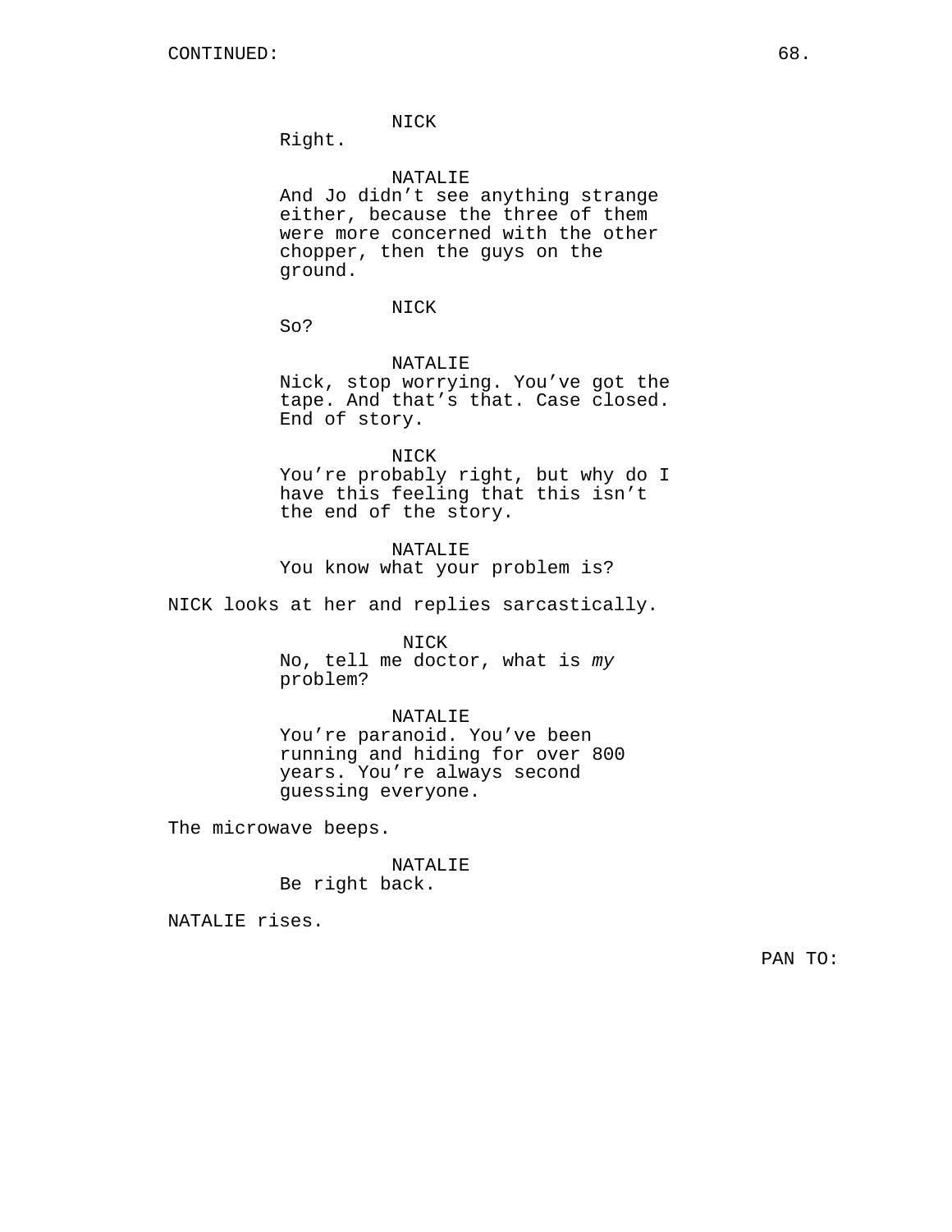CONTINUED:

NICK
Right.

NATALIE
And Jo didn't see anything strange either, because the three of them were more concerned with the other chopper, then the guys on the ground.

NICK
So?

NATALIE
Nick, stop worrying. You've got the tape. And that's that. Case closed. End of story.

NICK
You're probably right, but why do I have this feeling that this isn't the end of the story.

NATALIE
You know what your problem is?

NICK looks at her and replies sarcastically.

NICK
No, tell me doctor, what is *my* problem?

NATALIE
You're paranoid. You've been running and hiding for over 800 years. You're always second guessing everyone.

The microwave beeps.

NATALIE
Be right back.

NATALIE rises.

PAN TO: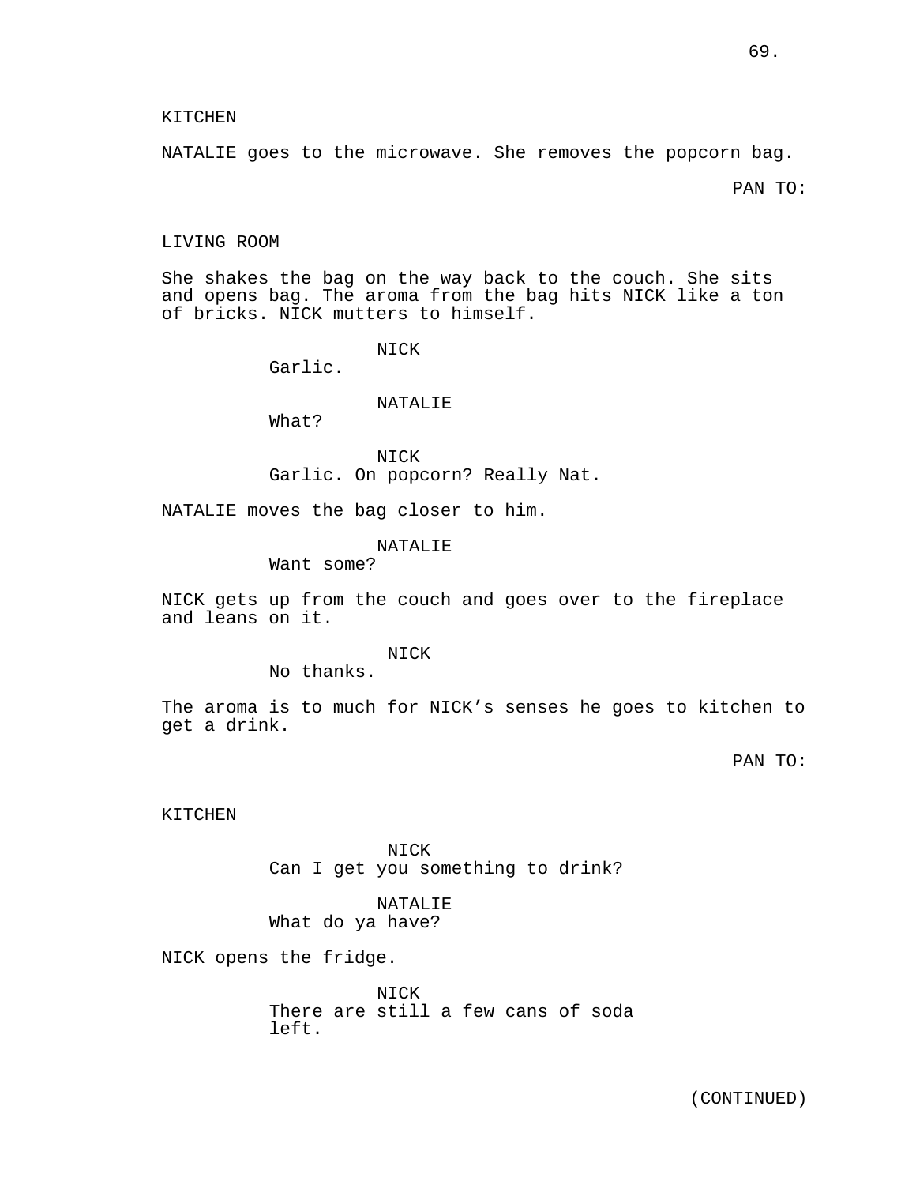KITCHEN

NATALIE goes to the microwave. She removes the popcorn bag.

PAN TO:

LIVING ROOM

She shakes the bag on the way back to the couch. She sits and opens bag. The aroma from the bag hits NICK like a ton of bricks. NICK mutters to himself.

NICK
Garlic.

NATALIE
What?

NICK
Garlic. On popcorn? Really Nat.

NATALIE moves the bag closer to him.

NATALIE
Want some?

NICK gets up from the couch and goes over to the fireplace and leans on it.

NICK
No thanks.

The aroma is to much for NICK's senses he goes to kitchen to get a drink.

PAN TO:

KITCHEN

NICK
Can I get you something to drink?

NATALIE
What do ya have?

NICK opens the fridge.

NICK
There are still a few cans of soda left.

(CONTINUED)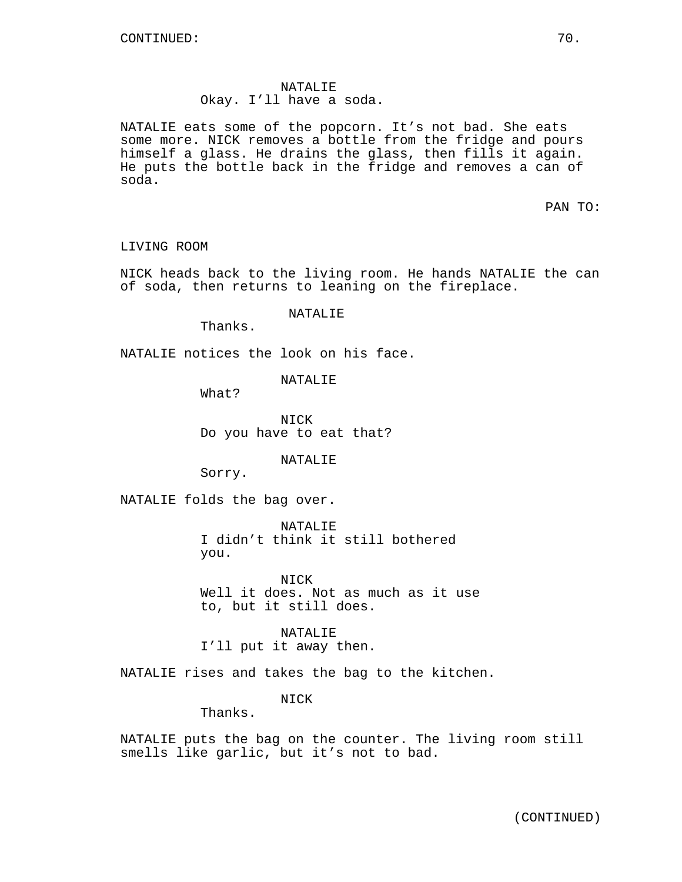NATALIE
Okay. I'll have a soda.

NATALIE eats some of the popcorn. It's not bad. She eats some more. NICK removes a bottle from the fridge and pours himself a glass. He drains the glass, then fills it again. He puts the bottle back in the fridge and removes a can of soda.

PAN TO:

LIVING ROOM

NICK heads back to the living room. He hands NATALIE the can of soda, then returns to leaning on the fireplace.

NATALIE
Thanks.

NATALIE notices the look on his face.

NATALIE
What?

NICK
Do you have to eat that?

NATALIE
Sorry.

NATALIE folds the bag over.

NATALIE
I didn't think it still bothered you.

NICK
Well it does. Not as much as it use to, but it still does.

NATALIE
I'll put it away then.

NATALIE rises and takes the bag to the kitchen.

NICK
Thanks.

NATALIE puts the bag on the counter. The living room still smells like garlic, but it's not to bad.

(CONTINUED)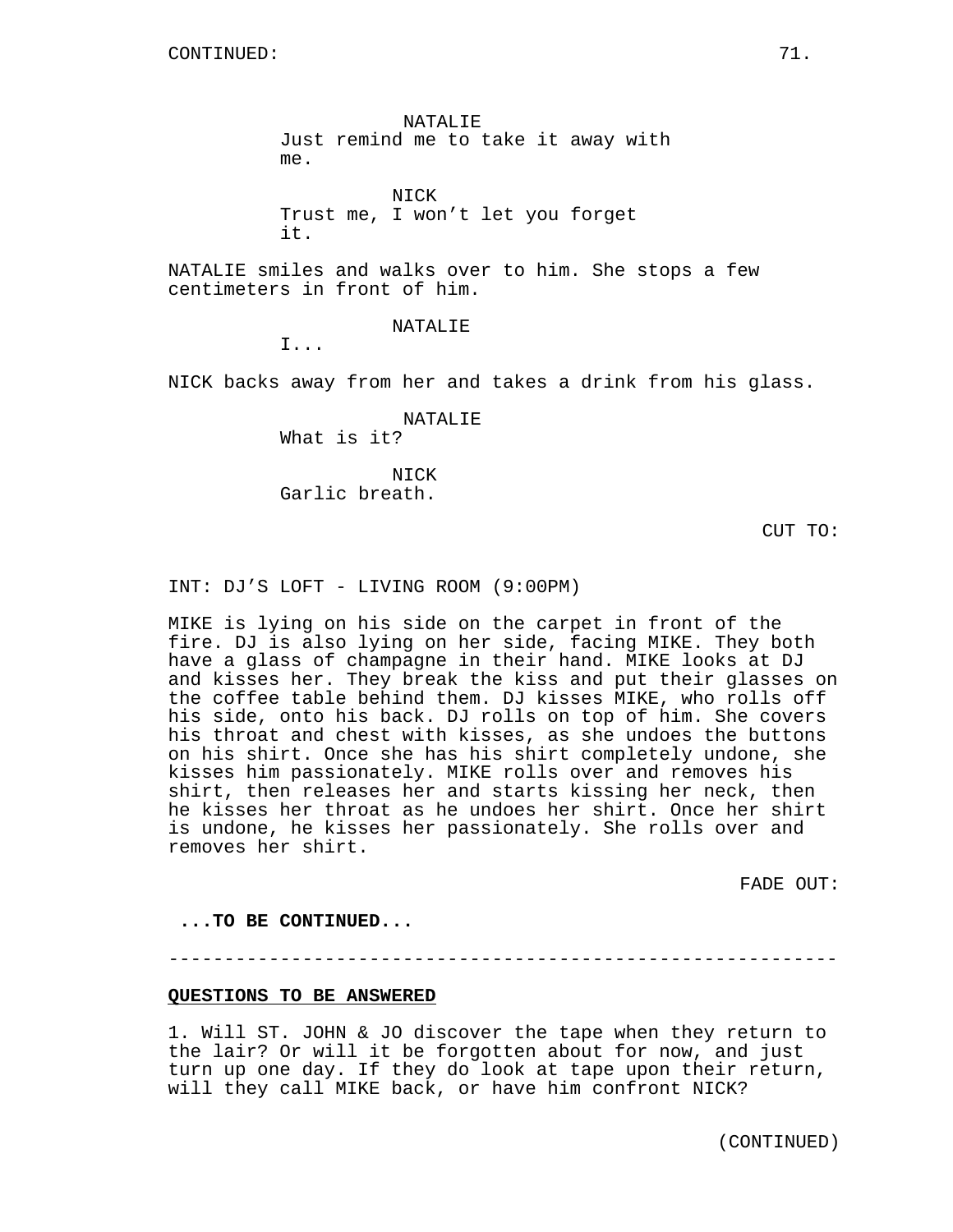CONTINUED:

NATALIE
Just remind me to take it away with me.

NICK
Trust me, I won't let you forget it.

NATALIE smiles and walks over to him. She stops a few centimeters in front of him.

NATALIE
I...

NICK backs away from her and takes a drink from his glass.

NATALIE
What is it?

NICK
Garlic breath.

CUT TO:

INT: DJ'S LOFT - LIVING ROOM (9:00PM)

MIKE is lying on his side on the carpet in front of the fire. DJ is also lying on her side, facing MIKE. They both have a glass of champagne in their hand. MIKE looks at DJ and kisses her. They break the kiss and put their glasses on the coffee table behind them. DJ kisses MIKE, who rolls off his side, onto his back. DJ rolls on top of him. She covers his throat and chest with kisses, as she undoes the buttons on his shirt. Once she has his shirt completely undone, she kisses him passionately. MIKE rolls over and removes his shirt, then releases her and starts kissing her neck, then he kisses her throat as he undoes her shirt. Once her shirt is undone, he kisses her passionately. She rolls over and removes her shirt.

FADE OUT:

**...TO BE CONTINUED...**

---

**QUESTIONS TO BE ANSWERED**

1. Will ST. JOHN & JO discover the tape when they return to the lair? Or will it be forgotten about for now, and just turn up one day. If they do look at tape upon their return, will they call MIKE back, or have him confront NICK?

(CONTINUED)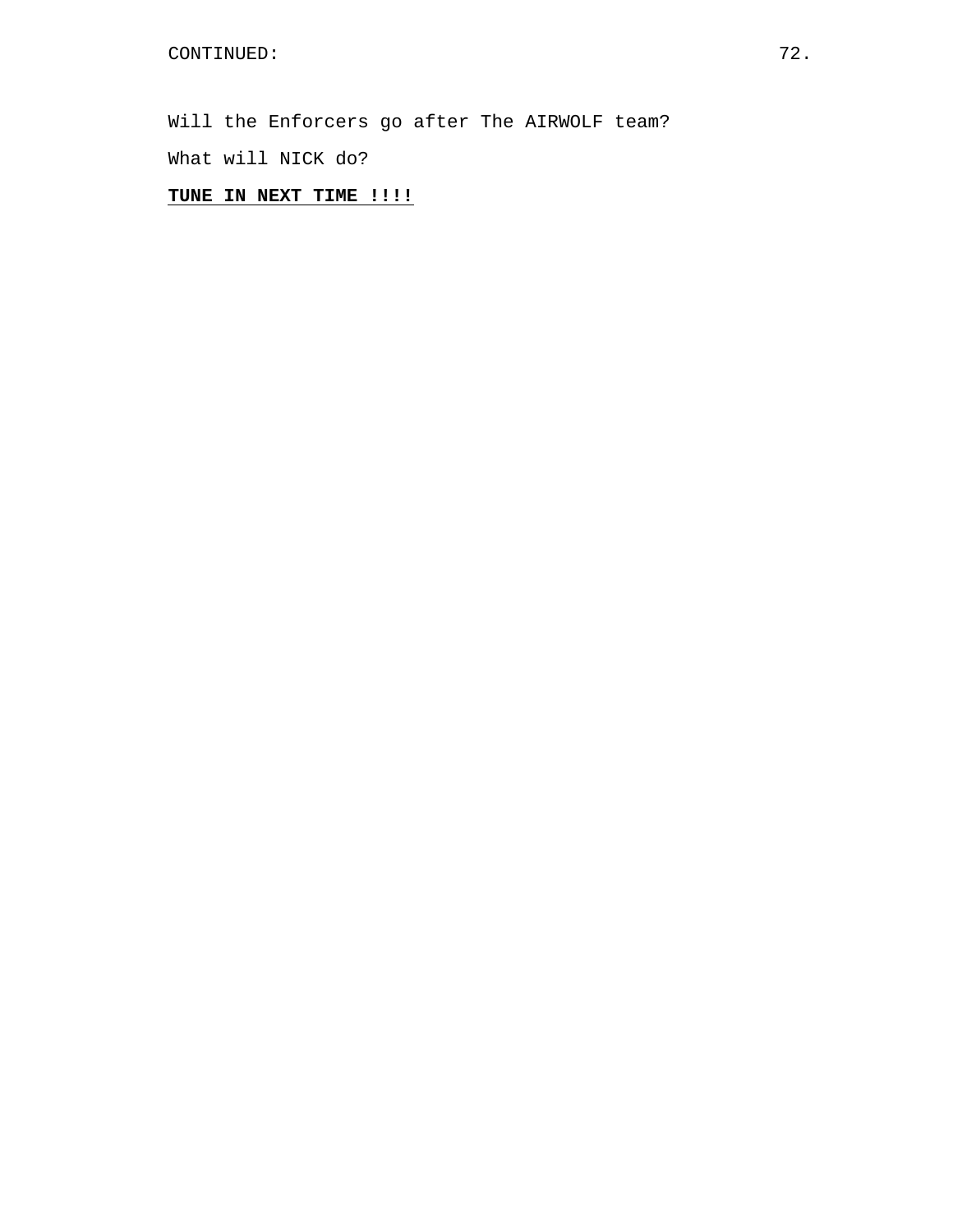CONTINUED:

Will the Enforcers go after The AIRWOLF team?

What will NICK do?

**TUNE IN NEXT TIME !!!!**